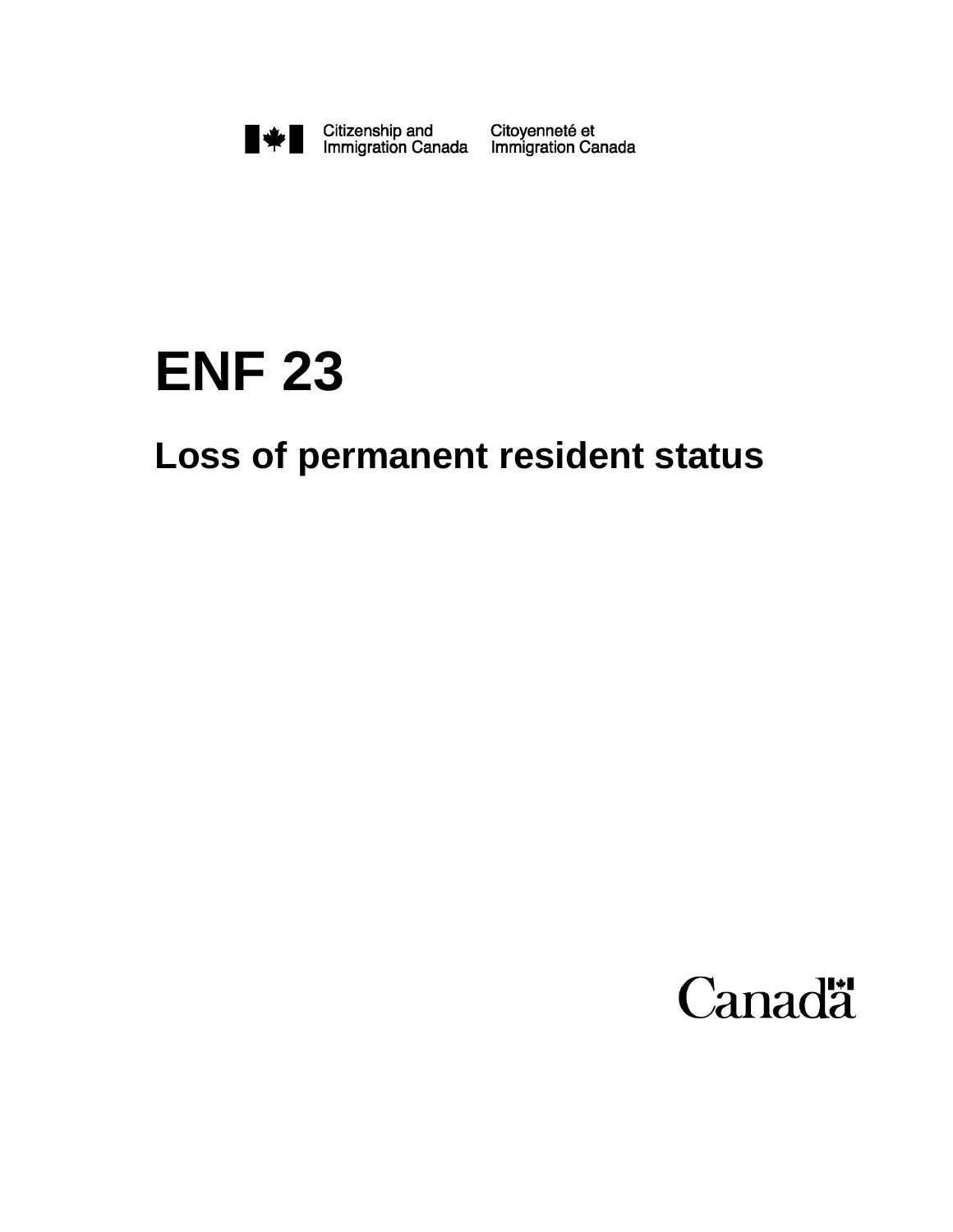Citizenship and Immigration Canada    Citoyenneté et Immigration Canada

# ENF 23

## Loss of permanent resident status

Canada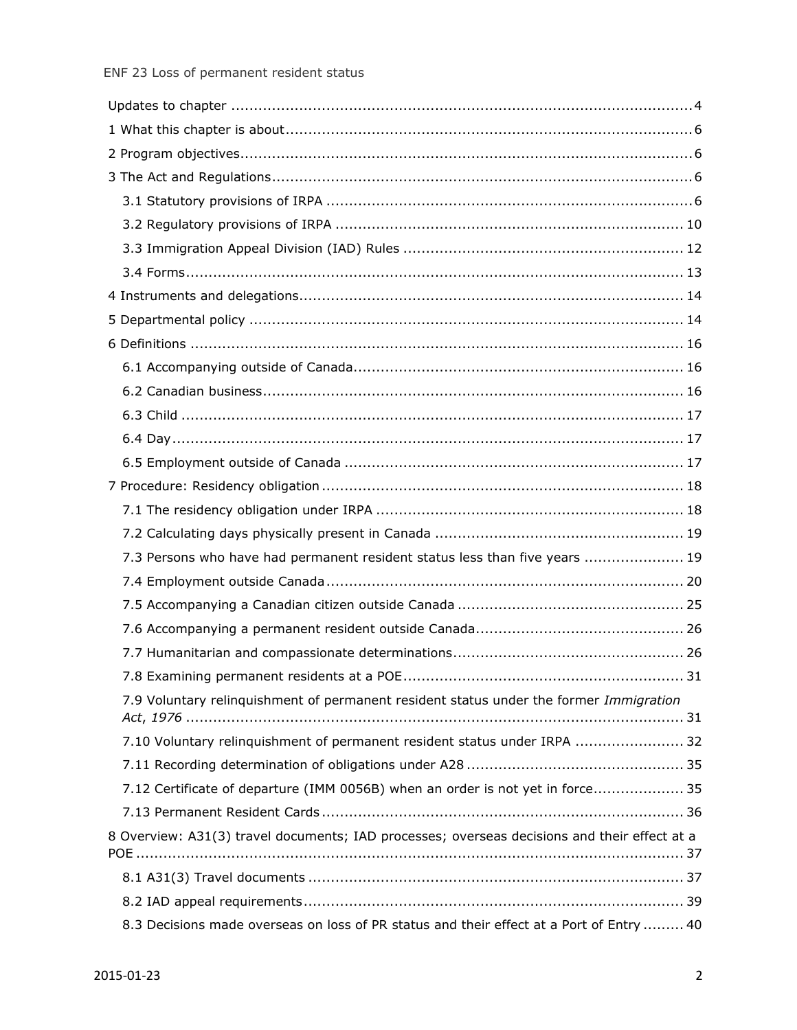Updates to chapter ........ 4

1 What this chapter is about ........ 6

2 Program objectives ........ 6

3 The Act and Regulations ........ 6

- 3.1 Statutory provisions of IRPA ........ 6
- 3.2 Regulatory provisions of IRPA ........ 10
- 3.3 Immigration Appeal Division (IAD) Rules ........ 12
- 3.4 Forms ........ 13

4 Instruments and delegations ........ 14

5 Departmental policy ........ 14

6 Definitions ........ 16

- 6.1 Accompanying outside of Canada ........ 16
- 6.2 Canadian business ........ 16
- 6.3 Child ........ 17
- 6.4 Day ........ 17
- 6.5 Employment outside of Canada ........ 17

7 Procedure: Residency obligation ........ 18

- 7.1 The residency obligation under IRPA ........ 18
- 7.2 Calculating days physically present in Canada ........ 19
- 7.3 Persons who have had permanent resident status less than five years ........ 19
- 7.4 Employment outside Canada ........ 20
- 7.5 Accompanying a Canadian citizen outside Canada ........ 25
- 7.6 Accompanying a permanent resident outside Canada ........ 26
- 7.7 Humanitarian and compassionate determinations ........ 26
- 7.8 Examining permanent residents at a POE ........ 31
- 7.9 Voluntary relinquishment of permanent resident status under the former *Immigration Act, 1976* ........ 31
- 7.10 Voluntary relinquishment of permanent resident status under IRPA ........ 32
- 7.11 Recording determination of obligations under A28 ........ 35
- 7.12 Certificate of departure (IMM 0056B) when an order is not yet in force ........ 35
- 7.13 Permanent Resident Cards ........ 36

8 Overview: A31(3) travel documents; IAD processes; overseas decisions and their effect at a POE ........ 37

- 8.1 A31(3) Travel documents ........ 37
- 8.2 IAD appeal requirements ........ 39
- 8.3 Decisions made overseas on loss of PR status and their effect at a Port of Entry ........ 40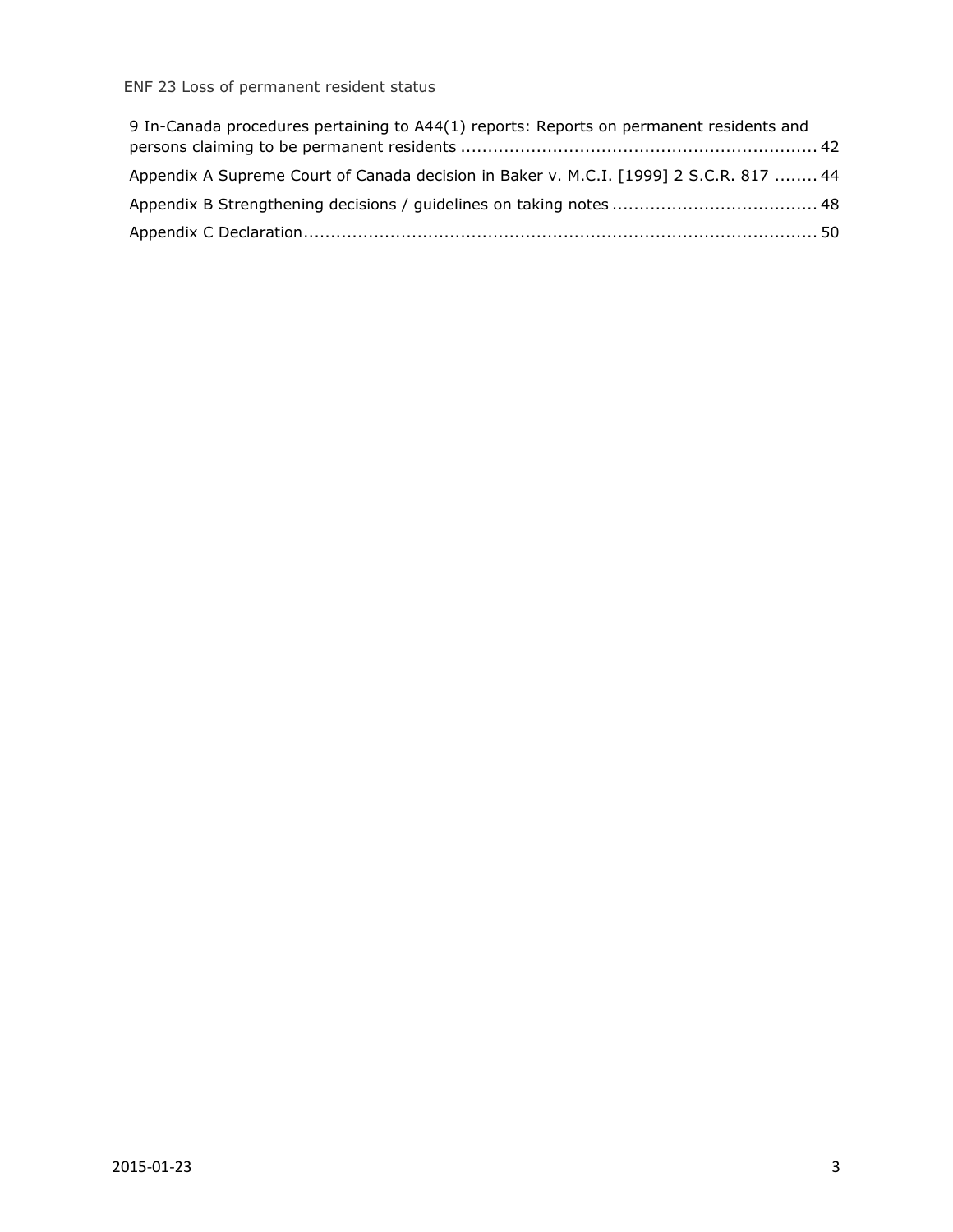9 In-Canada procedures pertaining to A44(1) reports: Reports on permanent residents and persons claiming to be permanent residents ................................................................. 42

Appendix A Supreme Court of Canada decision in Baker v. M.C.I. [1999] 2 S.C.R. 817 ........ 44

Appendix B Strengthening decisions / guidelines on taking notes ..................................... 48

Appendix C Declaration............................................................................................. 50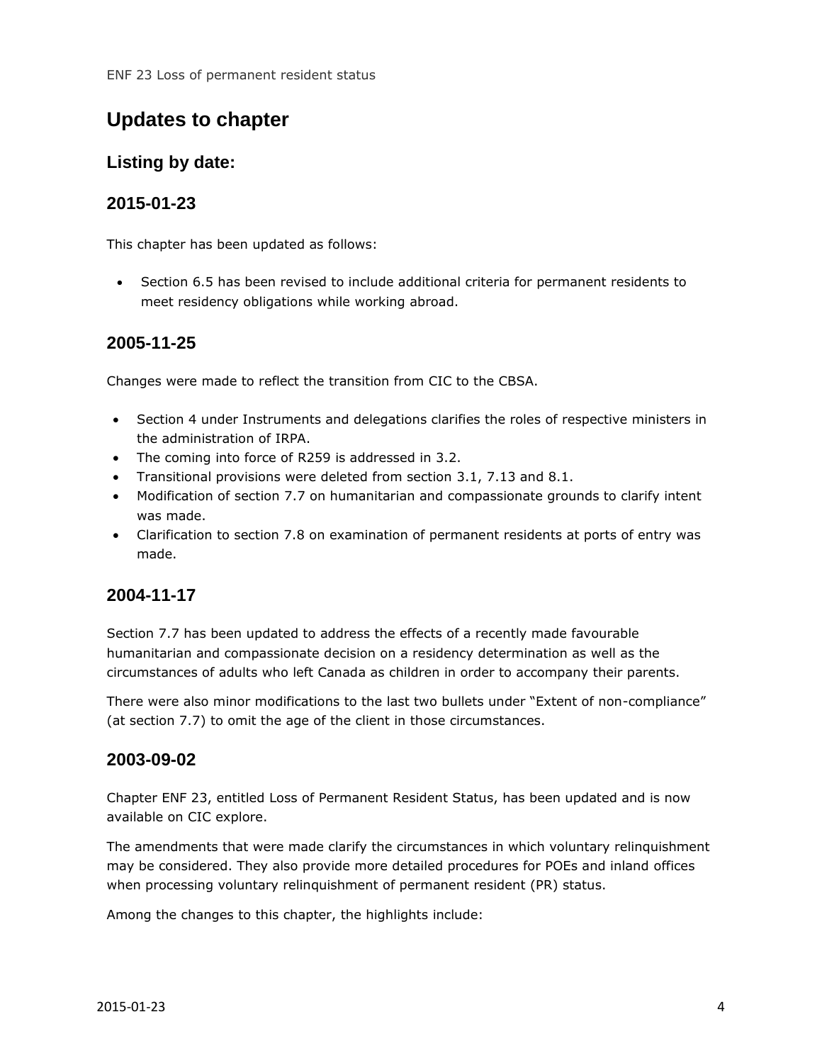# Updates to chapter

## Listing by date:

## 2015-01-23

This chapter has been updated as follows:

- Section 6.5 has been revised to include additional criteria for permanent residents to meet residency obligations while working abroad.

## 2005-11-25

Changes were made to reflect the transition from CIC to the CBSA.

- Section 4 under Instruments and delegations clarifies the roles of respective ministers in the administration of IRPA.
- The coming into force of R259 is addressed in 3.2.
- Transitional provisions were deleted from section 3.1, 7.13 and 8.1.
- Modification of section 7.7 on humanitarian and compassionate grounds to clarify intent was made.
- Clarification to section 7.8 on examination of permanent residents at ports of entry was made.

## 2004-11-17

Section 7.7 has been updated to address the effects of a recently made favourable humanitarian and compassionate decision on a residency determination as well as the circumstances of adults who left Canada as children in order to accompany their parents.

There were also minor modifications to the last two bullets under "Extent of non-compliance" (at section 7.7) to omit the age of the client in those circumstances.

## 2003-09-02

Chapter ENF 23, entitled Loss of Permanent Resident Status, has been updated and is now available on CIC explore.

The amendments that were made clarify the circumstances in which voluntary relinquishment may be considered. They also provide more detailed procedures for POEs and inland offices when processing voluntary relinquishment of permanent resident (PR) status.

Among the changes to this chapter, the highlights include: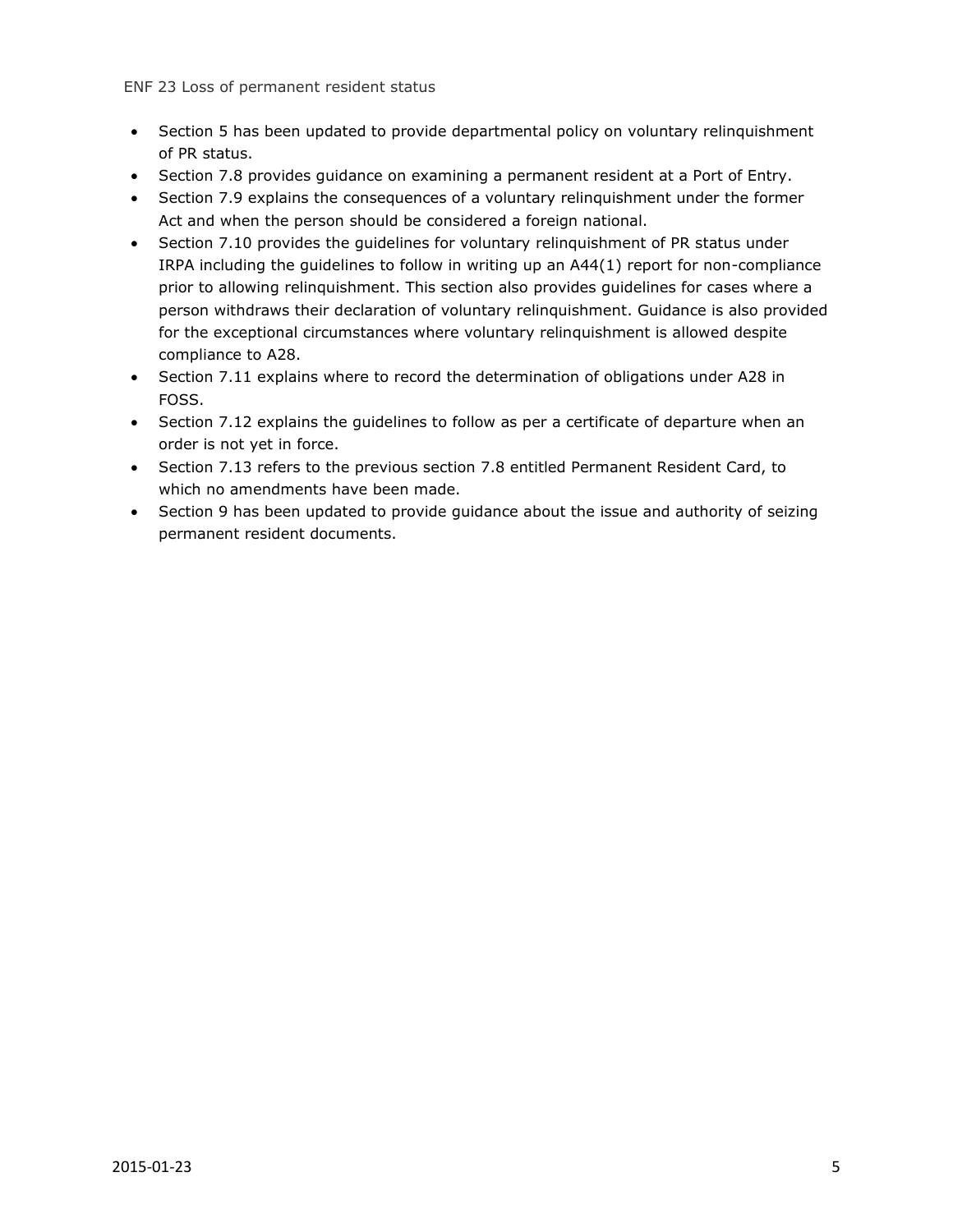- Section 5 has been updated to provide departmental policy on voluntary relinquishment of PR status.
- Section 7.8 provides guidance on examining a permanent resident at a Port of Entry.
- Section 7.9 explains the consequences of a voluntary relinquishment under the former Act and when the person should be considered a foreign national.
- Section 7.10 provides the guidelines for voluntary relinquishment of PR status under IRPA including the guidelines to follow in writing up an A44(1) report for non-compliance prior to allowing relinquishment. This section also provides guidelines for cases where a person withdraws their declaration of voluntary relinquishment. Guidance is also provided for the exceptional circumstances where voluntary relinquishment is allowed despite compliance to A28.
- Section 7.11 explains where to record the determination of obligations under A28 in FOSS.
- Section 7.12 explains the guidelines to follow as per a certificate of departure when an order is not yet in force.
- Section 7.13 refers to the previous section 7.8 entitled Permanent Resident Card, to which no amendments have been made.
- Section 9 has been updated to provide guidance about the issue and authority of seizing permanent resident documents.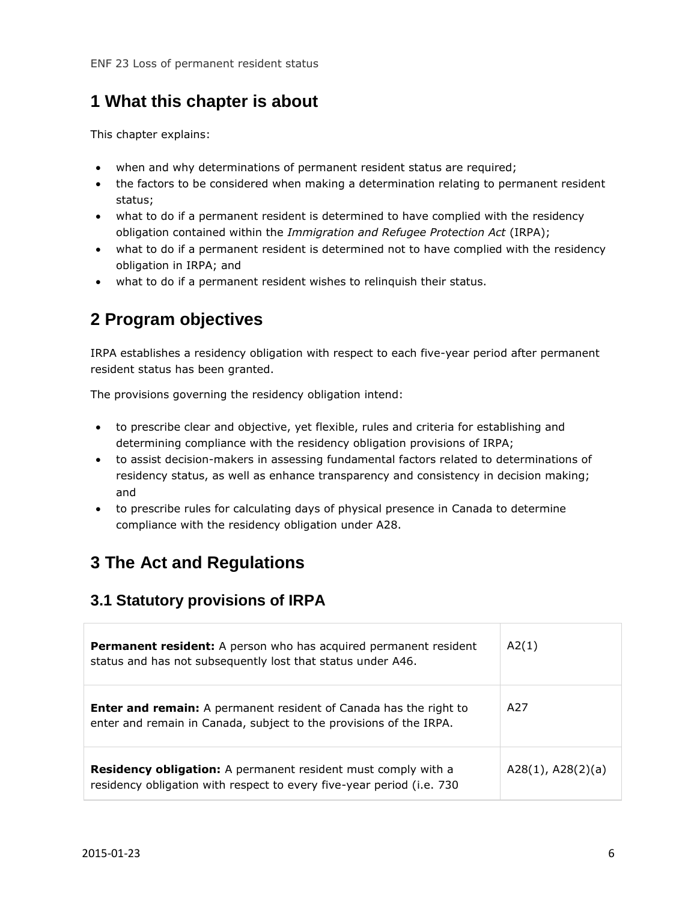# 1 What this chapter is about

This chapter explains:

- when and why determinations of permanent resident status are required;
- the factors to be considered when making a determination relating to permanent resident status;
- what to do if a permanent resident is determined to have complied with the residency obligation contained within the *Immigration and Refugee Protection Act* (IRPA);
- what to do if a permanent resident is determined not to have complied with the residency obligation in IRPA; and
- what to do if a permanent resident wishes to relinquish their status.

# 2 Program objectives

IRPA establishes a residency obligation with respect to each five-year period after permanent resident status has been granted.

The provisions governing the residency obligation intend:

- to prescribe clear and objective, yet flexible, rules and criteria for establishing and determining compliance with the residency obligation provisions of IRPA;
- to assist decision-makers in assessing fundamental factors related to determinations of residency status, as well as enhance transparency and consistency in decision making; and
- to prescribe rules for calculating days of physical presence in Canada to determine compliance with the residency obligation under A28.

# 3 The Act and Regulations

## 3.1 Statutory provisions of IRPA

| | |
|---|---|
| **Permanent resident:** A person who has acquired permanent resident status and has not subsequently lost that status under A46. | A2(1) |
| **Enter and remain:** A permanent resident of Canada has the right to enter and remain in Canada, subject to the provisions of the IRPA. | A27 |
| **Residency obligation:** A permanent resident must comply with a residency obligation with respect to every five-year period (i.e. 730 | A28(1), A28(2)(a) |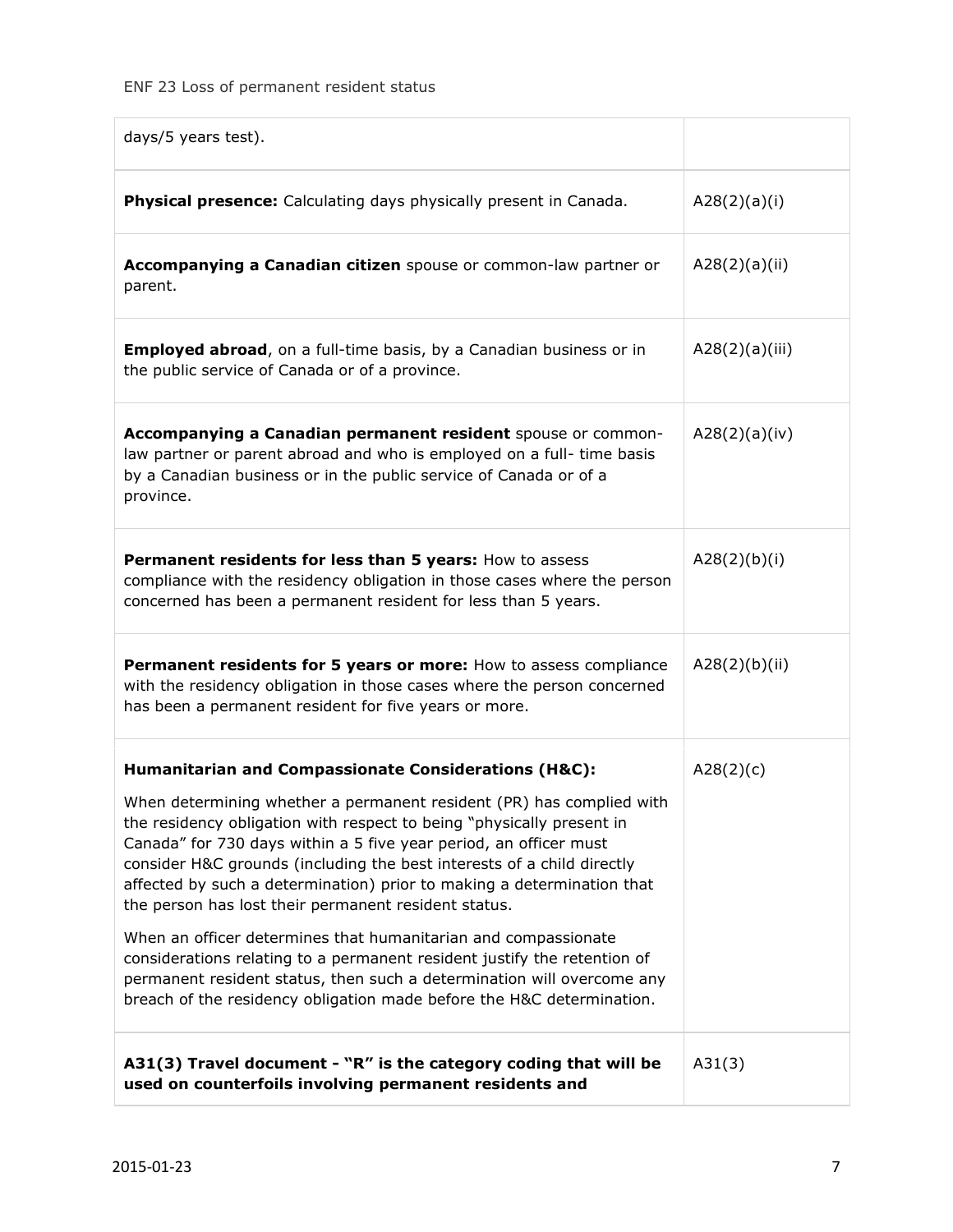| | |
|---|---|
| days/5 years test). | |
| **Physical presence:** Calculating days physically present in Canada. | A28(2)(a)(i) |
| **Accompanying a Canadian citizen** spouse or common-law partner or parent. | A28(2)(a)(ii) |
| **Employed abroad**, on a full-time basis, by a Canadian business or in the public service of Canada or of a province. | A28(2)(a)(iii) |
| **Accompanying a Canadian permanent resident** spouse or common-law partner or parent abroad and who is employed on a full- time basis by a Canadian business or in the public service of Canada or of a province. | A28(2)(a)(iv) |
| **Permanent residents for less than 5 years:** How to assess compliance with the residency obligation in those cases where the person concerned has been a permanent resident for less than 5 years. | A28(2)(b)(i) |
| **Permanent residents for 5 years or more:** How to assess compliance with the residency obligation in those cases where the person concerned has been a permanent resident for five years or more. | A28(2)(b)(ii) |
| **Humanitarian and Compassionate Considerations (H&C):** <br><br> When determining whether a permanent resident (PR) has complied with the residency obligation with respect to being "physically present in Canada" for 730 days within a 5 five year period, an officer must consider H&C grounds (including the best interests of a child directly affected by such a determination) prior to making a determination that the person has lost their permanent resident status. <br><br> When an officer determines that humanitarian and compassionate considerations relating to a permanent resident justify the retention of permanent resident status, then such a determination will overcome any breach of the residency obligation made before the H&C determination. | A28(2)(c) |
| **A31(3) Travel document - "R" is the category coding that will be used on counterfoils involving permanent residents and** | A31(3) |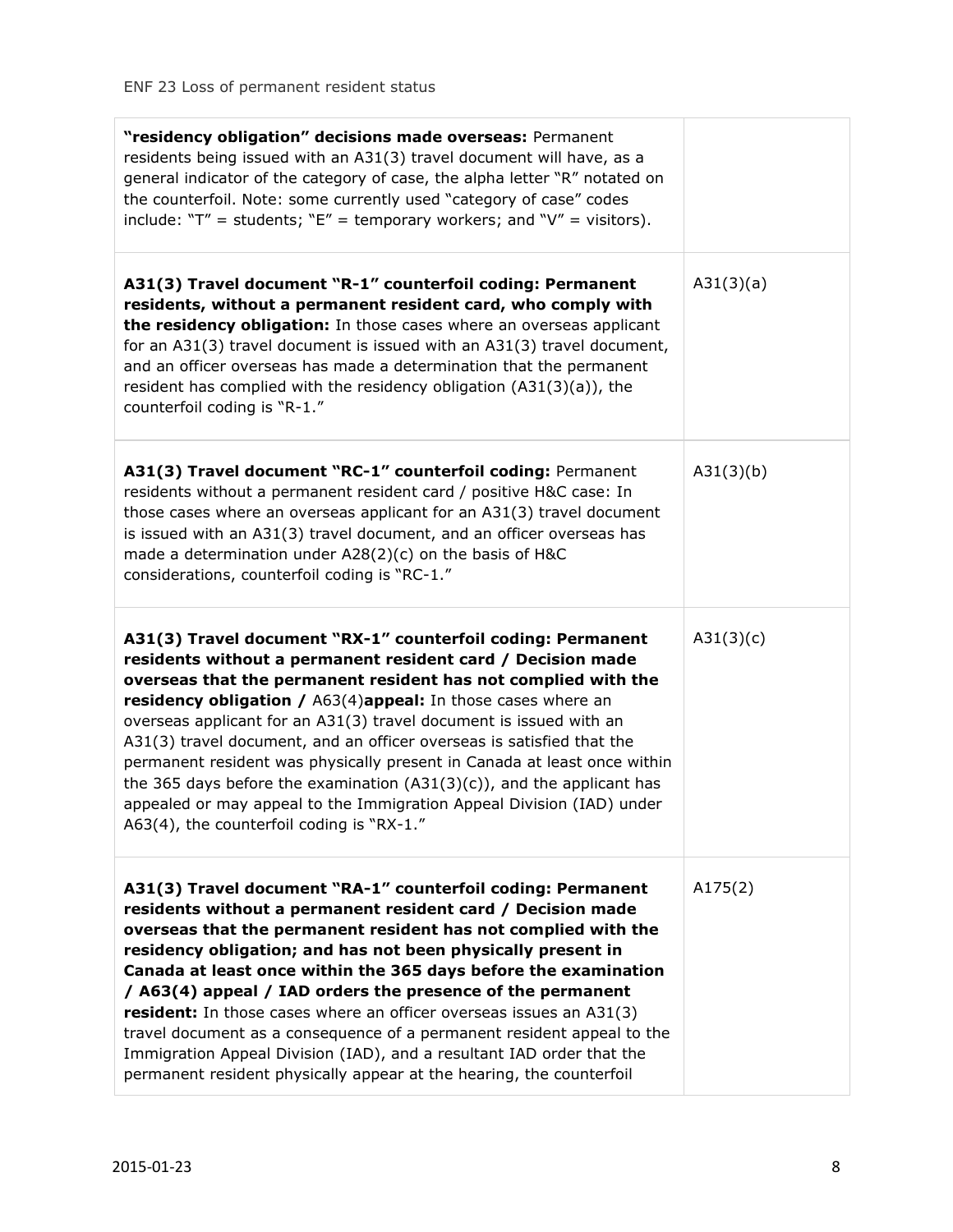| | |
|---|---|
| **"residency obligation" decisions made overseas:** Permanent residents being issued with an A31(3) travel document will have, as a general indicator of the category of case, the alpha letter "R" notated on the counterfoil. Note: some currently used "category of case" codes include: "T" = students; "E" = temporary workers; and "V" = visitors). | |
| **A31(3) Travel document "R-1" counterfoil coding: Permanent residents, without a permanent resident card, who comply with the residency obligation:** In those cases where an overseas applicant for an A31(3) travel document is issued with an A31(3) travel document, and an officer overseas has made a determination that the permanent resident has complied with the residency obligation (A31(3)(a)), the counterfoil coding is "R-1." | A31(3)(a) |
| **A31(3) Travel document "RC-1" counterfoil coding:** Permanent residents without a permanent resident card / positive H&C case: In those cases where an overseas applicant for an A31(3) travel document is issued with an A31(3) travel document, and an officer overseas has made a determination under A28(2)(c) on the basis of H&C considerations, counterfoil coding is "RC-1." | A31(3)(b) |
| **A31(3) Travel document "RX-1" counterfoil coding: Permanent residents without a permanent resident card / Decision made overseas that the permanent resident has not complied with the residency obligation /** A63(4)**appeal:** In those cases where an overseas applicant for an A31(3) travel document is issued with an A31(3) travel document, and an officer overseas is satisfied that the permanent resident was physically present in Canada at least once within the 365 days before the examination (A31(3)(c)), and the applicant has appealed or may appeal to the Immigration Appeal Division (IAD) under A63(4), the counterfoil coding is "RX-1." | A31(3)(c) |
| **A31(3) Travel document "RA-1" counterfoil coding: Permanent residents without a permanent resident card / Decision made overseas that the permanent resident has not complied with the residency obligation; and has not been physically present in Canada at least once within the 365 days before the examination / A63(4) appeal / IAD orders the presence of the permanent resident:** In those cases where an officer overseas issues an A31(3) travel document as a consequence of a permanent resident appeal to the Immigration Appeal Division (IAD), and a resultant IAD order that the permanent resident physically appear at the hearing, the counterfoil | A175(2) |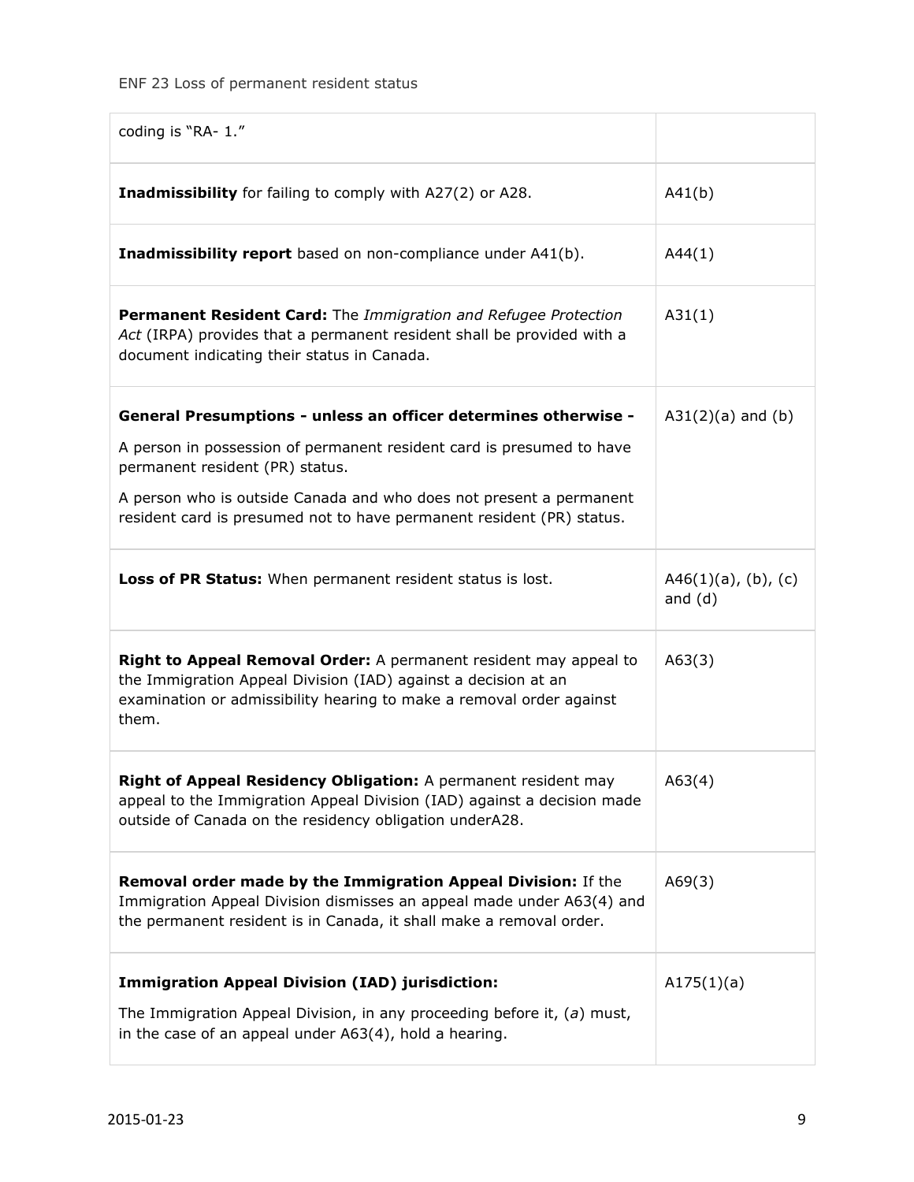| | |
|---|---|
| coding is "RA- 1." | |
| **Inadmissibility** for failing to comply with A27(2) or A28. | A41(b) |
| **Inadmissibility report** based on non-compliance under A41(b). | A44(1) |
| **Permanent Resident Card:** The *Immigration and Refugee Protection Act* (IRPA) provides that a permanent resident shall be provided with a document indicating their status in Canada. | A31(1) |
| **General Presumptions - unless an officer determines otherwise -** <br><br> A person in possession of permanent resident card is presumed to have permanent resident (PR) status. <br><br> A person who is outside Canada and who does not present a permanent resident card is presumed not to have permanent resident (PR) status. | A31(2)(a) and (b) |
| **Loss of PR Status:** When permanent resident status is lost. | A46(1)(a), (b), (c) and (d) |
| **Right to Appeal Removal Order:** A permanent resident may appeal to the Immigration Appeal Division (IAD) against a decision at an examination or admissibility hearing to make a removal order against them. | A63(3) |
| **Right of Appeal Residency Obligation:** A permanent resident may appeal to the Immigration Appeal Division (IAD) against a decision made outside of Canada on the residency obligation underA28. | A63(4) |
| **Removal order made by the Immigration Appeal Division:** If the Immigration Appeal Division dismisses an appeal made under A63(4) and the permanent resident is in Canada, it shall make a removal order. | A69(3) |
| **Immigration Appeal Division (IAD) jurisdiction:** <br><br> The Immigration Appeal Division, in any proceeding before it, (*a*) must, in the case of an appeal under A63(4), hold a hearing. | A175(1)(a) |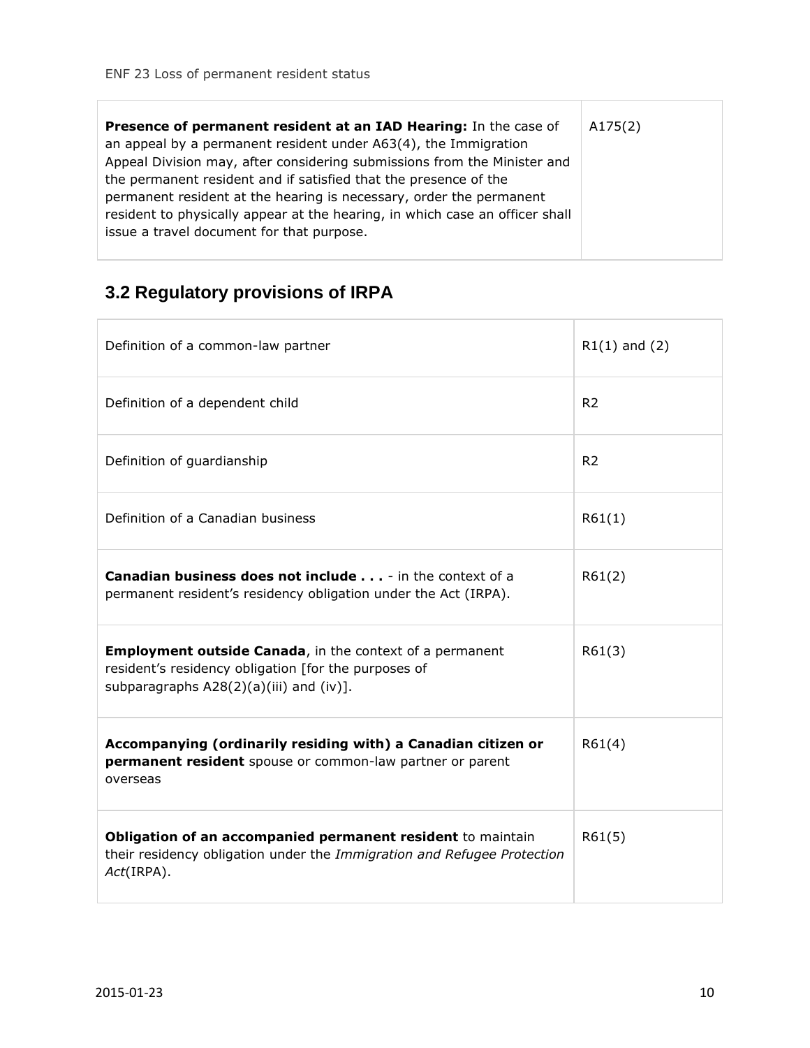| | |
|---|---|
| **Presence of permanent resident at an IAD Hearing:** In the case of an appeal by a permanent resident under A63(4), the Immigration Appeal Division may, after considering submissions from the Minister and the permanent resident and if satisfied that the presence of the permanent resident at the hearing is necessary, order the permanent resident to physically appear at the hearing, in which case an officer shall issue a travel document for that purpose. | A175(2) |

## 3.2 Regulatory provisions of IRPA

| | |
|---|---|
| Definition of a common-law partner | R1(1) and (2) |
| Definition of a dependent child | R2 |
| Definition of guardianship | R2 |
| Definition of a Canadian business | R61(1) |
| **Canadian business does not include . . .** - in the context of a permanent resident's residency obligation under the Act (IRPA). | R61(2) |
| **Employment outside Canada**, in the context of a permanent resident's residency obligation [for the purposes of subparagraphs A28(2)(a)(iii) and (iv)]. | R61(3) |
| **Accompanying (ordinarily residing with) a Canadian citizen or permanent resident** spouse or common-law partner or parent overseas | R61(4) |
| **Obligation of an accompanied permanent resident** to maintain their residency obligation under the *Immigration and Refugee Protection Act*(IRPA). | R61(5) |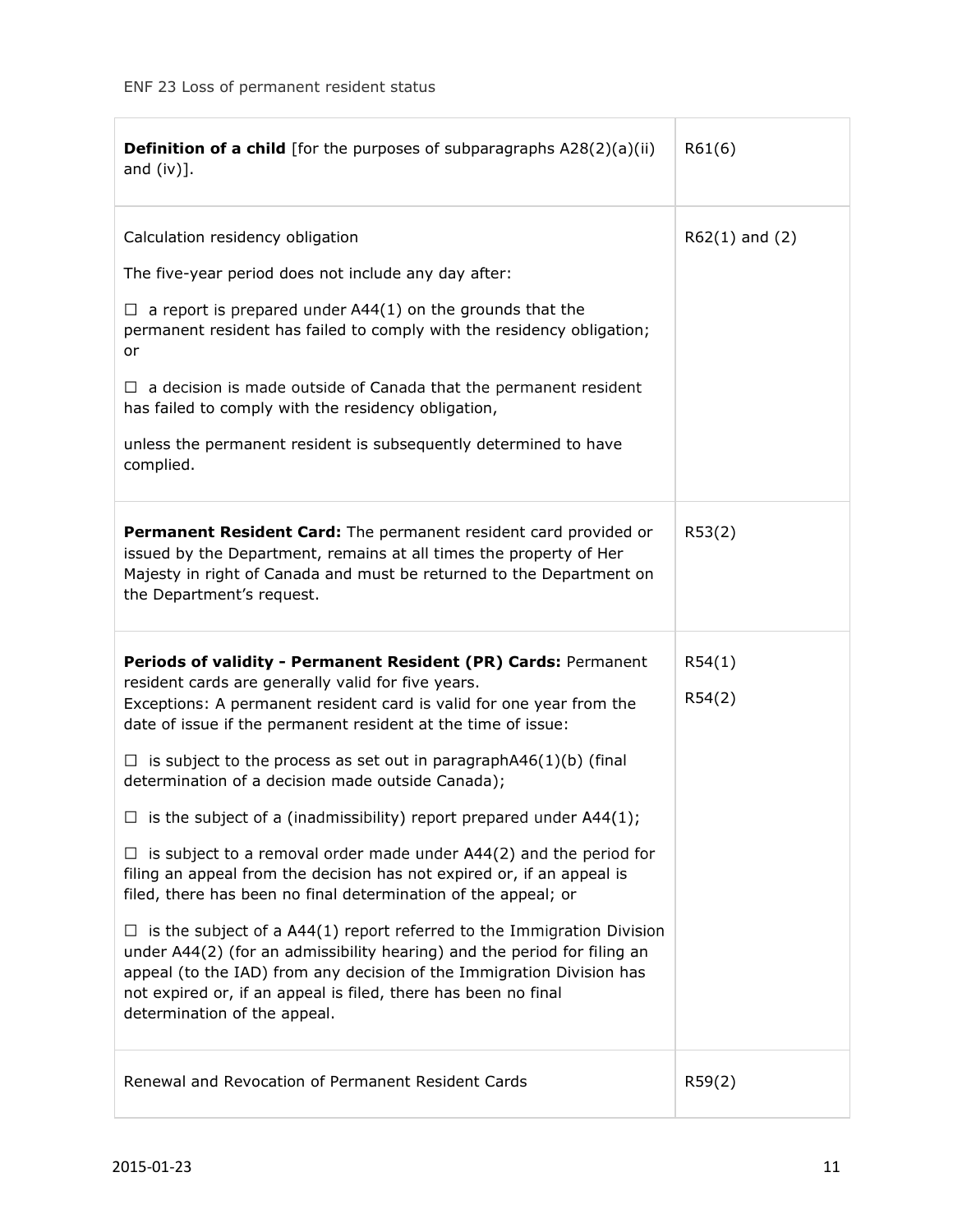| | |
|---|---|
| **Definition of a child** [for the purposes of subparagraphs A28(2)(a)(ii) and (iv)]. | R61(6) |
| Calculation residency obligation<br><br>The five-year period does not include any day after:<br><br>☐ a report is prepared under A44(1) on the grounds that the permanent resident has failed to comply with the residency obligation; or<br><br>☐ a decision is made outside of Canada that the permanent resident has failed to comply with the residency obligation,<br><br>unless the permanent resident is subsequently determined to have complied. | R62(1) and (2) |
| **Permanent Resident Card:** The permanent resident card provided or issued by the Department, remains at all times the property of Her Majesty in right of Canada and must be returned to the Department on the Department's request. | R53(2) |
| **Periods of validity - Permanent Resident (PR) Cards:** Permanent resident cards are generally valid for five years.<br>Exceptions: A permanent resident card is valid for one year from the date of issue if the permanent resident at the time of issue:<br><br>☐ is subject to the process as set out in paragraphA46(1)(b) (final determination of a decision made outside Canada);<br><br>☐ is the subject of a (inadmissibility) report prepared under A44(1);<br><br>☐ is subject to a removal order made under A44(2) and the period for filing an appeal from the decision has not expired or, if an appeal is filed, there has been no final determination of the appeal; or<br><br>☐ is the subject of a A44(1) report referred to the Immigration Division under A44(2) (for an admissibility hearing) and the period for filing an appeal (to the IAD) from any decision of the Immigration Division has not expired or, if an appeal is filed, there has been no final determination of the appeal. | R54(1)<br><br>R54(2) |
| Renewal and Revocation of Permanent Resident Cards | R59(2) |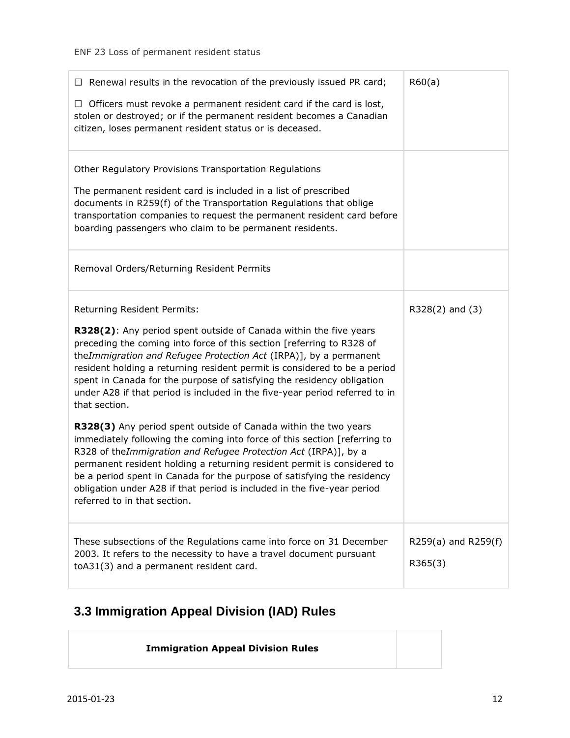| | |
|---|---|
| ☐ Renewal results in the revocation of the previously issued PR card;<br><br>☐ Officers must revoke a permanent resident card if the card is lost, stolen or destroyed; or if the permanent resident becomes a Canadian citizen, loses permanent resident status or is deceased. | R60(a) |
| Other Regulatory Provisions Transportation Regulations<br><br>The permanent resident card is included in a list of prescribed documents in R259(f) of the Transportation Regulations that oblige transportation companies to request the permanent resident card before boarding passengers who claim to be permanent residents. | |
| Removal Orders/Returning Resident Permits | |
| Returning Resident Permits:<br><br>**R328(2)**: Any period spent outside of Canada within the five years preceding the coming into force of this section [referring to R328 of the*Immigration and Refugee Protection Act* (IRPA)], by a permanent resident holding a returning resident permit is considered to be a period spent in Canada for the purpose of satisfying the residency obligation under A28 if that period is included in the five-year period referred to in that section.<br><br>**R328(3)** Any period spent outside of Canada within the two years immediately following the coming into force of this section [referring to R328 of the*Immigration and Refugee Protection Act* (IRPA)], by a permanent resident holding a returning resident permit is considered to be a period spent in Canada for the purpose of satisfying the residency obligation under A28 if that period is included in the five-year period referred to in that section. | R328(2) and (3) |
| These subsections of the Regulations came into force on 31 December 2003. It refers to the necessity to have a travel document pursuant toA31(3) and a permanent resident card. | R259(a) and R259(f)<br><br>R365(3) |

## 3.3 Immigration Appeal Division (IAD) Rules

| **Immigration Appeal Division Rules** | |
|---|---|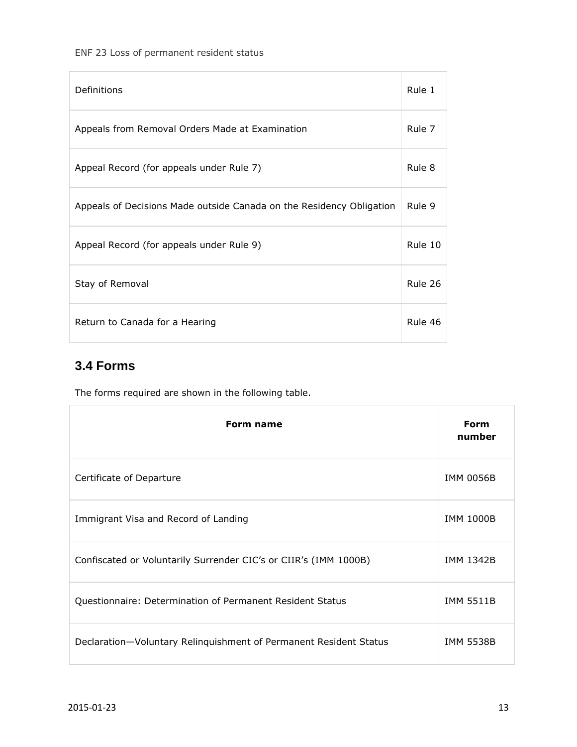| Definitions | Rule 1 |
| --- | --- |
| Appeals from Removal Orders Made at Examination | Rule 7 |
| Appeal Record (for appeals under Rule 7) | Rule 8 |
| Appeals of Decisions Made outside Canada on the Residency Obligation | Rule 9 |
| Appeal Record (for appeals under Rule 9) | Rule 10 |
| Stay of Removal | Rule 26 |
| Return to Canada for a Hearing | Rule 46 |

## 3.4 Forms

The forms required are shown in the following table.

| Form name | Form number |
| --- | --- |
| Certificate of Departure | IMM 0056B |
| Immigrant Visa and Record of Landing | IMM 1000B |
| Confiscated or Voluntarily Surrender CIC's or CIIR's (IMM 1000B) | IMM 1342B |
| Questionnaire: Determination of Permanent Resident Status | IMM 5511B |
| Declaration—Voluntary Relinquishment of Permanent Resident Status | IMM 5538B |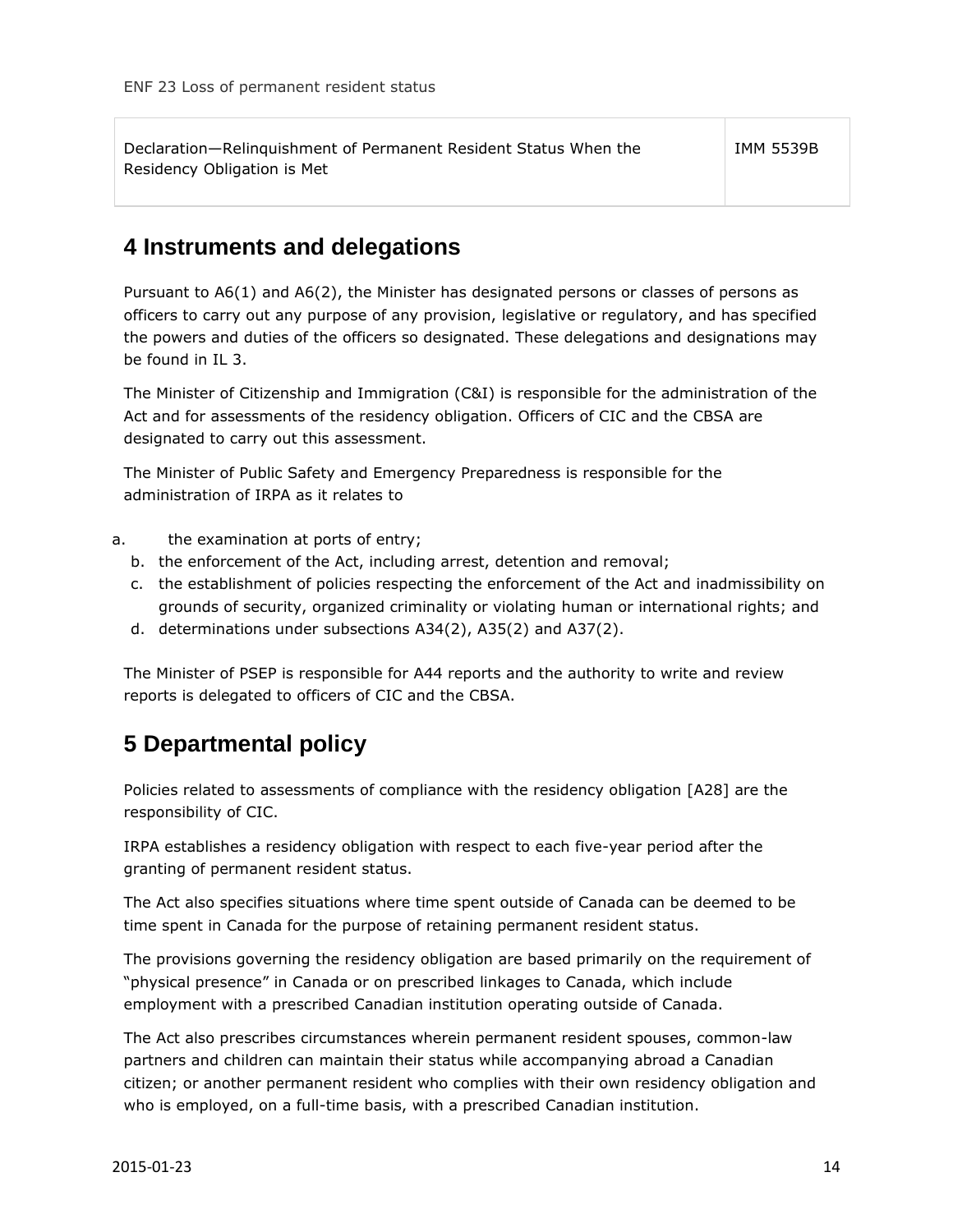| Declaration—Relinquishment of Permanent Resident Status When the Residency Obligation is Met | IMM 5539B |
| --- | --- |

## 4 Instruments and delegations

Pursuant to A6(1) and A6(2), the Minister has designated persons or classes of persons as officers to carry out any purpose of any provision, legislative or regulatory, and has specified the powers and duties of the officers so designated. These delegations and designations may be found in IL 3.

The Minister of Citizenship and Immigration (C&I) is responsible for the administration of the Act and for assessments of the residency obligation. Officers of CIC and the CBSA are designated to carry out this assessment.

The Minister of Public Safety and Emergency Preparedness is responsible for the administration of IRPA as it relates to

a. the examination at ports of entry;
b. the enforcement of the Act, including arrest, detention and removal;
c. the establishment of policies respecting the enforcement of the Act and inadmissibility on grounds of security, organized criminality or violating human or international rights; and
d. determinations under subsections A34(2), A35(2) and A37(2).

The Minister of PSEP is responsible for A44 reports and the authority to write and review reports is delegated to officers of CIC and the CBSA.

## 5 Departmental policy

Policies related to assessments of compliance with the residency obligation [A28] are the responsibility of CIC.

IRPA establishes a residency obligation with respect to each five-year period after the granting of permanent resident status.

The Act also specifies situations where time spent outside of Canada can be deemed to be time spent in Canada for the purpose of retaining permanent resident status.

The provisions governing the residency obligation are based primarily on the requirement of "physical presence" in Canada or on prescribed linkages to Canada, which include employment with a prescribed Canadian institution operating outside of Canada.

The Act also prescribes circumstances wherein permanent resident spouses, common-law partners and children can maintain their status while accompanying abroad a Canadian citizen; or another permanent resident who complies with their own residency obligation and who is employed, on a full-time basis, with a prescribed Canadian institution.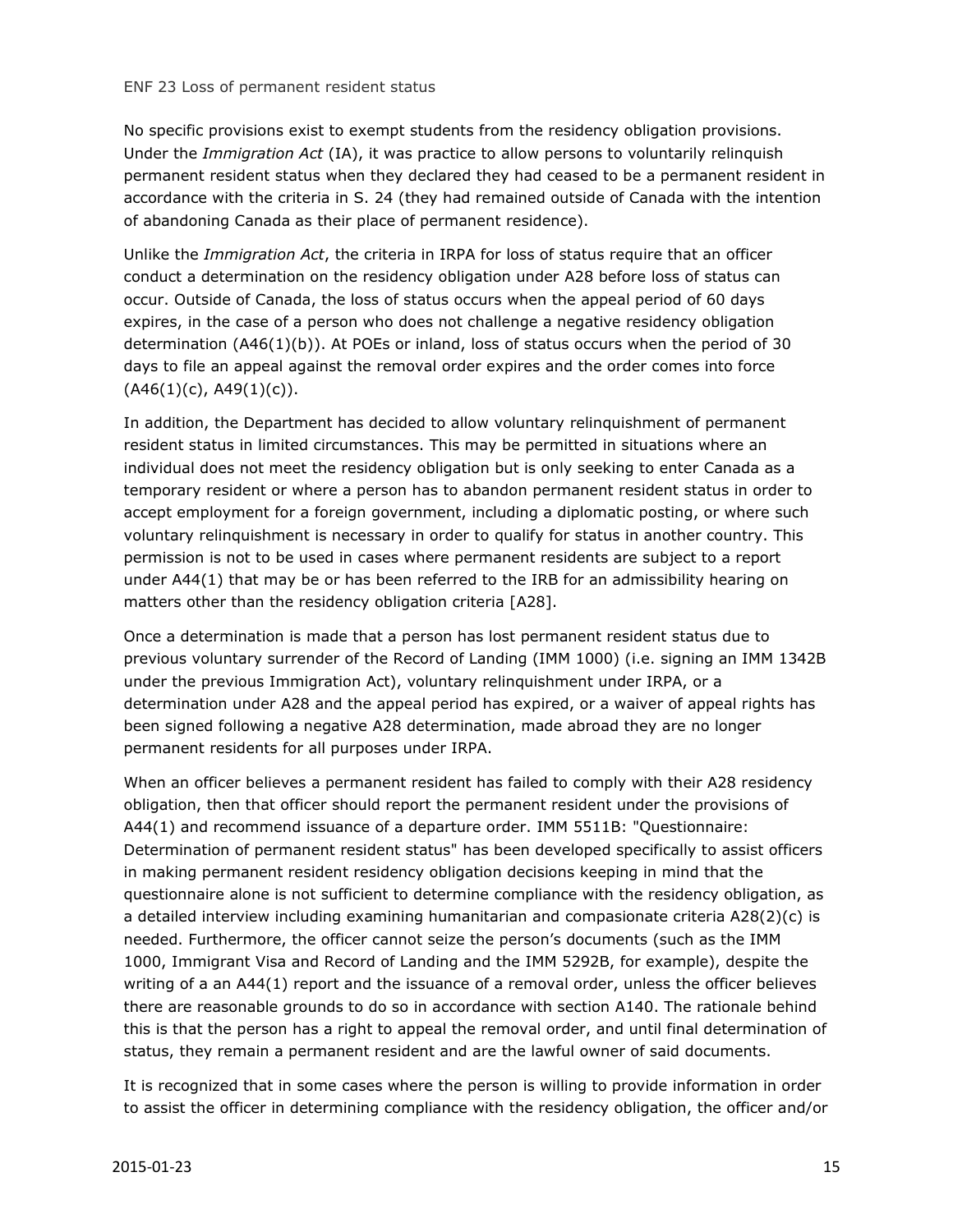No specific provisions exist to exempt students from the residency obligation provisions. Under the *Immigration Act* (IA), it was practice to allow persons to voluntarily relinquish permanent resident status when they declared they had ceased to be a permanent resident in accordance with the criteria in S. 24 (they had remained outside of Canada with the intention of abandoning Canada as their place of permanent residence).

Unlike the *Immigration Act*, the criteria in IRPA for loss of status require that an officer conduct a determination on the residency obligation under A28 before loss of status can occur. Outside of Canada, the loss of status occurs when the appeal period of 60 days expires, in the case of a person who does not challenge a negative residency obligation determination (A46(1)(b)). At POEs or inland, loss of status occurs when the period of 30 days to file an appeal against the removal order expires and the order comes into force (A46(1)(c), A49(1)(c)).

In addition, the Department has decided to allow voluntary relinquishment of permanent resident status in limited circumstances. This may be permitted in situations where an individual does not meet the residency obligation but is only seeking to enter Canada as a temporary resident or where a person has to abandon permanent resident status in order to accept employment for a foreign government, including a diplomatic posting, or where such voluntary relinquishment is necessary in order to qualify for status in another country. This permission is not to be used in cases where permanent residents are subject to a report under A44(1) that may be or has been referred to the IRB for an admissibility hearing on matters other than the residency obligation criteria [A28].

Once a determination is made that a person has lost permanent resident status due to previous voluntary surrender of the Record of Landing (IMM 1000) (i.e. signing an IMM 1342B under the previous Immigration Act), voluntary relinquishment under IRPA, or a determination under A28 and the appeal period has expired, or a waiver of appeal rights has been signed following a negative A28 determination, made abroad they are no longer permanent residents for all purposes under IRPA.

When an officer believes a permanent resident has failed to comply with their A28 residency obligation, then that officer should report the permanent resident under the provisions of A44(1) and recommend issuance of a departure order. IMM 5511B: "Questionnaire: Determination of permanent resident status" has been developed specifically to assist officers in making permanent resident residency obligation decisions keeping in mind that the questionnaire alone is not sufficient to determine compliance with the residency obligation, as a detailed interview including examining humanitarian and compasionate criteria A28(2)(c) is needed. Furthermore, the officer cannot seize the person's documents (such as the IMM 1000, Immigrant Visa and Record of Landing and the IMM 5292B, for example), despite the writing of a an A44(1) report and the issuance of a removal order, unless the officer believes there are reasonable grounds to do so in accordance with section A140. The rationale behind this is that the person has a right to appeal the removal order, and until final determination of status, they remain a permanent resident and are the lawful owner of said documents.

It is recognized that in some cases where the person is willing to provide information in order to assist the officer in determining compliance with the residency obligation, the officer and/or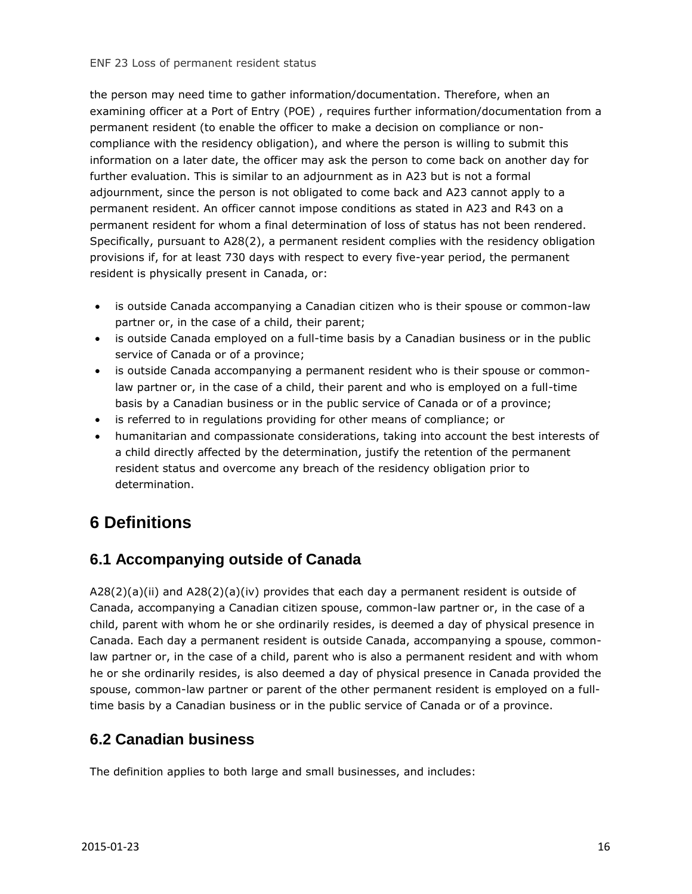the person may need time to gather information/documentation. Therefore, when an examining officer at a Port of Entry (POE) , requires further information/documentation from a permanent resident (to enable the officer to make a decision on compliance or non-compliance with the residency obligation), and where the person is willing to submit this information on a later date, the officer may ask the person to come back on another day for further evaluation. This is similar to an adjournment as in A23 but is not a formal adjournment, since the person is not obligated to come back and A23 cannot apply to a permanent resident. An officer cannot impose conditions as stated in A23 and R43 on a permanent resident for whom a final determination of loss of status has not been rendered. Specifically, pursuant to A28(2), a permanent resident complies with the residency obligation provisions if, for at least 730 days with respect to every five-year period, the permanent resident is physically present in Canada, or:

- is outside Canada accompanying a Canadian citizen who is their spouse or common-law partner or, in the case of a child, their parent;
- is outside Canada employed on a full-time basis by a Canadian business or in the public service of Canada or of a province;
- is outside Canada accompanying a permanent resident who is their spouse or common-law partner or, in the case of a child, their parent and who is employed on a full-time basis by a Canadian business or in the public service of Canada or of a province;
- is referred to in regulations providing for other means of compliance; or
- humanitarian and compassionate considerations, taking into account the best interests of a child directly affected by the determination, justify the retention of the permanent resident status and overcome any breach of the residency obligation prior to determination.

# 6 Definitions

## 6.1 Accompanying outside of Canada

A28(2)(a)(ii) and A28(2)(a)(iv) provides that each day a permanent resident is outside of Canada, accompanying a Canadian citizen spouse, common-law partner or, in the case of a child, parent with whom he or she ordinarily resides, is deemed a day of physical presence in Canada. Each day a permanent resident is outside Canada, accompanying a spouse, common-law partner or, in the case of a child, parent who is also a permanent resident and with whom he or she ordinarily resides, is also deemed a day of physical presence in Canada provided the spouse, common-law partner or parent of the other permanent resident is employed on a full-time basis by a Canadian business or in the public service of Canada or of a province.

## 6.2 Canadian business

The definition applies to both large and small businesses, and includes: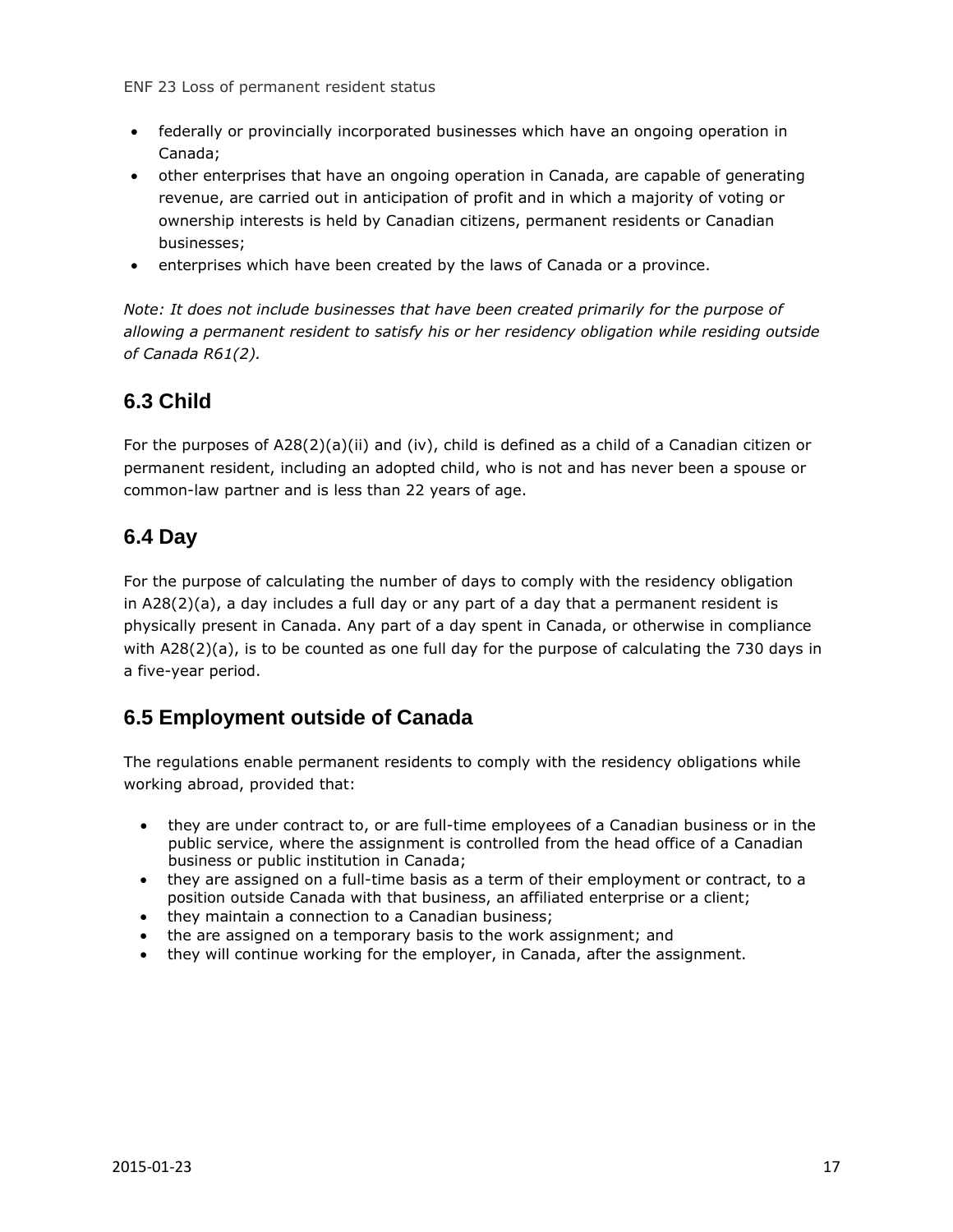- federally or provincially incorporated businesses which have an ongoing operation in Canada;
- other enterprises that have an ongoing operation in Canada, are capable of generating revenue, are carried out in anticipation of profit and in which a majority of voting or ownership interests is held by Canadian citizens, permanent residents or Canadian businesses;
- enterprises which have been created by the laws of Canada or a province.

*Note: It does not include businesses that have been created primarily for the purpose of allowing a permanent resident to satisfy his or her residency obligation while residing outside of Canada R61(2).*

## 6.3 Child

For the purposes of A28(2)(a)(ii) and (iv), child is defined as a child of a Canadian citizen or permanent resident, including an adopted child, who is not and has never been a spouse or common-law partner and is less than 22 years of age.

## 6.4 Day

For the purpose of calculating the number of days to comply with the residency obligation in A28(2)(a), a day includes a full day or any part of a day that a permanent resident is physically present in Canada. Any part of a day spent in Canada, or otherwise in compliance with A28(2)(a), is to be counted as one full day for the purpose of calculating the 730 days in a five-year period.

## 6.5 Employment outside of Canada

The regulations enable permanent residents to comply with the residency obligations while working abroad, provided that:

- they are under contract to, or are full-time employees of a Canadian business or in the public service, where the assignment is controlled from the head office of a Canadian business or public institution in Canada;
- they are assigned on a full-time basis as a term of their employment or contract, to a position outside Canada with that business, an affiliated enterprise or a client;
- they maintain a connection to a Canadian business;
- the are assigned on a temporary basis to the work assignment; and
- they will continue working for the employer, in Canada, after the assignment.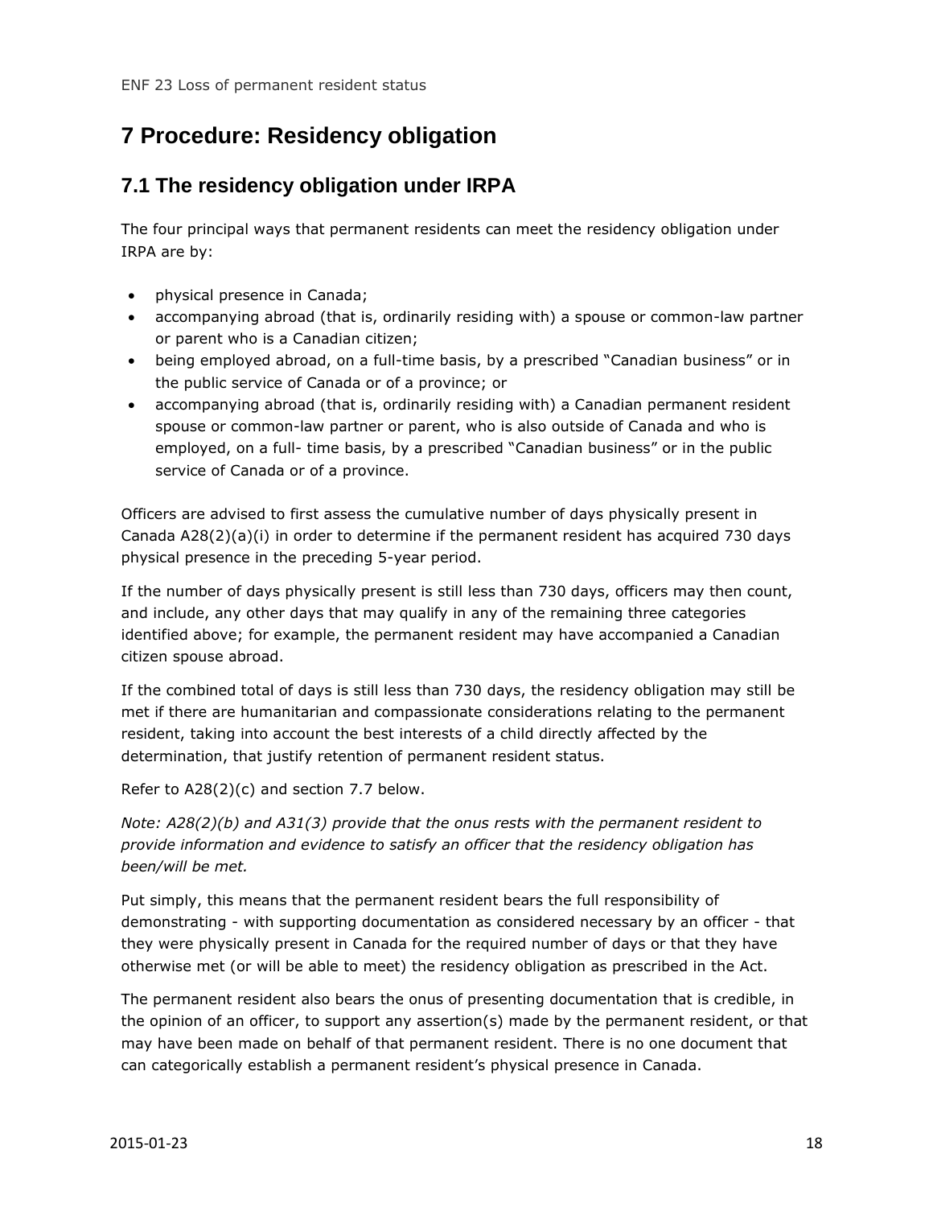# 7 Procedure: Residency obligation

## 7.1 The residency obligation under IRPA

The four principal ways that permanent residents can meet the residency obligation under IRPA are by:

- physical presence in Canada;
- accompanying abroad (that is, ordinarily residing with) a spouse or common-law partner or parent who is a Canadian citizen;
- being employed abroad, on a full-time basis, by a prescribed "Canadian business" or in the public service of Canada or of a province; or
- accompanying abroad (that is, ordinarily residing with) a Canadian permanent resident spouse or common-law partner or parent, who is also outside of Canada and who is employed, on a full- time basis, by a prescribed "Canadian business" or in the public service of Canada or of a province.

Officers are advised to first assess the cumulative number of days physically present in Canada A28(2)(a)(i) in order to determine if the permanent resident has acquired 730 days physical presence in the preceding 5-year period.

If the number of days physically present is still less than 730 days, officers may then count, and include, any other days that may qualify in any of the remaining three categories identified above; for example, the permanent resident may have accompanied a Canadian citizen spouse abroad.

If the combined total of days is still less than 730 days, the residency obligation may still be met if there are humanitarian and compassionate considerations relating to the permanent resident, taking into account the best interests of a child directly affected by the determination, that justify retention of permanent resident status.

Refer to A28(2)(c) and section 7.7 below.

*Note: A28(2)(b) and A31(3) provide that the onus rests with the permanent resident to provide information and evidence to satisfy an officer that the residency obligation has been/will be met.*

Put simply, this means that the permanent resident bears the full responsibility of demonstrating - with supporting documentation as considered necessary by an officer - that they were physically present in Canada for the required number of days or that they have otherwise met (or will be able to meet) the residency obligation as prescribed in the Act.

The permanent resident also bears the onus of presenting documentation that is credible, in the opinion of an officer, to support any assertion(s) made by the permanent resident, or that may have been made on behalf of that permanent resident. There is no one document that can categorically establish a permanent resident's physical presence in Canada.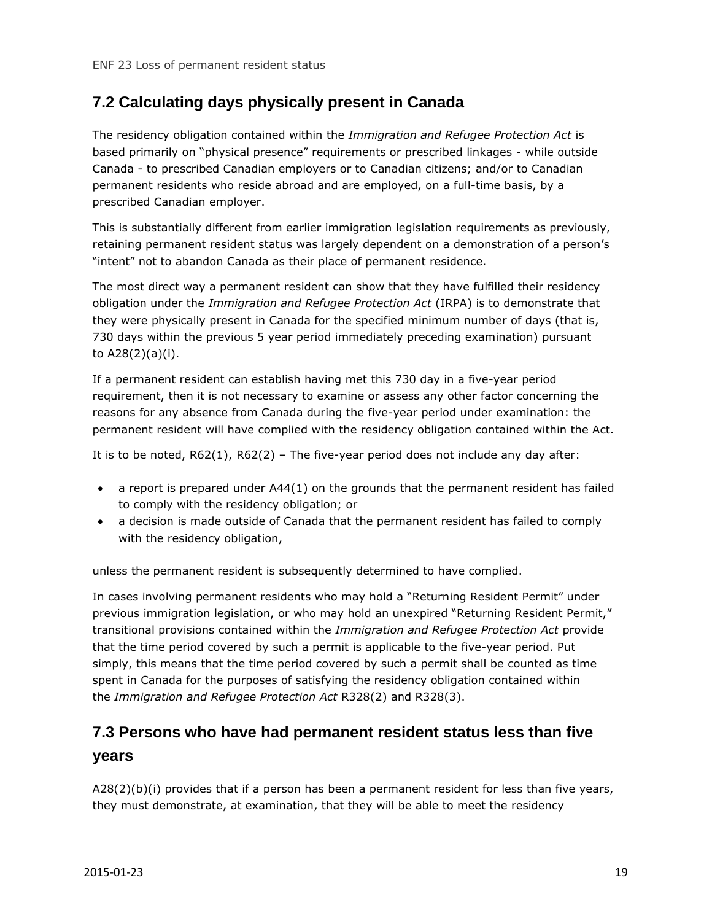## 7.2 Calculating days physically present in Canada

The residency obligation contained within the *Immigration and Refugee Protection Act* is based primarily on "physical presence" requirements or prescribed linkages - while outside Canada - to prescribed Canadian employers or to Canadian citizens; and/or to Canadian permanent residents who reside abroad and are employed, on a full-time basis, by a prescribed Canadian employer.

This is substantially different from earlier immigration legislation requirements as previously, retaining permanent resident status was largely dependent on a demonstration of a person's "intent" not to abandon Canada as their place of permanent residence.

The most direct way a permanent resident can show that they have fulfilled their residency obligation under the *Immigration and Refugee Protection Act* (IRPA) is to demonstrate that they were physically present in Canada for the specified minimum number of days (that is, 730 days within the previous 5 year period immediately preceding examination) pursuant to A28(2)(a)(i).

If a permanent resident can establish having met this 730 day in a five-year period requirement, then it is not necessary to examine or assess any other factor concerning the reasons for any absence from Canada during the five-year period under examination: the permanent resident will have complied with the residency obligation contained within the Act.

It is to be noted, R62(1), R62(2) – The five-year period does not include any day after:

- a report is prepared under A44(1) on the grounds that the permanent resident has failed to comply with the residency obligation; or
- a decision is made outside of Canada that the permanent resident has failed to comply with the residency obligation,

unless the permanent resident is subsequently determined to have complied.

In cases involving permanent residents who may hold a "Returning Resident Permit" under previous immigration legislation, or who may hold an unexpired "Returning Resident Permit," transitional provisions contained within the *Immigration and Refugee Protection Act* provide that the time period covered by such a permit is applicable to the five-year period. Put simply, this means that the time period covered by such a permit shall be counted as time spent in Canada for the purposes of satisfying the residency obligation contained within the *Immigration and Refugee Protection Act* R328(2) and R328(3).

## 7.3 Persons who have had permanent resident status less than five years

A28(2)(b)(i) provides that if a person has been a permanent resident for less than five years, they must demonstrate, at examination, that they will be able to meet the residency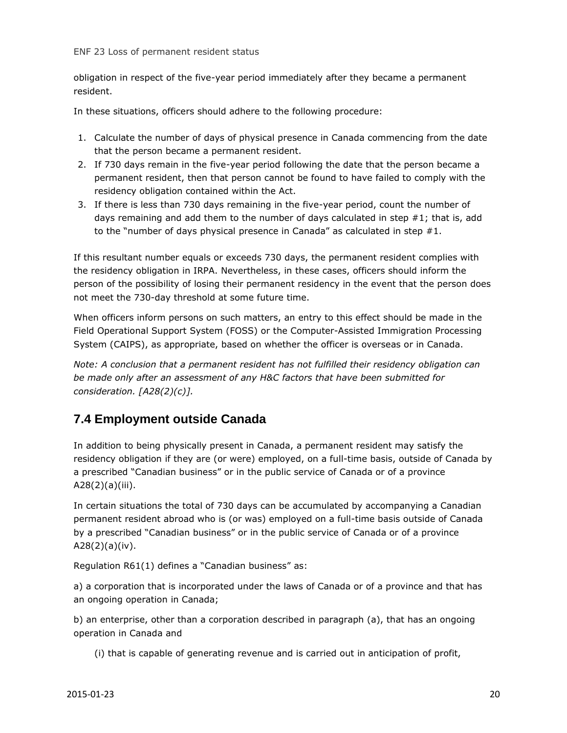obligation in respect of the five-year period immediately after they became a permanent resident.

In these situations, officers should adhere to the following procedure:

1. Calculate the number of days of physical presence in Canada commencing from the date that the person became a permanent resident.
2. If 730 days remain in the five-year period following the date that the person became a permanent resident, then that person cannot be found to have failed to comply with the residency obligation contained within the Act.
3. If there is less than 730 days remaining in the five-year period, count the number of days remaining and add them to the number of days calculated in step #1; that is, add to the "number of days physical presence in Canada" as calculated in step #1.

If this resultant number equals or exceeds 730 days, the permanent resident complies with the residency obligation in IRPA. Nevertheless, in these cases, officers should inform the person of the possibility of losing their permanent residency in the event that the person does not meet the 730-day threshold at some future time.

When officers inform persons on such matters, an entry to this effect should be made in the Field Operational Support System (FOSS) or the Computer-Assisted Immigration Processing System (CAIPS), as appropriate, based on whether the officer is overseas or in Canada.

*Note: A conclusion that a permanent resident has not fulfilled their residency obligation can be made only after an assessment of any H&C factors that have been submitted for consideration. [A28(2)(c)].*

## 7.4 Employment outside Canada

In addition to being physically present in Canada, a permanent resident may satisfy the residency obligation if they are (or were) employed, on a full-time basis, outside of Canada by a prescribed "Canadian business" or in the public service of Canada or of a province A28(2)(a)(iii).

In certain situations the total of 730 days can be accumulated by accompanying a Canadian permanent resident abroad who is (or was) employed on a full-time basis outside of Canada by a prescribed "Canadian business" or in the public service of Canada or of a province A28(2)(a)(iv).

Regulation R61(1) defines a "Canadian business" as:

a) a corporation that is incorporated under the laws of Canada or of a province and that has an ongoing operation in Canada;

b) an enterprise, other than a corporation described in paragraph (a), that has an ongoing operation in Canada and

(i) that is capable of generating revenue and is carried out in anticipation of profit,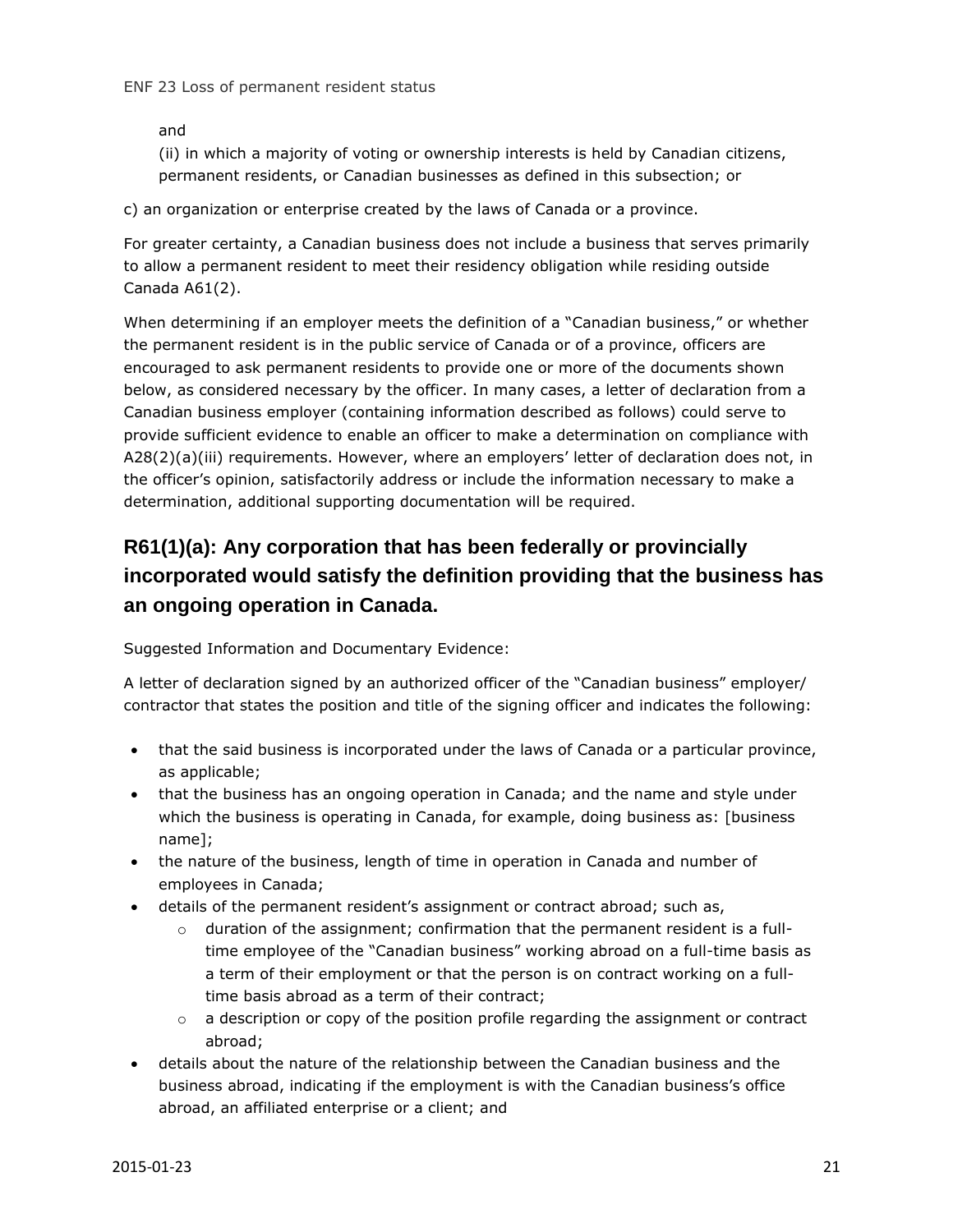and

(ii) in which a majority of voting or ownership interests is held by Canadian citizens, permanent residents, or Canadian businesses as defined in this subsection; or

c) an organization or enterprise created by the laws of Canada or a province.

For greater certainty, a Canadian business does not include a business that serves primarily to allow a permanent resident to meet their residency obligation while residing outside Canada A61(2).

When determining if an employer meets the definition of a "Canadian business," or whether the permanent resident is in the public service of Canada or of a province, officers are encouraged to ask permanent residents to provide one or more of the documents shown below, as considered necessary by the officer. In many cases, a letter of declaration from a Canadian business employer (containing information described as follows) could serve to provide sufficient evidence to enable an officer to make a determination on compliance with A28(2)(a)(iii) requirements. However, where an employers' letter of declaration does not, in the officer's opinion, satisfactorily address or include the information necessary to make a determination, additional supporting documentation will be required.

## R61(1)(a): Any corporation that has been federally or provincially incorporated would satisfy the definition providing that the business has an ongoing operation in Canada.

Suggested Information and Documentary Evidence:

A letter of declaration signed by an authorized officer of the "Canadian business" employer/ contractor that states the position and title of the signing officer and indicates the following:

- that the said business is incorporated under the laws of Canada or a particular province, as applicable;
- that the business has an ongoing operation in Canada; and the name and style under which the business is operating in Canada, for example, doing business as: [business name];
- the nature of the business, length of time in operation in Canada and number of employees in Canada;
- details of the permanent resident's assignment or contract abroad; such as,
    - duration of the assignment; confirmation that the permanent resident is a full-time employee of the "Canadian business" working abroad on a full-time basis as a term of their employment or that the person is on contract working on a full-time basis abroad as a term of their contract;
    - a description or copy of the position profile regarding the assignment or contract abroad;
- details about the nature of the relationship between the Canadian business and the business abroad, indicating if the employment is with the Canadian business's office abroad, an affiliated enterprise or a client; and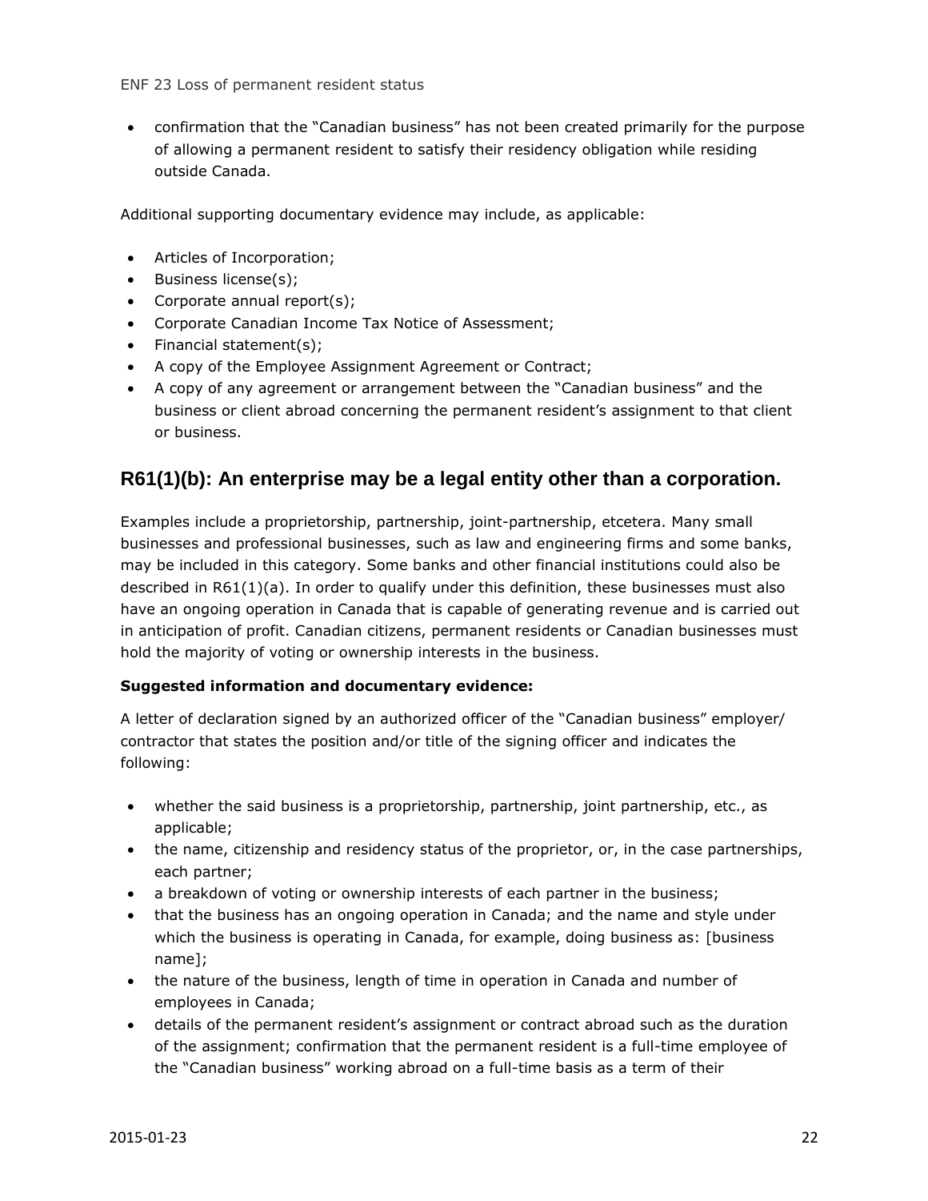- confirmation that the "Canadian business" has not been created primarily for the purpose of allowing a permanent resident to satisfy their residency obligation while residing outside Canada.

Additional supporting documentary evidence may include, as applicable:

- Articles of Incorporation;
- Business license(s);
- Corporate annual report(s);
- Corporate Canadian Income Tax Notice of Assessment;
- Financial statement(s);
- A copy of the Employee Assignment Agreement or Contract;
- A copy of any agreement or arrangement between the "Canadian business" and the business or client abroad concerning the permanent resident's assignment to that client or business.

## R61(1)(b): An enterprise may be a legal entity other than a corporation.

Examples include a proprietorship, partnership, joint-partnership, etcetera. Many small businesses and professional businesses, such as law and engineering firms and some banks, may be included in this category. Some banks and other financial institutions could also be described in R61(1)(a). In order to qualify under this definition, these businesses must also have an ongoing operation in Canada that is capable of generating revenue and is carried out in anticipation of profit. Canadian citizens, permanent residents or Canadian businesses must hold the majority of voting or ownership interests in the business.

**Suggested information and documentary evidence:**

A letter of declaration signed by an authorized officer of the "Canadian business" employer/ contractor that states the position and/or title of the signing officer and indicates the following:

- whether the said business is a proprietorship, partnership, joint partnership, etc., as applicable;
- the name, citizenship and residency status of the proprietor, or, in the case partnerships, each partner;
- a breakdown of voting or ownership interests of each partner in the business;
- that the business has an ongoing operation in Canada; and the name and style under which the business is operating in Canada, for example, doing business as: [business name];
- the nature of the business, length of time in operation in Canada and number of employees in Canada;
- details of the permanent resident's assignment or contract abroad such as the duration of the assignment; confirmation that the permanent resident is a full-time employee of the "Canadian business" working abroad on a full-time basis as a term of their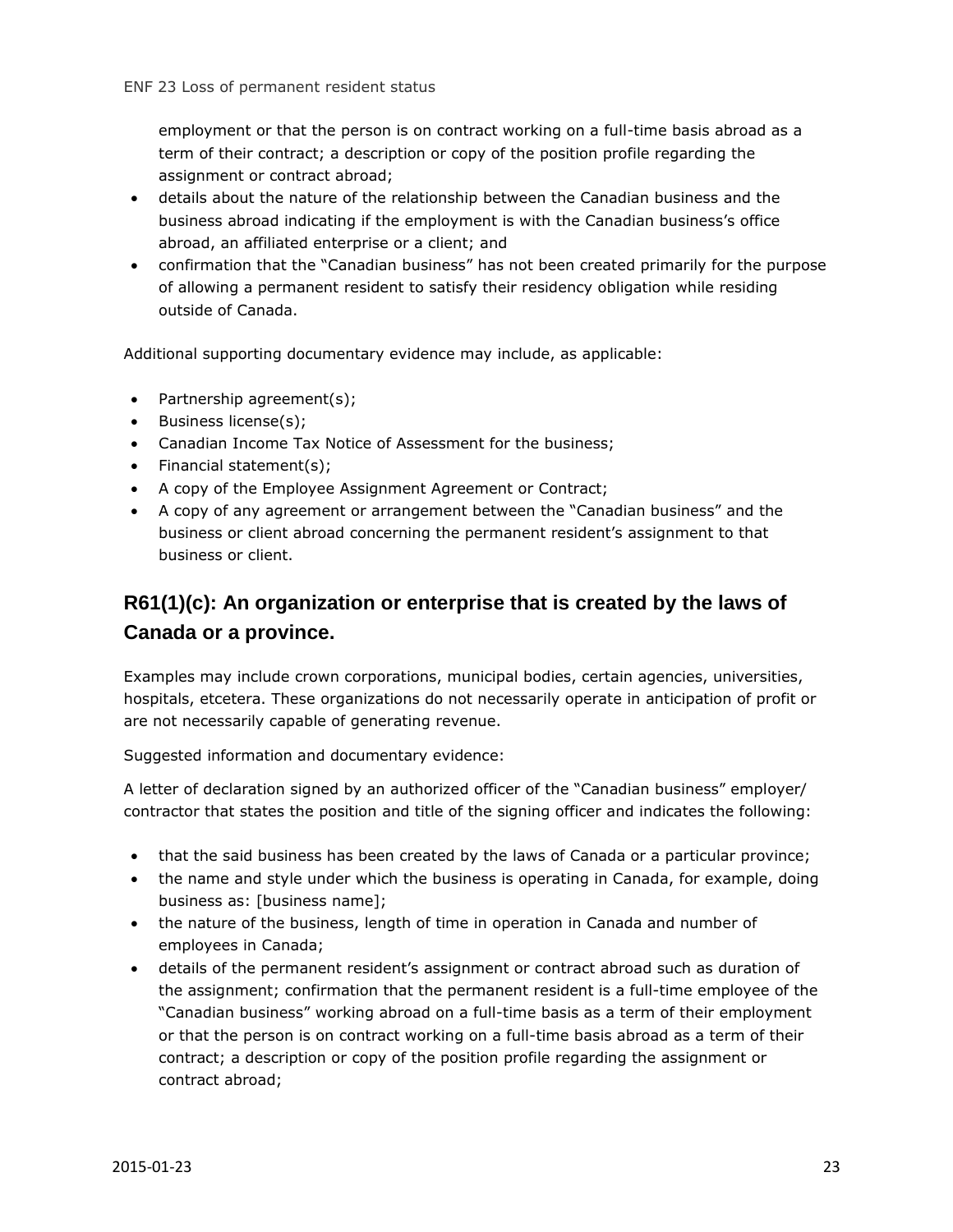employment or that the person is on contract working on a full-time basis abroad as a term of their contract; a description or copy of the position profile regarding the assignment or contract abroad;

- details about the nature of the relationship between the Canadian business and the business abroad indicating if the employment is with the Canadian business's office abroad, an affiliated enterprise or a client; and
- confirmation that the "Canadian business" has not been created primarily for the purpose of allowing a permanent resident to satisfy their residency obligation while residing outside of Canada.

Additional supporting documentary evidence may include, as applicable:

- Partnership agreement(s);
- Business license(s);
- Canadian Income Tax Notice of Assessment for the business;
- Financial statement(s);
- A copy of the Employee Assignment Agreement or Contract;
- A copy of any agreement or arrangement between the "Canadian business" and the business or client abroad concerning the permanent resident's assignment to that business or client.

## R61(1)(c): An organization or enterprise that is created by the laws of Canada or a province.

Examples may include crown corporations, municipal bodies, certain agencies, universities, hospitals, etcetera. These organizations do not necessarily operate in anticipation of profit or are not necessarily capable of generating revenue.

Suggested information and documentary evidence:

A letter of declaration signed by an authorized officer of the "Canadian business" employer/contractor that states the position and title of the signing officer and indicates the following:

- that the said business has been created by the laws of Canada or a particular province;
- the name and style under which the business is operating in Canada, for example, doing business as: [business name];
- the nature of the business, length of time in operation in Canada and number of employees in Canada;
- details of the permanent resident's assignment or contract abroad such as duration of the assignment; confirmation that the permanent resident is a full-time employee of the "Canadian business" working abroad on a full-time basis as a term of their employment or that the person is on contract working on a full-time basis abroad as a term of their contract; a description or copy of the position profile regarding the assignment or contract abroad;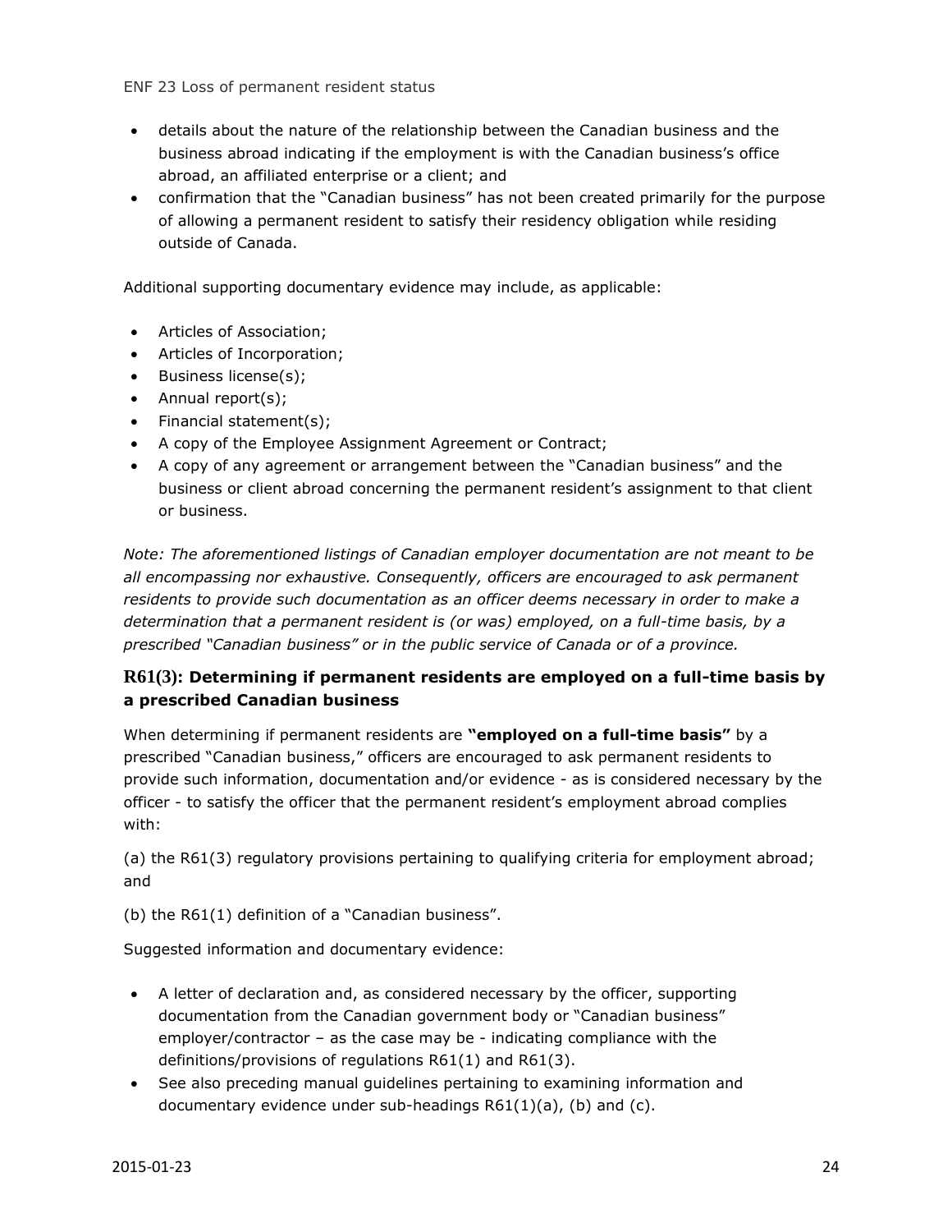- details about the nature of the relationship between the Canadian business and the business abroad indicating if the employment is with the Canadian business's office abroad, an affiliated enterprise or a client; and
- confirmation that the "Canadian business" has not been created primarily for the purpose of allowing a permanent resident to satisfy their residency obligation while residing outside of Canada.

Additional supporting documentary evidence may include, as applicable:

- Articles of Association;
- Articles of Incorporation;
- Business license(s);
- Annual report(s);
- Financial statement(s);
- A copy of the Employee Assignment Agreement or Contract;
- A copy of any agreement or arrangement between the "Canadian business" and the business or client abroad concerning the permanent resident's assignment to that client or business.

*Note: The aforementioned listings of Canadian employer documentation are not meant to be all encompassing nor exhaustive. Consequently, officers are encouraged to ask permanent residents to provide such documentation as an officer deems necessary in order to make a determination that a permanent resident is (or was) employed, on a full-time basis, by a prescribed "Canadian business" or in the public service of Canada or of a province.*

### R61(3): Determining if permanent residents are employed on a full-time basis by a prescribed Canadian business

When determining if permanent residents are **"employed on a full-time basis"** by a prescribed "Canadian business," officers are encouraged to ask permanent residents to provide such information, documentation and/or evidence - as is considered necessary by the officer - to satisfy the officer that the permanent resident's employment abroad complies with:

(a) the R61(3) regulatory provisions pertaining to qualifying criteria for employment abroad; and

(b) the R61(1) definition of a "Canadian business".

Suggested information and documentary evidence:

- A letter of declaration and, as considered necessary by the officer, supporting documentation from the Canadian government body or "Canadian business" employer/contractor – as the case may be - indicating compliance with the definitions/provisions of regulations R61(1) and R61(3).
- See also preceding manual guidelines pertaining to examining information and documentary evidence under sub-headings R61(1)(a), (b) and (c).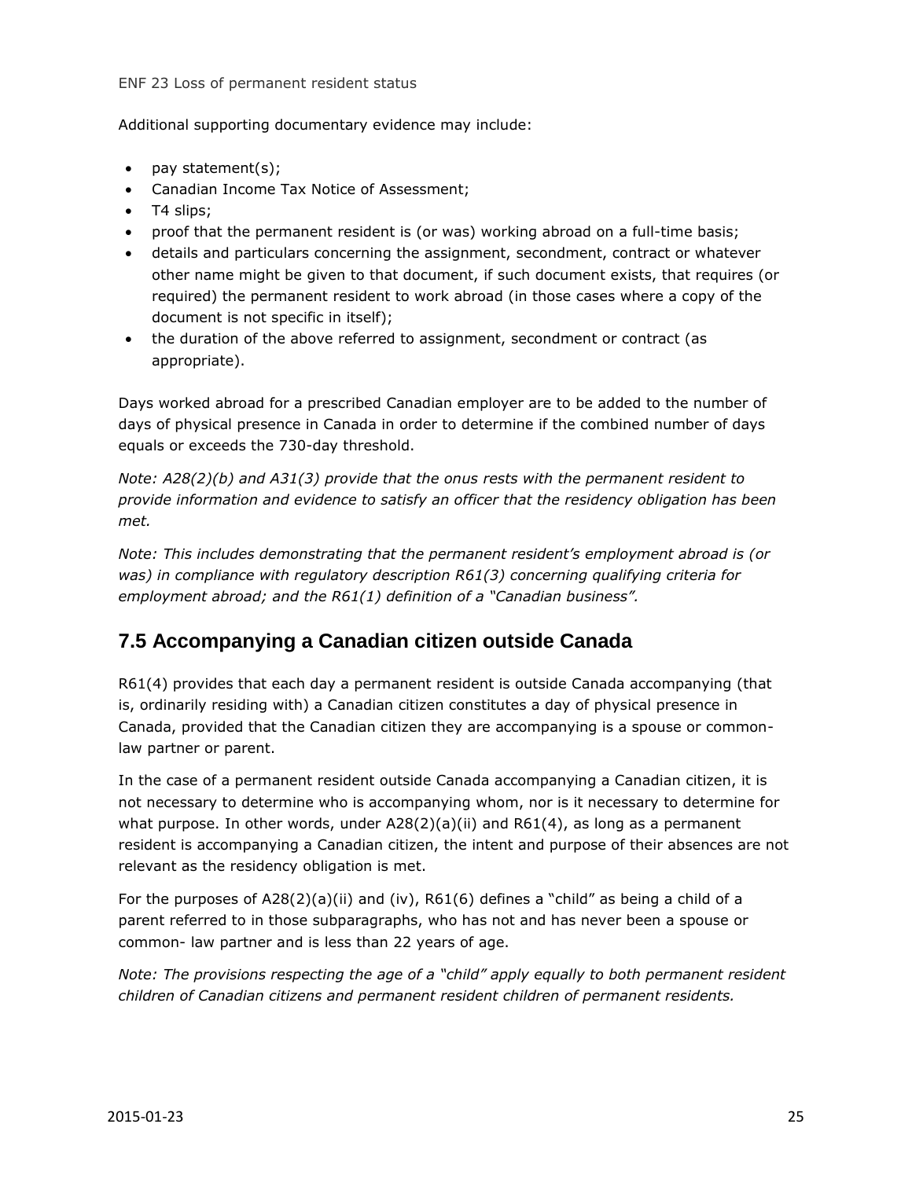Additional supporting documentary evidence may include:

- pay statement(s);
- Canadian Income Tax Notice of Assessment;
- T4 slips;
- proof that the permanent resident is (or was) working abroad on a full-time basis;
- details and particulars concerning the assignment, secondment, contract or whatever other name might be given to that document, if such document exists, that requires (or required) the permanent resident to work abroad (in those cases where a copy of the document is not specific in itself);
- the duration of the above referred to assignment, secondment or contract (as appropriate).

Days worked abroad for a prescribed Canadian employer are to be added to the number of days of physical presence in Canada in order to determine if the combined number of days equals or exceeds the 730-day threshold.

*Note: A28(2)(b) and A31(3) provide that the onus rests with the permanent resident to provide information and evidence to satisfy an officer that the residency obligation has been met.*

*Note: This includes demonstrating that the permanent resident's employment abroad is (or was) in compliance with regulatory description R61(3) concerning qualifying criteria for employment abroad; and the R61(1) definition of a "Canadian business".*

## 7.5 Accompanying a Canadian citizen outside Canada

R61(4) provides that each day a permanent resident is outside Canada accompanying (that is, ordinarily residing with) a Canadian citizen constitutes a day of physical presence in Canada, provided that the Canadian citizen they are accompanying is a spouse or common-law partner or parent.

In the case of a permanent resident outside Canada accompanying a Canadian citizen, it is not necessary to determine who is accompanying whom, nor is it necessary to determine for what purpose. In other words, under A28(2)(a)(ii) and R61(4), as long as a permanent resident is accompanying a Canadian citizen, the intent and purpose of their absences are not relevant as the residency obligation is met.

For the purposes of A28(2)(a)(ii) and (iv), R61(6) defines a "child" as being a child of a parent referred to in those subparagraphs, who has not and has never been a spouse or common- law partner and is less than 22 years of age.

*Note: The provisions respecting the age of a "child" apply equally to both permanent resident children of Canadian citizens and permanent resident children of permanent residents.*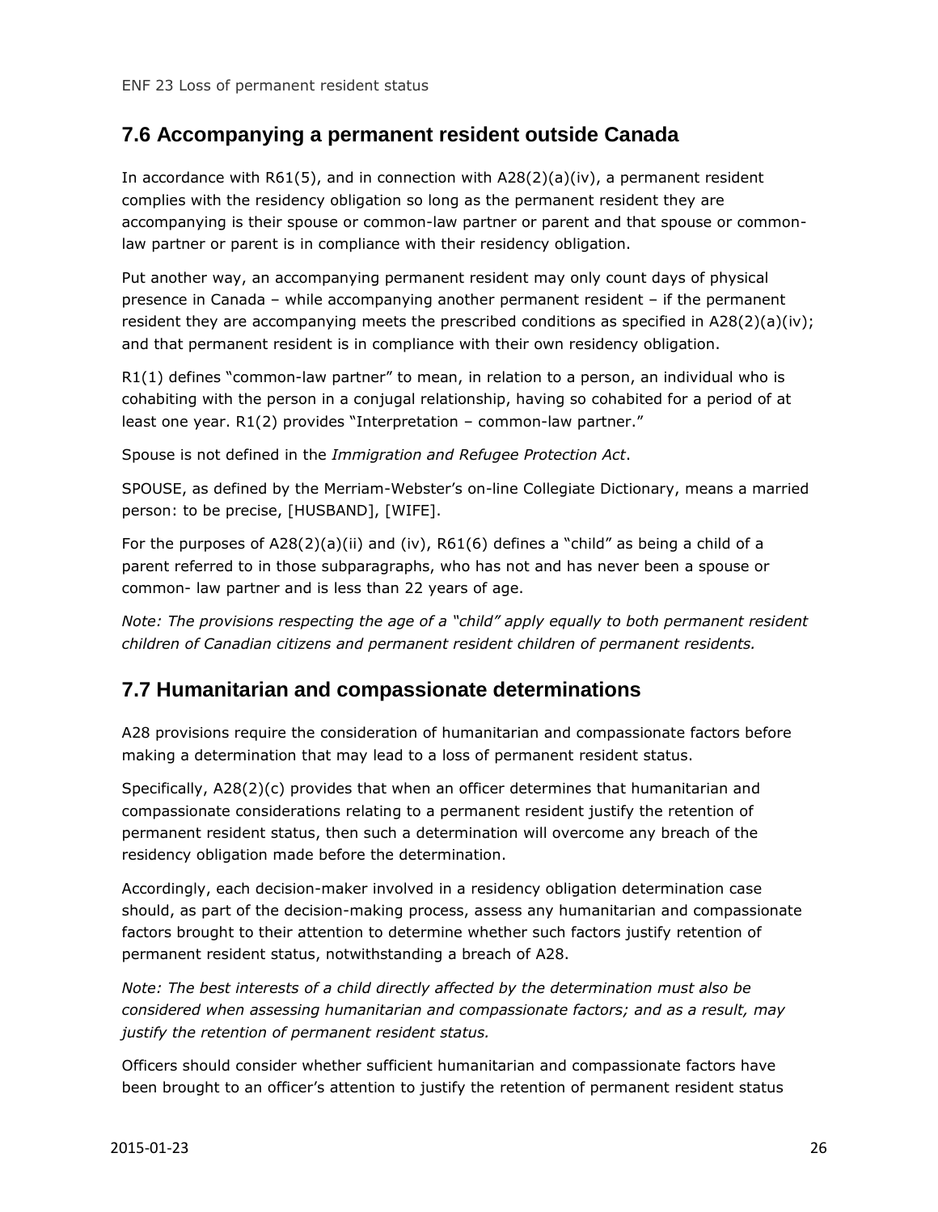## 7.6 Accompanying a permanent resident outside Canada

In accordance with R61(5), and in connection with A28(2)(a)(iv), a permanent resident complies with the residency obligation so long as the permanent resident they are accompanying is their spouse or common-law partner or parent and that spouse or common-law partner or parent is in compliance with their residency obligation.

Put another way, an accompanying permanent resident may only count days of physical presence in Canada – while accompanying another permanent resident – if the permanent resident they are accompanying meets the prescribed conditions as specified in A28(2)(a)(iv); and that permanent resident is in compliance with their own residency obligation.

R1(1) defines "common-law partner" to mean, in relation to a person, an individual who is cohabiting with the person in a conjugal relationship, having so cohabited for a period of at least one year. R1(2) provides "Interpretation – common-law partner."

Spouse is not defined in the *Immigration and Refugee Protection Act*.

SPOUSE, as defined by the Merriam-Webster's on-line Collegiate Dictionary, means a married person: to be precise, [HUSBAND], [WIFE].

For the purposes of A28(2)(a)(ii) and (iv), R61(6) defines a "child" as being a child of a parent referred to in those subparagraphs, who has not and has never been a spouse or common- law partner and is less than 22 years of age.

*Note: The provisions respecting the age of a "child" apply equally to both permanent resident children of Canadian citizens and permanent resident children of permanent residents.*

## 7.7 Humanitarian and compassionate determinations

A28 provisions require the consideration of humanitarian and compassionate factors before making a determination that may lead to a loss of permanent resident status.

Specifically, A28(2)(c) provides that when an officer determines that humanitarian and compassionate considerations relating to a permanent resident justify the retention of permanent resident status, then such a determination will overcome any breach of the residency obligation made before the determination.

Accordingly, each decision-maker involved in a residency obligation determination case should, as part of the decision-making process, assess any humanitarian and compassionate factors brought to their attention to determine whether such factors justify retention of permanent resident status, notwithstanding a breach of A28.

*Note: The best interests of a child directly affected by the determination must also be considered when assessing humanitarian and compassionate factors; and as a result, may justify the retention of permanent resident status.*

Officers should consider whether sufficient humanitarian and compassionate factors have been brought to an officer's attention to justify the retention of permanent resident status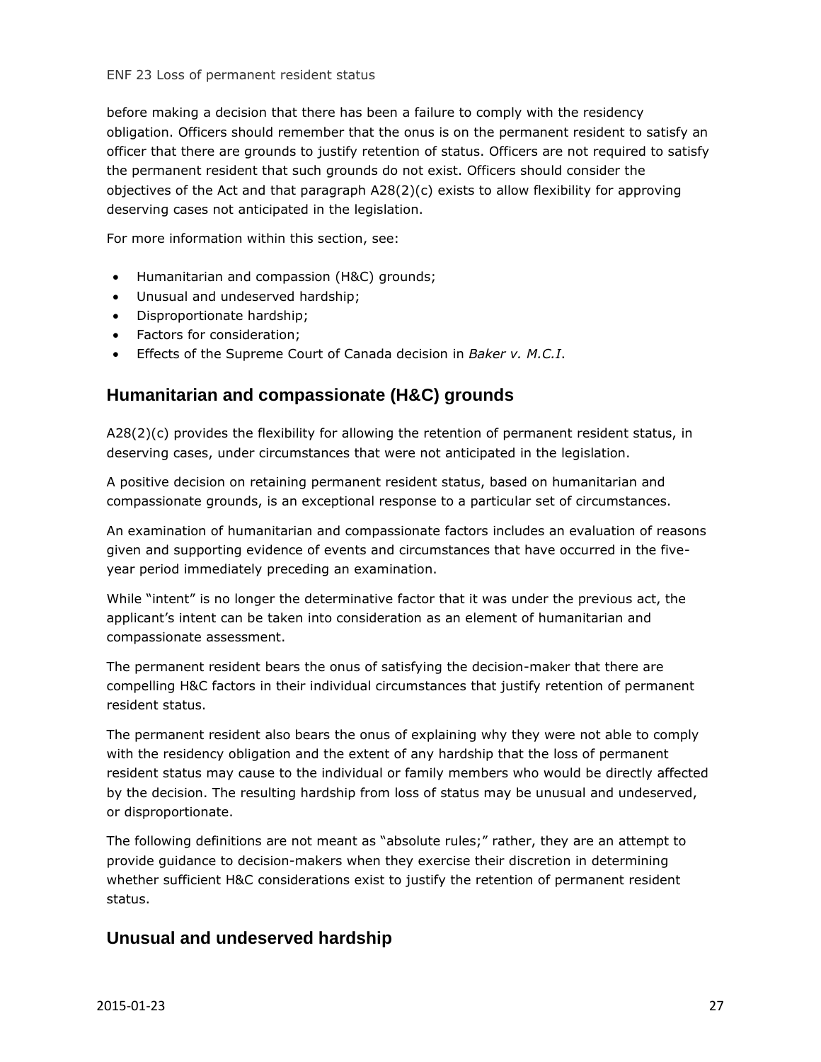before making a decision that there has been a failure to comply with the residency obligation. Officers should remember that the onus is on the permanent resident to satisfy an officer that there are grounds to justify retention of status. Officers are not required to satisfy the permanent resident that such grounds do not exist. Officers should consider the objectives of the Act and that paragraph A28(2)(c) exists to allow flexibility for approving deserving cases not anticipated in the legislation.

For more information within this section, see:

- Humanitarian and compassion (H&C) grounds;
- Unusual and undeserved hardship;
- Disproportionate hardship;
- Factors for consideration;
- Effects of the Supreme Court of Canada decision in *Baker v. M.C.I*.

## Humanitarian and compassionate (H&C) grounds

A28(2)(c) provides the flexibility for allowing the retention of permanent resident status, in deserving cases, under circumstances that were not anticipated in the legislation.

A positive decision on retaining permanent resident status, based on humanitarian and compassionate grounds, is an exceptional response to a particular set of circumstances.

An examination of humanitarian and compassionate factors includes an evaluation of reasons given and supporting evidence of events and circumstances that have occurred in the five-year period immediately preceding an examination.

While "intent" is no longer the determinative factor that it was under the previous act, the applicant's intent can be taken into consideration as an element of humanitarian and compassionate assessment.

The permanent resident bears the onus of satisfying the decision-maker that there are compelling H&C factors in their individual circumstances that justify retention of permanent resident status.

The permanent resident also bears the onus of explaining why they were not able to comply with the residency obligation and the extent of any hardship that the loss of permanent resident status may cause to the individual or family members who would be directly affected by the decision. The resulting hardship from loss of status may be unusual and undeserved, or disproportionate.

The following definitions are not meant as "absolute rules;" rather, they are an attempt to provide guidance to decision-makers when they exercise their discretion in determining whether sufficient H&C considerations exist to justify the retention of permanent resident status.

## Unusual and undeserved hardship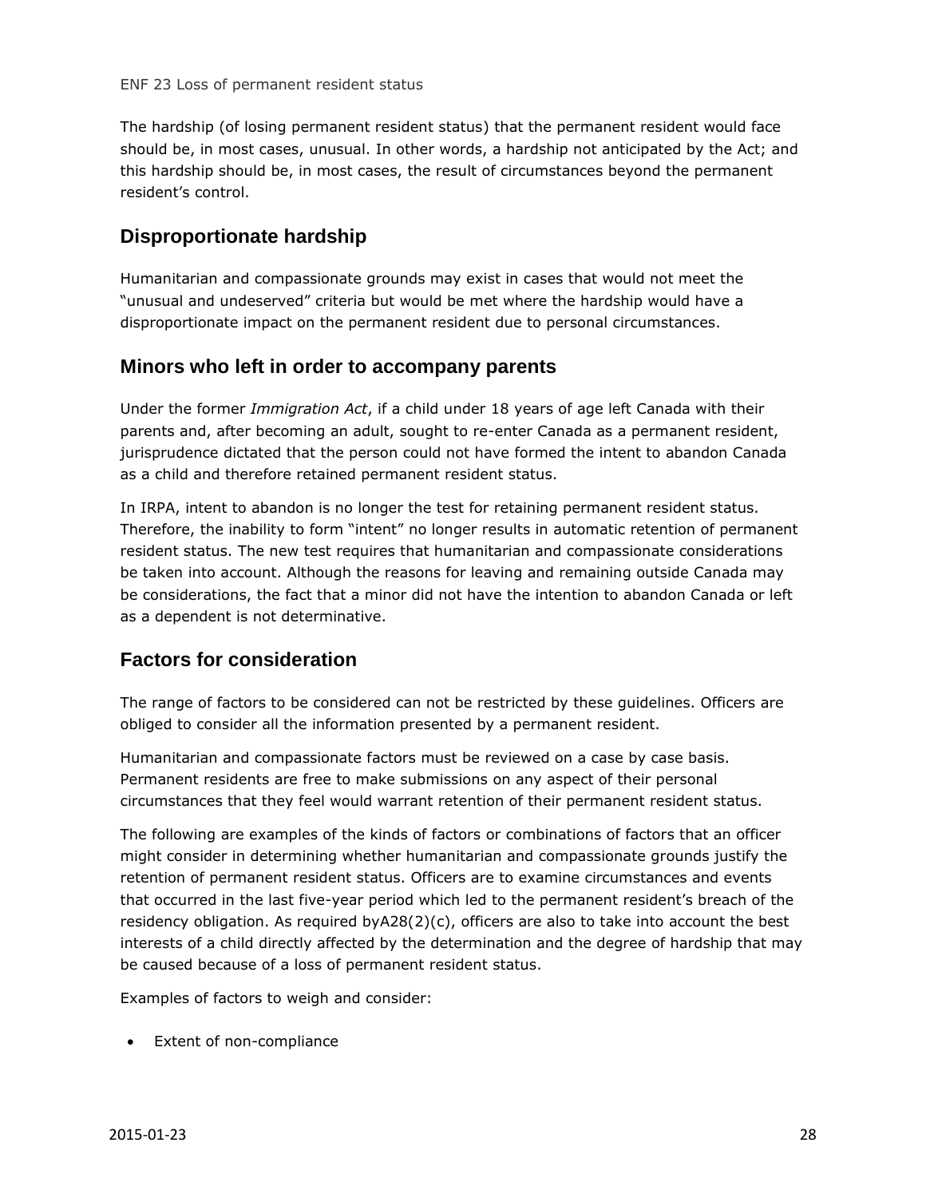The hardship (of losing permanent resident status) that the permanent resident would face should be, in most cases, unusual. In other words, a hardship not anticipated by the Act; and this hardship should be, in most cases, the result of circumstances beyond the permanent resident's control.

## Disproportionate hardship

Humanitarian and compassionate grounds may exist in cases that would not meet the "unusual and undeserved" criteria but would be met where the hardship would have a disproportionate impact on the permanent resident due to personal circumstances.

## Minors who left in order to accompany parents

Under the former *Immigration Act*, if a child under 18 years of age left Canada with their parents and, after becoming an adult, sought to re-enter Canada as a permanent resident, jurisprudence dictated that the person could not have formed the intent to abandon Canada as a child and therefore retained permanent resident status.

In IRPA, intent to abandon is no longer the test for retaining permanent resident status. Therefore, the inability to form "intent" no longer results in automatic retention of permanent resident status. The new test requires that humanitarian and compassionate considerations be taken into account. Although the reasons for leaving and remaining outside Canada may be considerations, the fact that a minor did not have the intention to abandon Canada or left as a dependent is not determinative.

## Factors for consideration

The range of factors to be considered can not be restricted by these guidelines. Officers are obliged to consider all the information presented by a permanent resident.

Humanitarian and compassionate factors must be reviewed on a case by case basis. Permanent residents are free to make submissions on any aspect of their personal circumstances that they feel would warrant retention of their permanent resident status.

The following are examples of the kinds of factors or combinations of factors that an officer might consider in determining whether humanitarian and compassionate grounds justify the retention of permanent resident status. Officers are to examine circumstances and events that occurred in the last five-year period which led to the permanent resident's breach of the residency obligation. As required byA28(2)(c), officers are also to take into account the best interests of a child directly affected by the determination and the degree of hardship that may be caused because of a loss of permanent resident status.

Examples of factors to weigh and consider:

- Extent of non-compliance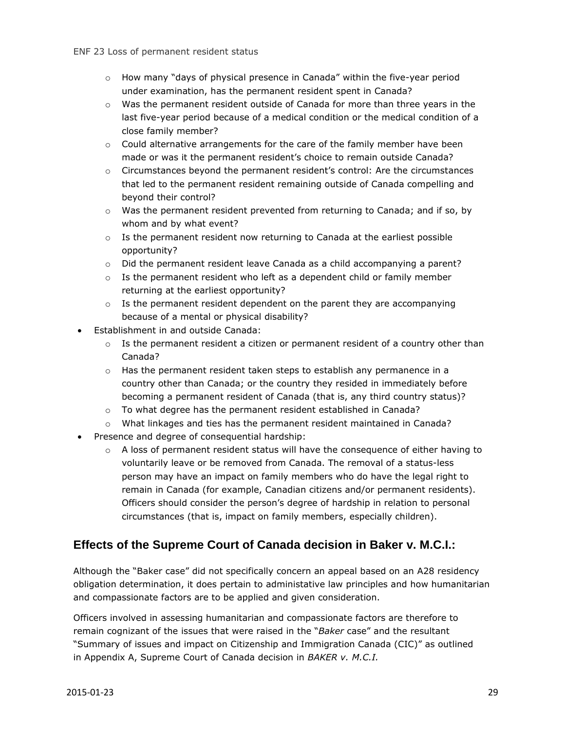- How many "days of physical presence in Canada" within the five-year period under examination, has the permanent resident spent in Canada?
    - Was the permanent resident outside of Canada for more than three years in the last five-year period because of a medical condition or the medical condition of a close family member?
    - Could alternative arrangements for the care of the family member have been made or was it the permanent resident's choice to remain outside Canada?
    - Circumstances beyond the permanent resident's control: Are the circumstances that led to the permanent resident remaining outside of Canada compelling and beyond their control?
    - Was the permanent resident prevented from returning to Canada; and if so, by whom and by what event?
    - Is the permanent resident now returning to Canada at the earliest possible opportunity?
    - Did the permanent resident leave Canada as a child accompanying a parent?
    - Is the permanent resident who left as a dependent child or family member returning at the earliest opportunity?
    - Is the permanent resident dependent on the parent they are accompanying because of a mental or physical disability?
- Establishment in and outside Canada:
    - Is the permanent resident a citizen or permanent resident of a country other than Canada?
    - Has the permanent resident taken steps to establish any permanence in a country other than Canada; or the country they resided in immediately before becoming a permanent resident of Canada (that is, any third country status)?
    - To what degree has the permanent resident established in Canada?
    - What linkages and ties has the permanent resident maintained in Canada?
- Presence and degree of consequential hardship:
    - A loss of permanent resident status will have the consequence of either having to voluntarily leave or be removed from Canada. The removal of a status-less person may have an impact on family members who do have the legal right to remain in Canada (for example, Canadian citizens and/or permanent residents). Officers should consider the person's degree of hardship in relation to personal circumstances (that is, impact on family members, especially children).

## Effects of the Supreme Court of Canada decision in Baker v. M.C.I.:

Although the "Baker case" did not specifically concern an appeal based on an A28 residency obligation determination, it does pertain to administative law principles and how humanitarian and compassionate factors are to be applied and given consideration.

Officers involved in assessing humanitarian and compassionate factors are therefore to remain cognizant of the issues that were raised in the "*Baker* case" and the resultant "Summary of issues and impact on Citizenship and Immigration Canada (CIC)" as outlined in Appendix A, Supreme Court of Canada decision in *BAKER v. M.C.I.*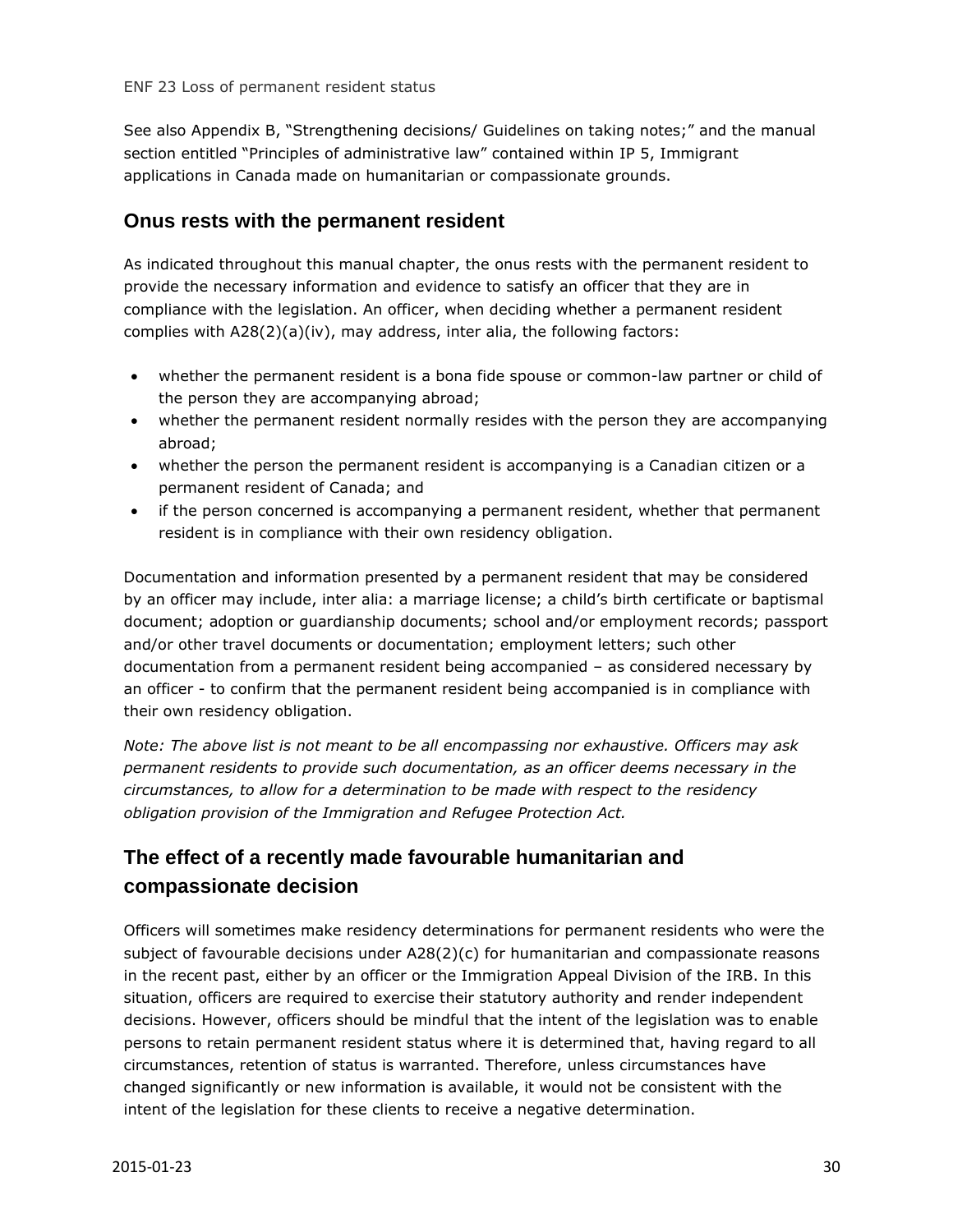See also Appendix B, "Strengthening decisions/ Guidelines on taking notes;" and the manual section entitled "Principles of administrative law" contained within IP 5, Immigrant applications in Canada made on humanitarian or compassionate grounds.

## Onus rests with the permanent resident

As indicated throughout this manual chapter, the onus rests with the permanent resident to provide the necessary information and evidence to satisfy an officer that they are in compliance with the legislation. An officer, when deciding whether a permanent resident complies with A28(2)(a)(iv), may address, inter alia, the following factors:

- whether the permanent resident is a bona fide spouse or common-law partner or child of the person they are accompanying abroad;
- whether the permanent resident normally resides with the person they are accompanying abroad;
- whether the person the permanent resident is accompanying is a Canadian citizen or a permanent resident of Canada; and
- if the person concerned is accompanying a permanent resident, whether that permanent resident is in compliance with their own residency obligation.

Documentation and information presented by a permanent resident that may be considered by an officer may include, inter alia: a marriage license; a child's birth certificate or baptismal document; adoption or guardianship documents; school and/or employment records; passport and/or other travel documents or documentation; employment letters; such other documentation from a permanent resident being accompanied – as considered necessary by an officer - to confirm that the permanent resident being accompanied is in compliance with their own residency obligation.

*Note: The above list is not meant to be all encompassing nor exhaustive. Officers may ask permanent residents to provide such documentation, as an officer deems necessary in the circumstances, to allow for a determination to be made with respect to the residency obligation provision of the Immigration and Refugee Protection Act.*

## The effect of a recently made favourable humanitarian and compassionate decision

Officers will sometimes make residency determinations for permanent residents who were the subject of favourable decisions under A28(2)(c) for humanitarian and compassionate reasons in the recent past, either by an officer or the Immigration Appeal Division of the IRB. In this situation, officers are required to exercise their statutory authority and render independent decisions. However, officers should be mindful that the intent of the legislation was to enable persons to retain permanent resident status where it is determined that, having regard to all circumstances, retention of status is warranted. Therefore, unless circumstances have changed significantly or new information is available, it would not be consistent with the intent of the legislation for these clients to receive a negative determination.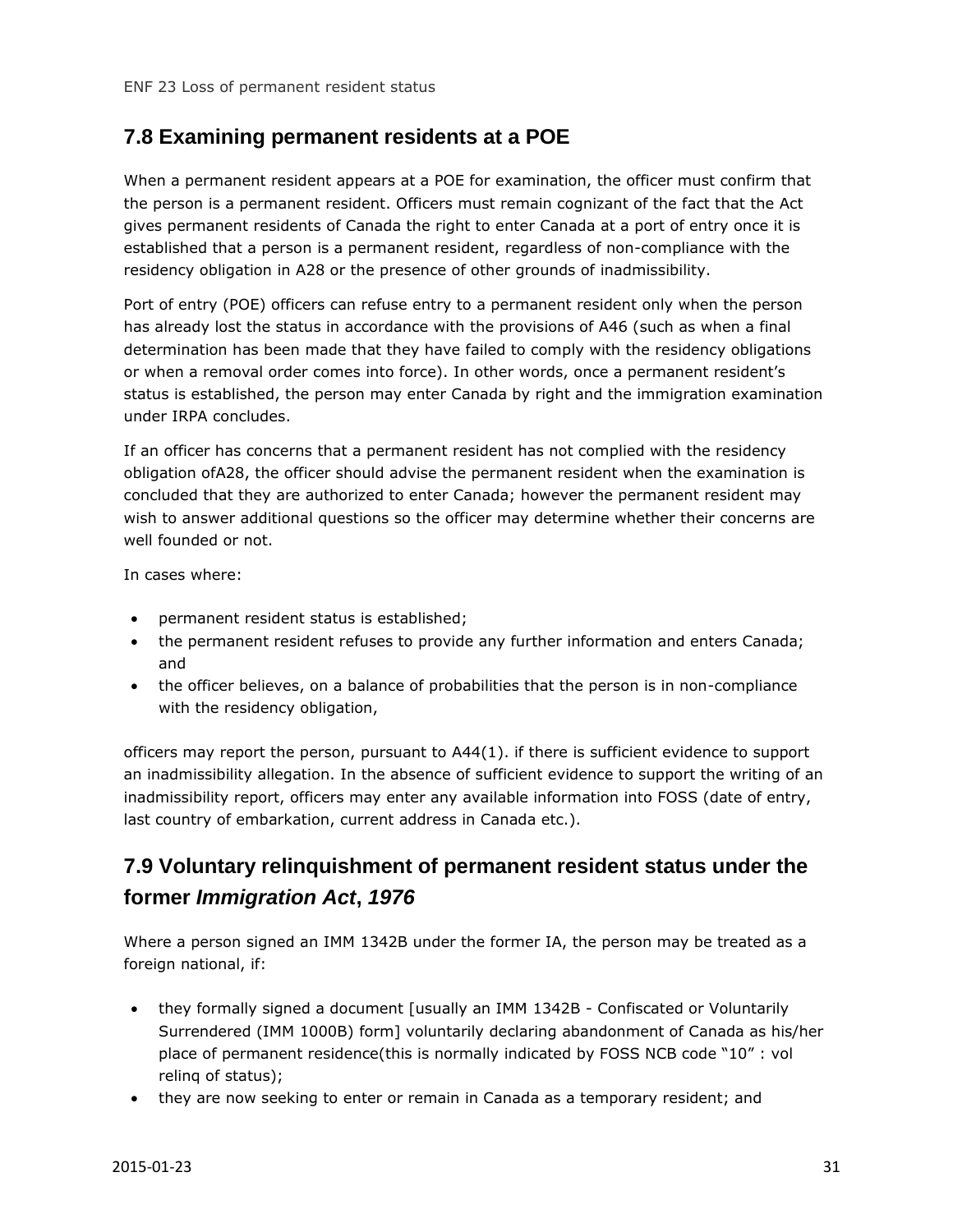## 7.8 Examining permanent residents at a POE

When a permanent resident appears at a POE for examination, the officer must confirm that the person is a permanent resident. Officers must remain cognizant of the fact that the Act gives permanent residents of Canada the right to enter Canada at a port of entry once it is established that a person is a permanent resident, regardless of non-compliance with the residency obligation in A28 or the presence of other grounds of inadmissibility.

Port of entry (POE) officers can refuse entry to a permanent resident only when the person has already lost the status in accordance with the provisions of A46 (such as when a final determination has been made that they have failed to comply with the residency obligations or when a removal order comes into force). In other words, once a permanent resident's status is established, the person may enter Canada by right and the immigration examination under IRPA concludes.

If an officer has concerns that a permanent resident has not complied with the residency obligation ofA28, the officer should advise the permanent resident when the examination is concluded that they are authorized to enter Canada; however the permanent resident may wish to answer additional questions so the officer may determine whether their concerns are well founded or not.

In cases where:

- permanent resident status is established;
- the permanent resident refuses to provide any further information and enters Canada; and
- the officer believes, on a balance of probabilities that the person is in non-compliance with the residency obligation,

officers may report the person, pursuant to A44(1). if there is sufficient evidence to support an inadmissibility allegation. In the absence of sufficient evidence to support the writing of an inadmissibility report, officers may enter any available information into FOSS (date of entry, last country of embarkation, current address in Canada etc.).

## 7.9 Voluntary relinquishment of permanent resident status under the former *Immigration Act*, *1976*

Where a person signed an IMM 1342B under the former IA, the person may be treated as a foreign national, if:

- they formally signed a document [usually an IMM 1342B - Confiscated or Voluntarily Surrendered (IMM 1000B) form] voluntarily declaring abandonment of Canada as his/her place of permanent residence(this is normally indicated by FOSS NCB code "10" : vol relinq of status);
- they are now seeking to enter or remain in Canada as a temporary resident; and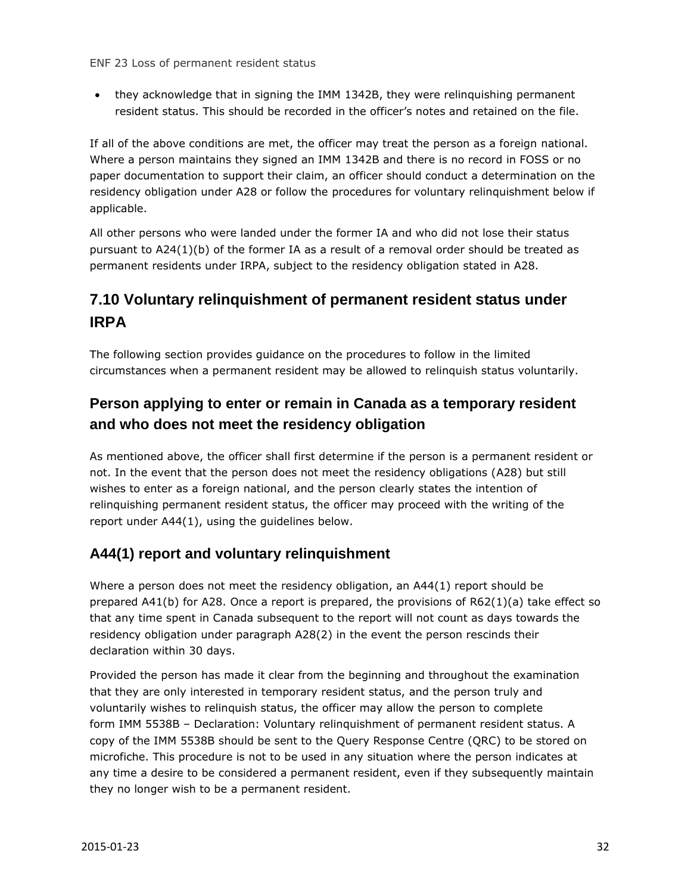- they acknowledge that in signing the IMM 1342B, they were relinquishing permanent resident status. This should be recorded in the officer's notes and retained on the file.

If all of the above conditions are met, the officer may treat the person as a foreign national. Where a person maintains they signed an IMM 1342B and there is no record in FOSS or no paper documentation to support their claim, an officer should conduct a determination on the residency obligation under A28 or follow the procedures for voluntary relinquishment below if applicable.

All other persons who were landed under the former IA and who did not lose their status pursuant to A24(1)(b) of the former IA as a result of a removal order should be treated as permanent residents under IRPA, subject to the residency obligation stated in A28.

## 7.10 Voluntary relinquishment of permanent resident status under IRPA

The following section provides guidance on the procedures to follow in the limited circumstances when a permanent resident may be allowed to relinquish status voluntarily.

### Person applying to enter or remain in Canada as a temporary resident and who does not meet the residency obligation

As mentioned above, the officer shall first determine if the person is a permanent resident or not. In the event that the person does not meet the residency obligations (A28) but still wishes to enter as a foreign national, and the person clearly states the intention of relinquishing permanent resident status, the officer may proceed with the writing of the report under A44(1), using the guidelines below.

### A44(1) report and voluntary relinquishment

Where a person does not meet the residency obligation, an A44(1) report should be prepared A41(b) for A28. Once a report is prepared, the provisions of R62(1)(a) take effect so that any time spent in Canada subsequent to the report will not count as days towards the residency obligation under paragraph A28(2) in the event the person rescinds their declaration within 30 days.

Provided the person has made it clear from the beginning and throughout the examination that they are only interested in temporary resident status, and the person truly and voluntarily wishes to relinquish status, the officer may allow the person to complete form IMM 5538B – Declaration: Voluntary relinquishment of permanent resident status. A copy of the IMM 5538B should be sent to the Query Response Centre (QRC) to be stored on microfiche. This procedure is not to be used in any situation where the person indicates at any time a desire to be considered a permanent resident, even if they subsequently maintain they no longer wish to be a permanent resident.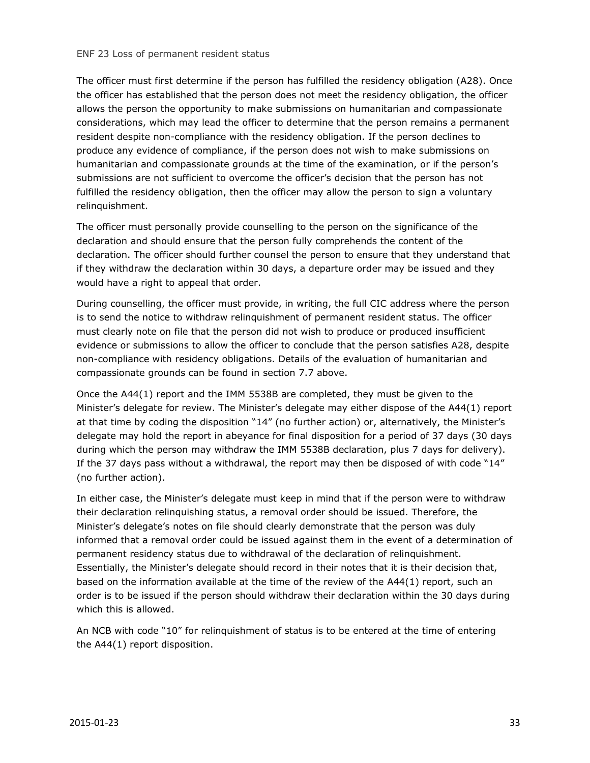The officer must first determine if the person has fulfilled the residency obligation (A28). Once the officer has established that the person does not meet the residency obligation, the officer allows the person the opportunity to make submissions on humanitarian and compassionate considerations, which may lead the officer to determine that the person remains a permanent resident despite non-compliance with the residency obligation. If the person declines to produce any evidence of compliance, if the person does not wish to make submissions on humanitarian and compassionate grounds at the time of the examination, or if the person's submissions are not sufficient to overcome the officer's decision that the person has not fulfilled the residency obligation, then the officer may allow the person to sign a voluntary relinquishment.

The officer must personally provide counselling to the person on the significance of the declaration and should ensure that the person fully comprehends the content of the declaration. The officer should further counsel the person to ensure that they understand that if they withdraw the declaration within 30 days, a departure order may be issued and they would have a right to appeal that order.

During counselling, the officer must provide, in writing, the full CIC address where the person is to send the notice to withdraw relinquishment of permanent resident status. The officer must clearly note on file that the person did not wish to produce or produced insufficient evidence or submissions to allow the officer to conclude that the person satisfies A28, despite non-compliance with residency obligations. Details of the evaluation of humanitarian and compassionate grounds can be found in section 7.7 above.

Once the A44(1) report and the IMM 5538B are completed, they must be given to the Minister's delegate for review. The Minister's delegate may either dispose of the A44(1) report at that time by coding the disposition "14" (no further action) or, alternatively, the Minister's delegate may hold the report in abeyance for final disposition for a period of 37 days (30 days during which the person may withdraw the IMM 5538B declaration, plus 7 days for delivery). If the 37 days pass without a withdrawal, the report may then be disposed of with code "14" (no further action).

In either case, the Minister's delegate must keep in mind that if the person were to withdraw their declaration relinquishing status, a removal order should be issued. Therefore, the Minister's delegate's notes on file should clearly demonstrate that the person was duly informed that a removal order could be issued against them in the event of a determination of permanent residency status due to withdrawal of the declaration of relinquishment. Essentially, the Minister's delegate should record in their notes that it is their decision that, based on the information available at the time of the review of the A44(1) report, such an order is to be issued if the person should withdraw their declaration within the 30 days during which this is allowed.

An NCB with code "10" for relinquishment of status is to be entered at the time of entering the A44(1) report disposition.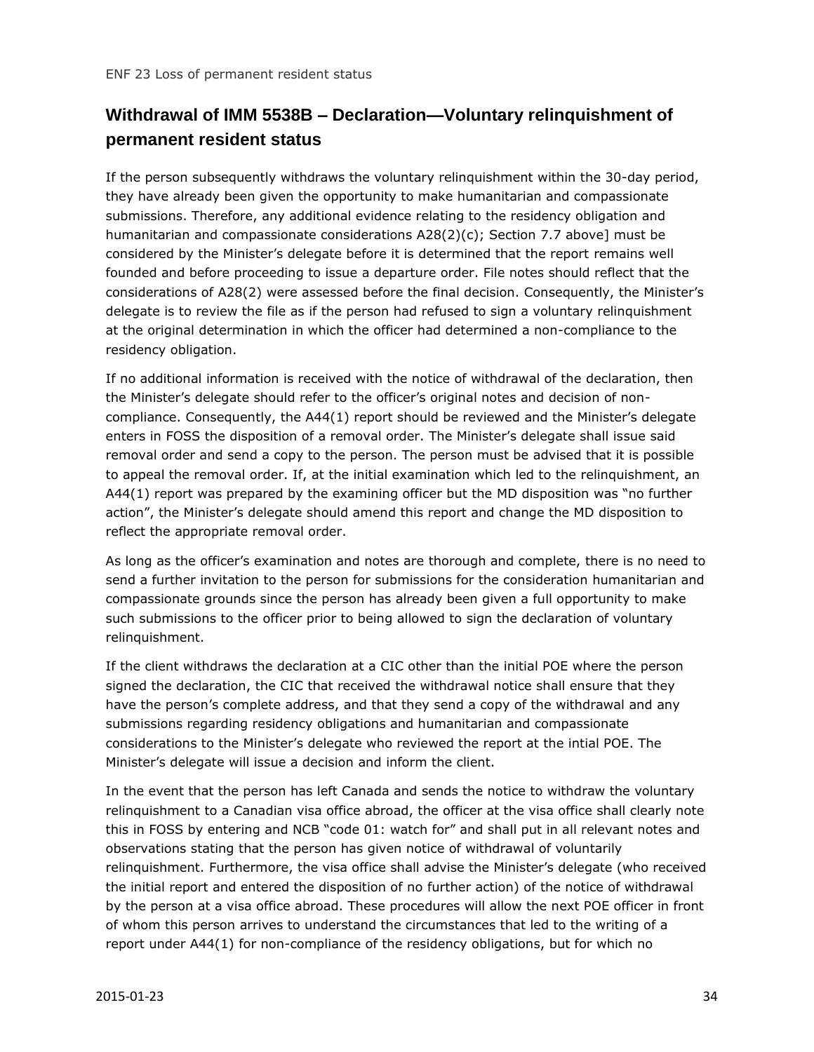## Withdrawal of IMM 5538B – Declaration—Voluntary relinquishment of permanent resident status

If the person subsequently withdraws the voluntary relinquishment within the 30-day period, they have already been given the opportunity to make humanitarian and compassionate submissions. Therefore, any additional evidence relating to the residency obligation and humanitarian and compassionate considerations A28(2)(c); Section 7.7 above] must be considered by the Minister's delegate before it is determined that the report remains well founded and before proceeding to issue a departure order. File notes should reflect that the considerations of A28(2) were assessed before the final decision. Consequently, the Minister's delegate is to review the file as if the person had refused to sign a voluntary relinquishment at the original determination in which the officer had determined a non-compliance to the residency obligation.

If no additional information is received with the notice of withdrawal of the declaration, then the Minister's delegate should refer to the officer's original notes and decision of non-compliance. Consequently, the A44(1) report should be reviewed and the Minister's delegate enters in FOSS the disposition of a removal order. The Minister's delegate shall issue said removal order and send a copy to the person. The person must be advised that it is possible to appeal the removal order. If, at the initial examination which led to the relinquishment, an A44(1) report was prepared by the examining officer but the MD disposition was "no further action", the Minister's delegate should amend this report and change the MD disposition to reflect the appropriate removal order.

As long as the officer's examination and notes are thorough and complete, there is no need to send a further invitation to the person for submissions for the consideration humanitarian and compassionate grounds since the person has already been given a full opportunity to make such submissions to the officer prior to being allowed to sign the declaration of voluntary relinquishment.

If the client withdraws the declaration at a CIC other than the initial POE where the person signed the declaration, the CIC that received the withdrawal notice shall ensure that they have the person's complete address, and that they send a copy of the withdrawal and any submissions regarding residency obligations and humanitarian and compassionate considerations to the Minister's delegate who reviewed the report at the intial POE. The Minister's delegate will issue a decision and inform the client.

In the event that the person has left Canada and sends the notice to withdraw the voluntary relinquishment to a Canadian visa office abroad, the officer at the visa office shall clearly note this in FOSS by entering and NCB "code 01: watch for" and shall put in all relevant notes and observations stating that the person has given notice of withdrawal of voluntarily relinquishment. Furthermore, the visa office shall advise the Minister's delegate (who received the initial report and entered the disposition of no further action) of the notice of withdrawal by the person at a visa office abroad. These procedures will allow the next POE officer in front of whom this person arrives to understand the circumstances that led to the writing of a report under A44(1) for non-compliance of the residency obligations, but for which no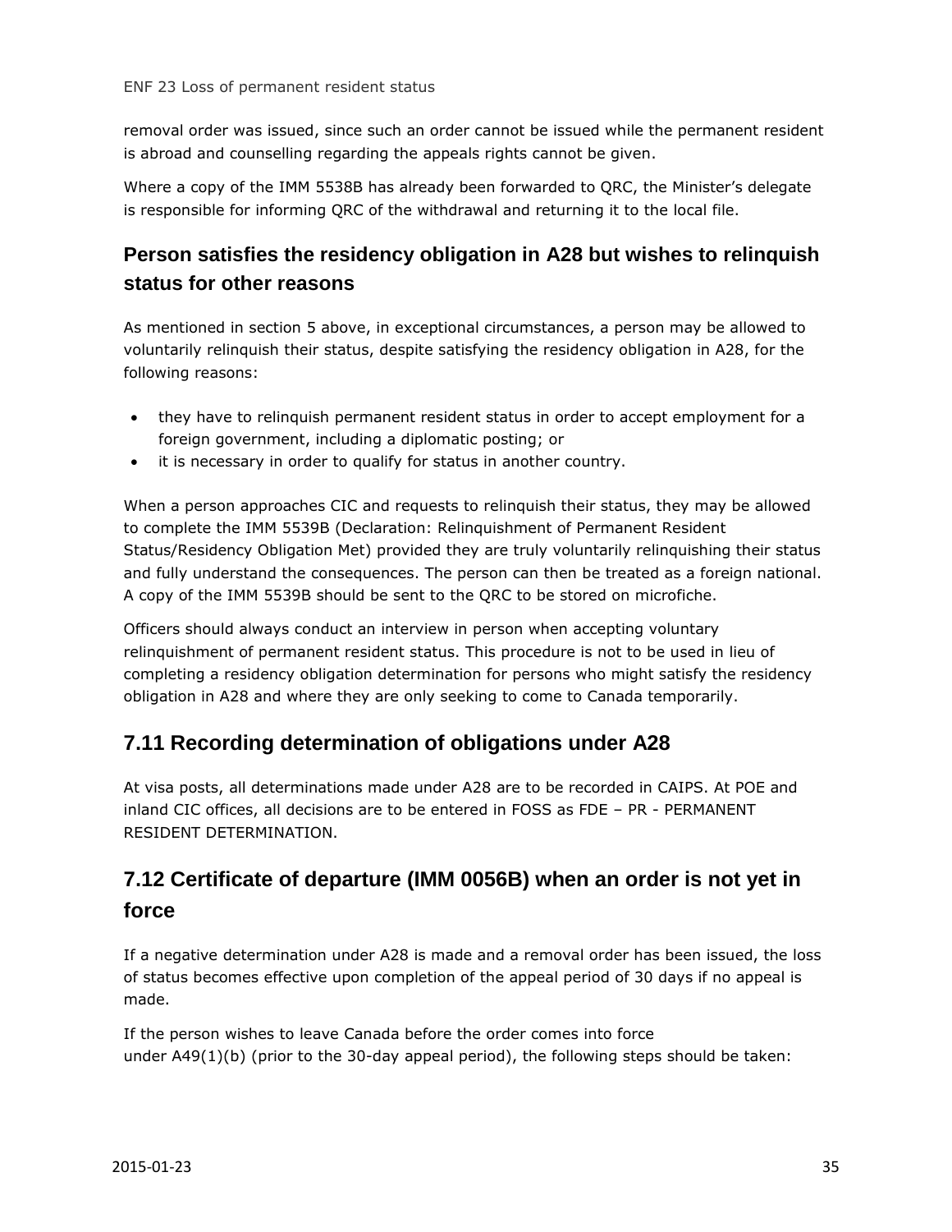removal order was issued, since such an order cannot be issued while the permanent resident is abroad and counselling regarding the appeals rights cannot be given.

Where a copy of the IMM 5538B has already been forwarded to QRC, the Minister's delegate is responsible for informing QRC of the withdrawal and returning it to the local file.

### Person satisfies the residency obligation in A28 but wishes to relinquish status for other reasons

As mentioned in section 5 above, in exceptional circumstances, a person may be allowed to voluntarily relinquish their status, despite satisfying the residency obligation in A28, for the following reasons:

- they have to relinquish permanent resident status in order to accept employment for a foreign government, including a diplomatic posting; or
- it is necessary in order to qualify for status in another country.

When a person approaches CIC and requests to relinquish their status, they may be allowed to complete the IMM 5539B (Declaration: Relinquishment of Permanent Resident Status/Residency Obligation Met) provided they are truly voluntarily relinquishing their status and fully understand the consequences. The person can then be treated as a foreign national. A copy of the IMM 5539B should be sent to the QRC to be stored on microfiche.

Officers should always conduct an interview in person when accepting voluntary relinquishment of permanent resident status. This procedure is not to be used in lieu of completing a residency obligation determination for persons who might satisfy the residency obligation in A28 and where they are only seeking to come to Canada temporarily.

## 7.11 Recording determination of obligations under A28

At visa posts, all determinations made under A28 are to be recorded in CAIPS. At POE and inland CIC offices, all decisions are to be entered in FOSS as FDE – PR - PERMANENT RESIDENT DETERMINATION.

## 7.12 Certificate of departure (IMM 0056B) when an order is not yet in force

If a negative determination under A28 is made and a removal order has been issued, the loss of status becomes effective upon completion of the appeal period of 30 days if no appeal is made.

If the person wishes to leave Canada before the order comes into force under A49(1)(b) (prior to the 30-day appeal period), the following steps should be taken: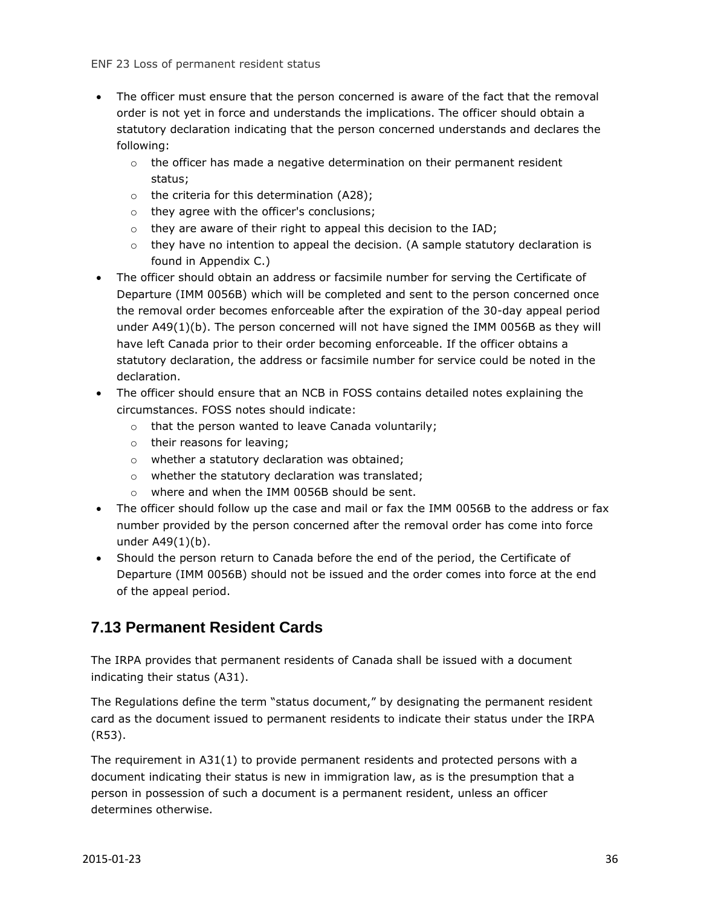- The officer must ensure that the person concerned is aware of the fact that the removal order is not yet in force and understands the implications. The officer should obtain a statutory declaration indicating that the person concerned understands and declares the following:
    - the officer has made a negative determination on their permanent resident status;
    - the criteria for this determination (A28);
    - they agree with the officer's conclusions;
    - they are aware of their right to appeal this decision to the IAD;
    - they have no intention to appeal the decision. (A sample statutory declaration is found in Appendix C.)
- The officer should obtain an address or facsimile number for serving the Certificate of Departure (IMM 0056B) which will be completed and sent to the person concerned once the removal order becomes enforceable after the expiration of the 30-day appeal period under A49(1)(b). The person concerned will not have signed the IMM 0056B as they will have left Canada prior to their order becoming enforceable. If the officer obtains a statutory declaration, the address or facsimile number for service could be noted in the declaration.
- The officer should ensure that an NCB in FOSS contains detailed notes explaining the circumstances. FOSS notes should indicate:
    - that the person wanted to leave Canada voluntarily;
    - their reasons for leaving;
    - whether a statutory declaration was obtained;
    - whether the statutory declaration was translated;
    - where and when the IMM 0056B should be sent.
- The officer should follow up the case and mail or fax the IMM 0056B to the address or fax number provided by the person concerned after the removal order has come into force under A49(1)(b).
- Should the person return to Canada before the end of the period, the Certificate of Departure (IMM 0056B) should not be issued and the order comes into force at the end of the appeal period.

## 7.13 Permanent Resident Cards

The IRPA provides that permanent residents of Canada shall be issued with a document indicating their status (A31).

The Regulations define the term "status document," by designating the permanent resident card as the document issued to permanent residents to indicate their status under the IRPA (R53).

The requirement in A31(1) to provide permanent residents and protected persons with a document indicating their status is new in immigration law, as is the presumption that a person in possession of such a document is a permanent resident, unless an officer determines otherwise.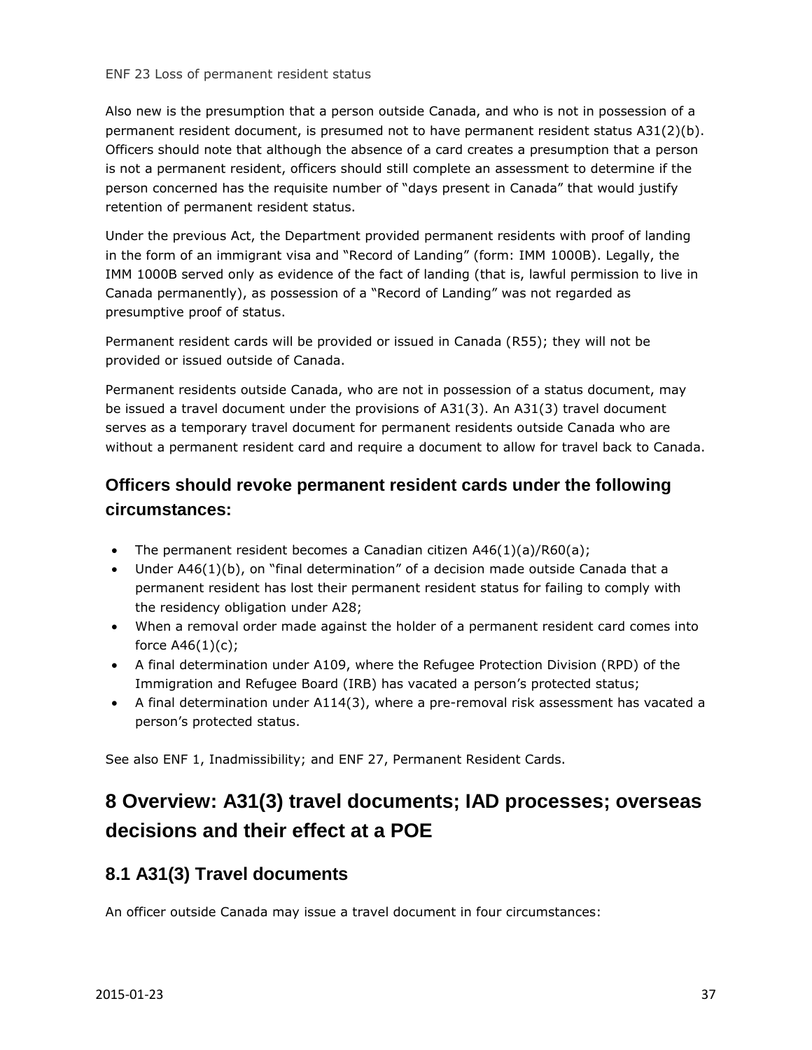Also new is the presumption that a person outside Canada, and who is not in possession of a permanent resident document, is presumed not to have permanent resident status A31(2)(b). Officers should note that although the absence of a card creates a presumption that a person is not a permanent resident, officers should still complete an assessment to determine if the person concerned has the requisite number of "days present in Canada" that would justify retention of permanent resident status.

Under the previous Act, the Department provided permanent residents with proof of landing in the form of an immigrant visa and "Record of Landing" (form: IMM 1000B). Legally, the IMM 1000B served only as evidence of the fact of landing (that is, lawful permission to live in Canada permanently), as possession of a "Record of Landing" was not regarded as presumptive proof of status.

Permanent resident cards will be provided or issued in Canada (R55); they will not be provided or issued outside of Canada.

Permanent residents outside Canada, who are not in possession of a status document, may be issued a travel document under the provisions of A31(3). An A31(3) travel document serves as a temporary travel document for permanent residents outside Canada who are without a permanent resident card and require a document to allow for travel back to Canada.

### Officers should revoke permanent resident cards under the following circumstances:

- The permanent resident becomes a Canadian citizen A46(1)(a)/R60(a);
- Under A46(1)(b), on "final determination" of a decision made outside Canada that a permanent resident has lost their permanent resident status for failing to comply with the residency obligation under A28;
- When a removal order made against the holder of a permanent resident card comes into force A46(1)(c);
- A final determination under A109, where the Refugee Protection Division (RPD) of the Immigration and Refugee Board (IRB) has vacated a person's protected status;
- A final determination under A114(3), where a pre-removal risk assessment has vacated a person's protected status.

See also ENF 1, Inadmissibility; and ENF 27, Permanent Resident Cards.

# 8 Overview: A31(3) travel documents; IAD processes; overseas decisions and their effect at a POE

## 8.1 A31(3) Travel documents

An officer outside Canada may issue a travel document in four circumstances: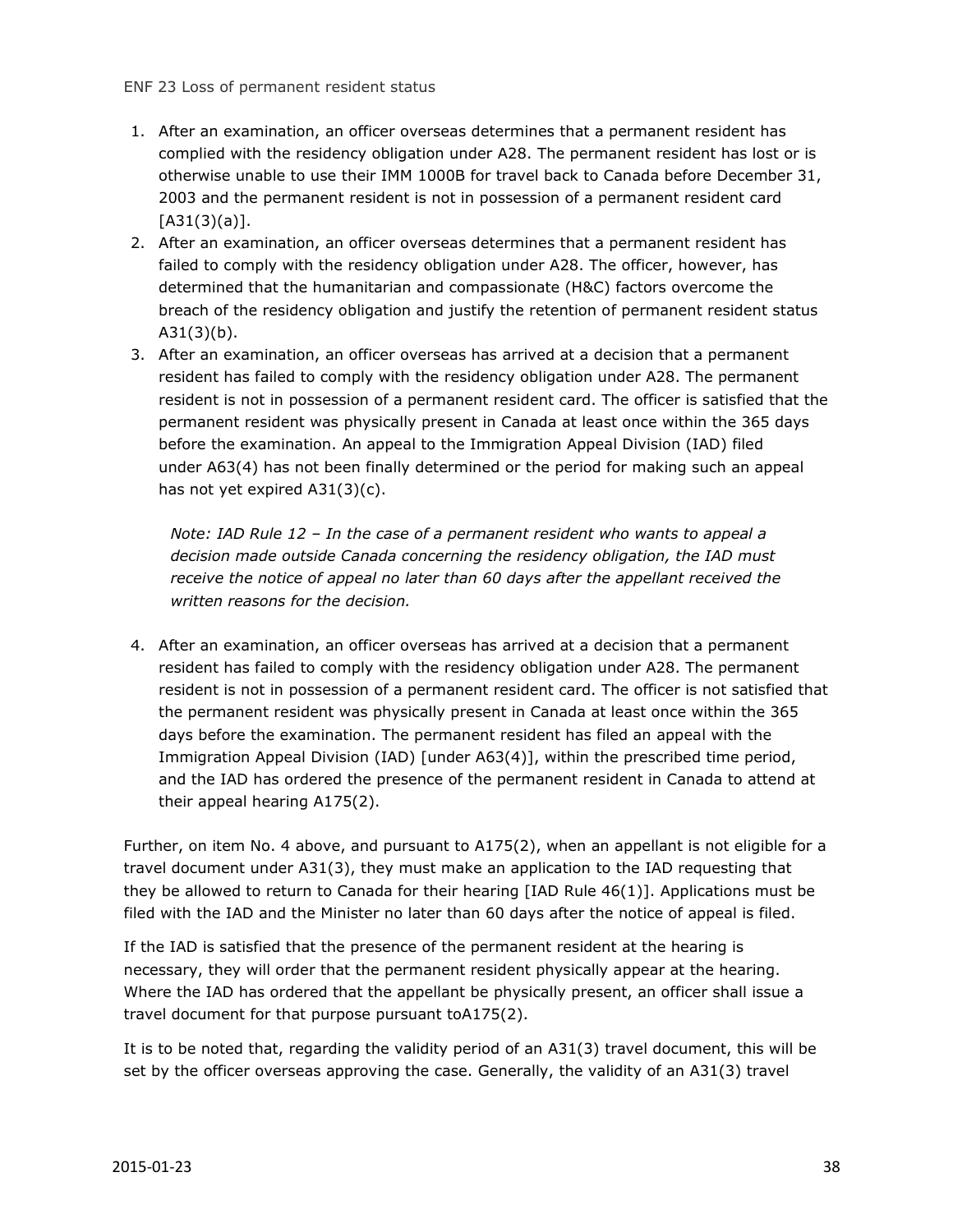1. After an examination, an officer overseas determines that a permanent resident has complied with the residency obligation under A28. The permanent resident has lost or is otherwise unable to use their IMM 1000B for travel back to Canada before December 31, 2003 and the permanent resident is not in possession of a permanent resident card [A31(3)(a)].
2. After an examination, an officer overseas determines that a permanent resident has failed to comply with the residency obligation under A28. The officer, however, has determined that the humanitarian and compassionate (H&C) factors overcome the breach of the residency obligation and justify the retention of permanent resident status A31(3)(b).
3. After an examination, an officer overseas has arrived at a decision that a permanent resident has failed to comply with the residency obligation under A28. The permanent resident is not in possession of a permanent resident card. The officer is satisfied that the permanent resident was physically present in Canada at least once within the 365 days before the examination. An appeal to the Immigration Appeal Division (IAD) filed under A63(4) has not been finally determined or the period for making such an appeal has not yet expired A31(3)(c).

   *Note: IAD Rule 12 – In the case of a permanent resident who wants to appeal a decision made outside Canada concerning the residency obligation, the IAD must receive the notice of appeal no later than 60 days after the appellant received the written reasons for the decision.*

4. After an examination, an officer overseas has arrived at a decision that a permanent resident has failed to comply with the residency obligation under A28. The permanent resident is not in possession of a permanent resident card. The officer is not satisfied that the permanent resident was physically present in Canada at least once within the 365 days before the examination. The permanent resident has filed an appeal with the Immigration Appeal Division (IAD) [under A63(4)], within the prescribed time period, and the IAD has ordered the presence of the permanent resident in Canada to attend at their appeal hearing A175(2).

Further, on item No. 4 above, and pursuant to A175(2), when an appellant is not eligible for a travel document under A31(3), they must make an application to the IAD requesting that they be allowed to return to Canada for their hearing [IAD Rule 46(1)]. Applications must be filed with the IAD and the Minister no later than 60 days after the notice of appeal is filed.

If the IAD is satisfied that the presence of the permanent resident at the hearing is necessary, they will order that the permanent resident physically appear at the hearing. Where the IAD has ordered that the appellant be physically present, an officer shall issue a travel document for that purpose pursuant toA175(2).

It is to be noted that, regarding the validity period of an A31(3) travel document, this will be set by the officer overseas approving the case. Generally, the validity of an A31(3) travel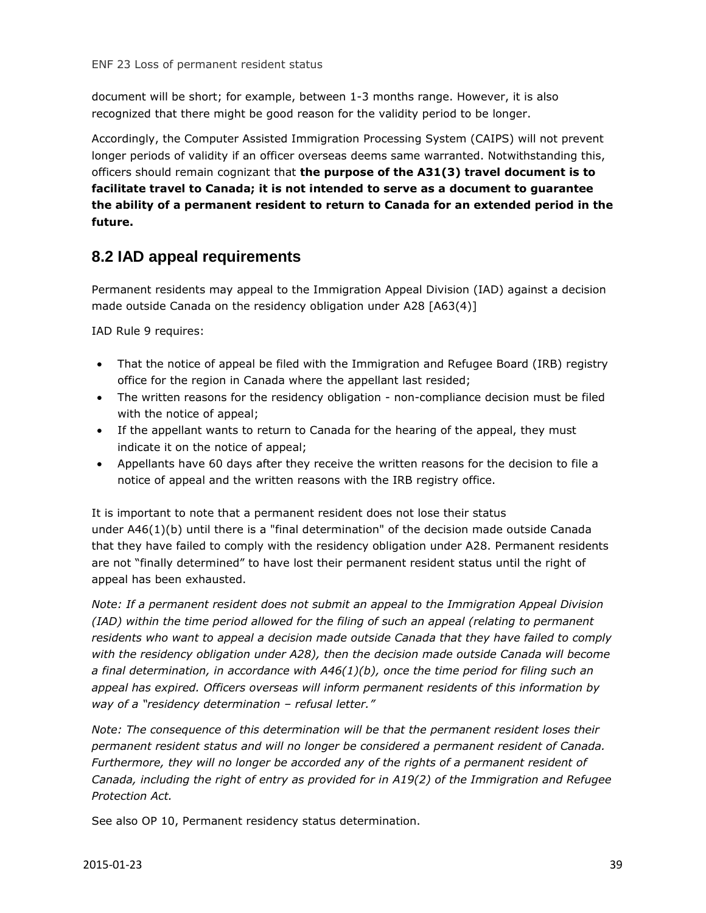document will be short; for example, between 1-3 months range. However, it is also recognized that there might be good reason for the validity period to be longer.

Accordingly, the Computer Assisted Immigration Processing System (CAIPS) will not prevent longer periods of validity if an officer overseas deems same warranted. Notwithstanding this, officers should remain cognizant that **the purpose of the A31(3) travel document is to facilitate travel to Canada; it is not intended to serve as a document to guarantee the ability of a permanent resident to return to Canada for an extended period in the future.**

## 8.2 IAD appeal requirements

Permanent residents may appeal to the Immigration Appeal Division (IAD) against a decision made outside Canada on the residency obligation under A28 [A63(4)]

IAD Rule 9 requires:

- That the notice of appeal be filed with the Immigration and Refugee Board (IRB) registry office for the region in Canada where the appellant last resided;
- The written reasons for the residency obligation - non-compliance decision must be filed with the notice of appeal;
- If the appellant wants to return to Canada for the hearing of the appeal, they must indicate it on the notice of appeal;
- Appellants have 60 days after they receive the written reasons for the decision to file a notice of appeal and the written reasons with the IRB registry office.

It is important to note that a permanent resident does not lose their status under A46(1)(b) until there is a "final determination" of the decision made outside Canada that they have failed to comply with the residency obligation under A28. Permanent residents are not "finally determined" to have lost their permanent resident status until the right of appeal has been exhausted.

*Note: If a permanent resident does not submit an appeal to the Immigration Appeal Division (IAD) within the time period allowed for the filing of such an appeal (relating to permanent residents who want to appeal a decision made outside Canada that they have failed to comply with the residency obligation under A28), then the decision made outside Canada will become a final determination, in accordance with A46(1)(b), once the time period for filing such an appeal has expired. Officers overseas will inform permanent residents of this information by way of a "residency determination – refusal letter."*

*Note: The consequence of this determination will be that the permanent resident loses their permanent resident status and will no longer be considered a permanent resident of Canada. Furthermore, they will no longer be accorded any of the rights of a permanent resident of Canada, including the right of entry as provided for in A19(2) of the Immigration and Refugee Protection Act.*

See also OP 10, Permanent residency status determination.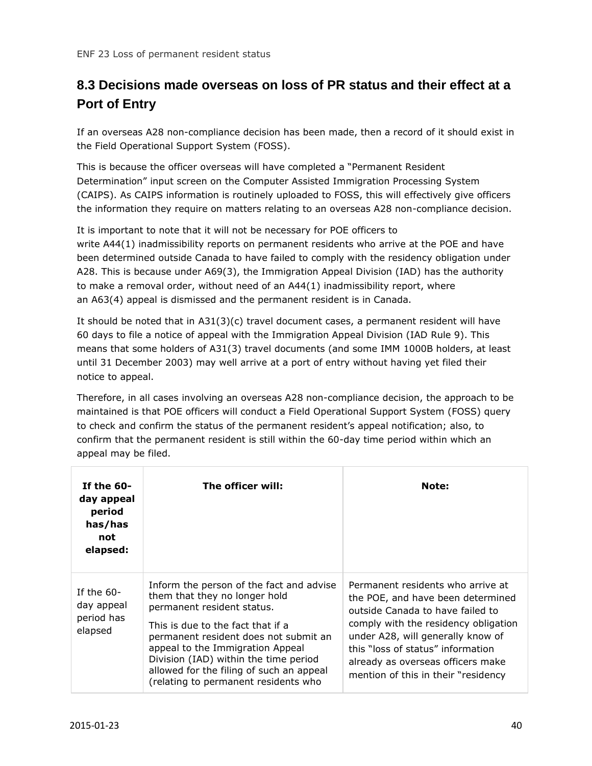## 8.3 Decisions made overseas on loss of PR status and their effect at a Port of Entry

If an overseas A28 non-compliance decision has been made, then a record of it should exist in the Field Operational Support System (FOSS).

This is because the officer overseas will have completed a "Permanent Resident Determination" input screen on the Computer Assisted Immigration Processing System (CAIPS). As CAIPS information is routinely uploaded to FOSS, this will effectively give officers the information they require on matters relating to an overseas A28 non-compliance decision.

It is important to note that it will not be necessary for POE officers to write A44(1) inadmissibility reports on permanent residents who arrive at the POE and have been determined outside Canada to have failed to comply with the residency obligation under A28. This is because under A69(3), the Immigration Appeal Division (IAD) has the authority to make a removal order, without need of an A44(1) inadmissibility report, where an A63(4) appeal is dismissed and the permanent resident is in Canada.

It should be noted that in A31(3)(c) travel document cases, a permanent resident will have 60 days to file a notice of appeal with the Immigration Appeal Division (IAD Rule 9). This means that some holders of A31(3) travel documents (and some IMM 1000B holders, at least until 31 December 2003) may well arrive at a port of entry without having yet filed their notice to appeal.

Therefore, in all cases involving an overseas A28 non-compliance decision, the approach to be maintained is that POE officers will conduct a Field Operational Support System (FOSS) query to check and confirm the status of the permanent resident's appeal notification; also, to confirm that the permanent resident is still within the 60-day time period within which an appeal may be filed.

| If the 60-day appeal period has/has not elapsed: | The officer will: | Note: |
| --- | --- | --- |
| If the 60-day appeal period has elapsed | Inform the person of the fact and advise them that they no longer hold permanent resident status.<br><br>This is due to the fact that if a permanent resident does not submit an appeal to the Immigration Appeal Division (IAD) within the time period allowed for the filing of such an appeal (relating to permanent residents who | Permanent residents who arrive at the POE, and have been determined outside Canada to have failed to comply with the residency obligation under A28, will generally know of this "loss of status" information already as overseas officers make mention of this in their "residency |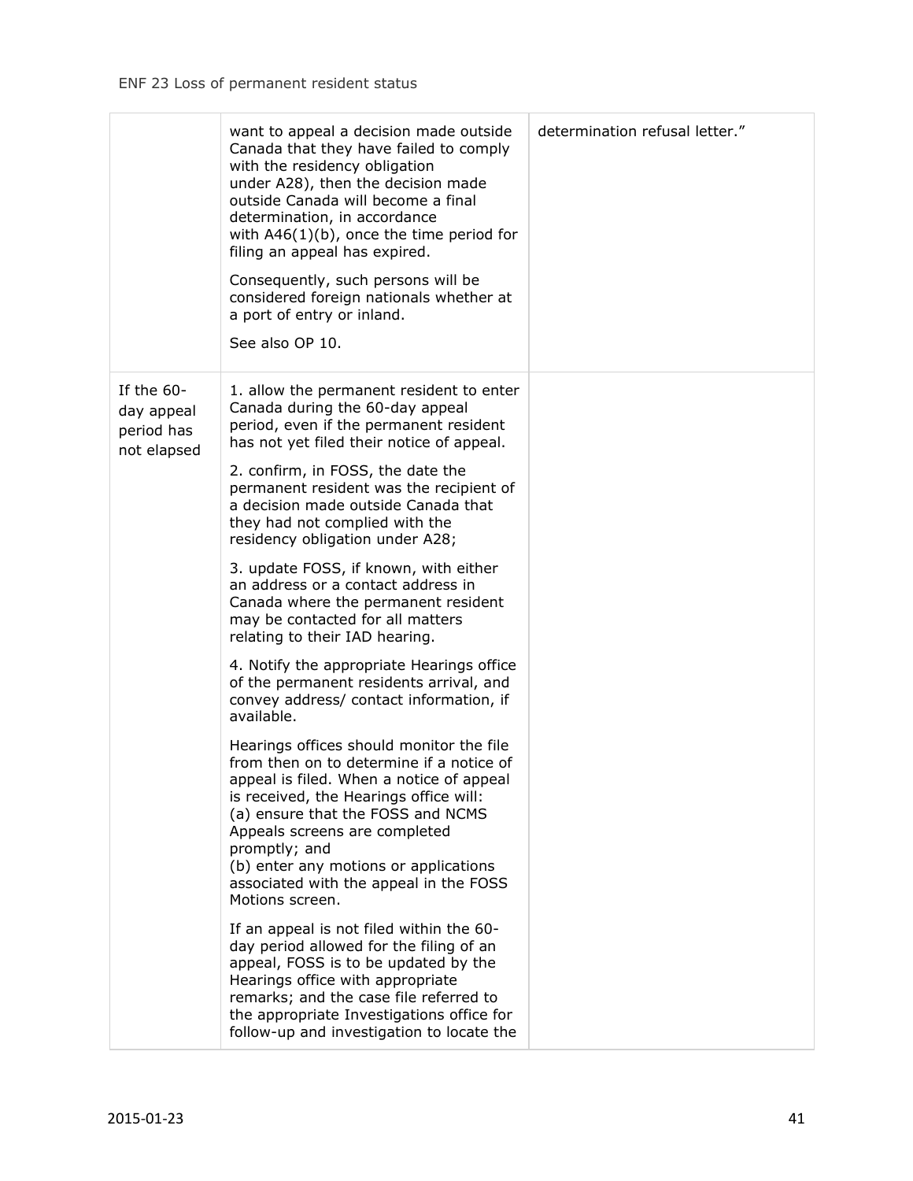| | | |
|---|---|---|
| | want to appeal a decision made outside Canada that they have failed to comply with the residency obligation under A28), then the decision made outside Canada will become a final determination, in accordance with A46(1)(b), once the time period for filing an appeal has expired.<br><br>Consequently, such persons will be considered foreign nationals whether at a port of entry or inland.<br><br>See also OP 10. | determination refusal letter." |
| If the 60-day appeal period has not elapsed | 1. allow the permanent resident to enter Canada during the 60-day appeal period, even if the permanent resident has not yet filed their notice of appeal.<br><br>2. confirm, in FOSS, the date the permanent resident was the recipient of a decision made outside Canada that they had not complied with the residency obligation under A28;<br><br>3. update FOSS, if known, with either an address or a contact address in Canada where the permanent resident may be contacted for all matters relating to their IAD hearing.<br><br>4. Notify the appropriate Hearings office of the permanent residents arrival, and convey address/ contact information, if available.<br><br>Hearings offices should monitor the file from then on to determine if a notice of appeal is filed. When a notice of appeal is received, the Hearings office will:<br>(a) ensure that the FOSS and NCMS Appeals screens are completed promptly; and<br>(b) enter any motions or applications associated with the appeal in the FOSS Motions screen.<br><br>If an appeal is not filed within the 60-day period allowed for the filing of an appeal, FOSS is to be updated by the Hearings office with appropriate remarks; and the case file referred to the appropriate Investigations office for follow-up and investigation to locate the | |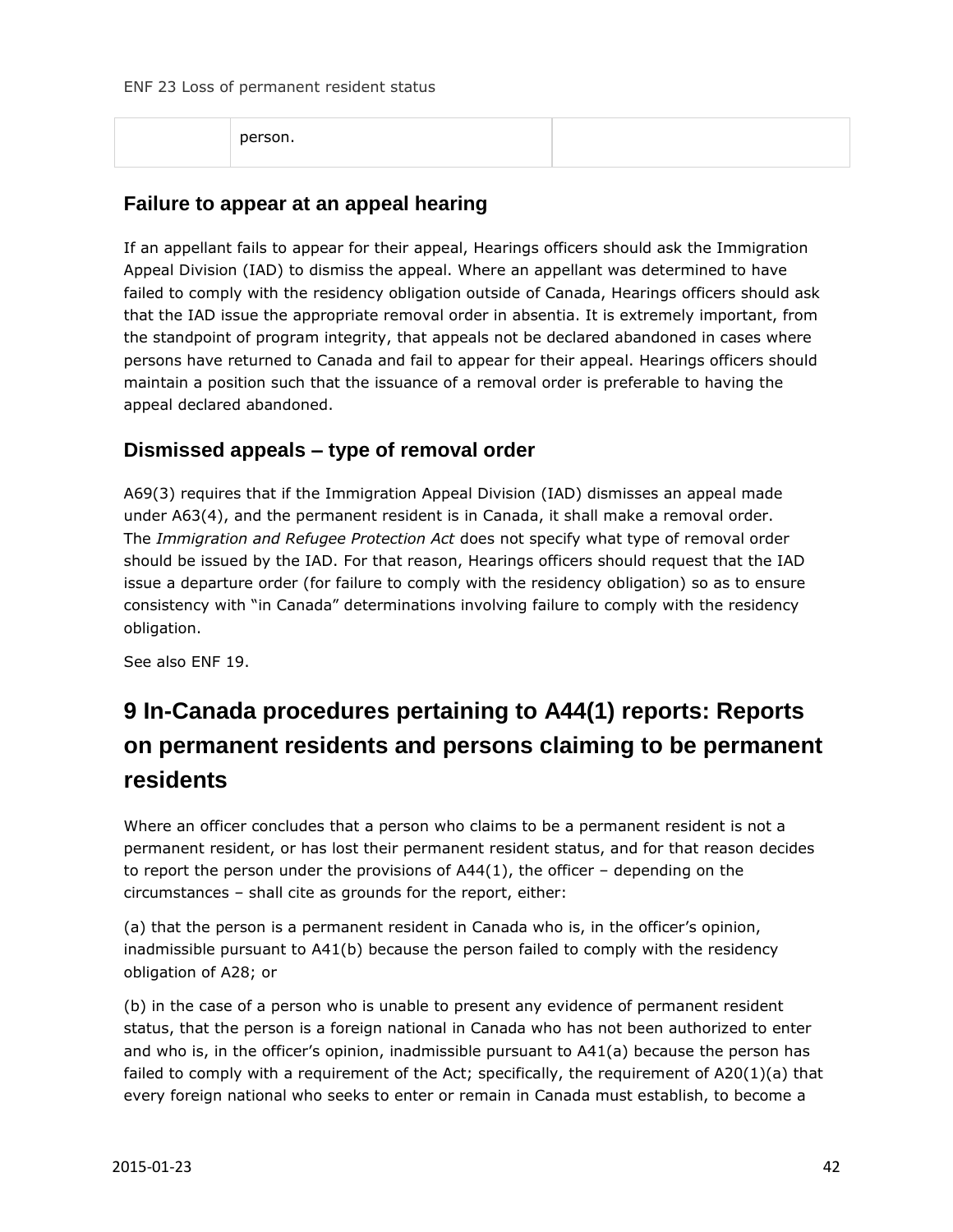|  | person. |  |
| --- | --- | --- |

### Failure to appear at an appeal hearing

If an appellant fails to appear for their appeal, Hearings officers should ask the Immigration Appeal Division (IAD) to dismiss the appeal. Where an appellant was determined to have failed to comply with the residency obligation outside of Canada, Hearings officers should ask that the IAD issue the appropriate removal order in absentia. It is extremely important, from the standpoint of program integrity, that appeals not be declared abandoned in cases where persons have returned to Canada and fail to appear for their appeal. Hearings officers should maintain a position such that the issuance of a removal order is preferable to having the appeal declared abandoned.

### Dismissed appeals – type of removal order

A69(3) requires that if the Immigration Appeal Division (IAD) dismisses an appeal made under A63(4), and the permanent resident is in Canada, it shall make a removal order. The *Immigration and Refugee Protection Act* does not specify what type of removal order should be issued by the IAD. For that reason, Hearings officers should request that the IAD issue a departure order (for failure to comply with the residency obligation) so as to ensure consistency with "in Canada" determinations involving failure to comply with the residency obligation.

See also ENF 19.

## 9 In-Canada procedures pertaining to A44(1) reports: Reports on permanent residents and persons claiming to be permanent residents

Where an officer concludes that a person who claims to be a permanent resident is not a permanent resident, or has lost their permanent resident status, and for that reason decides to report the person under the provisions of A44(1), the officer – depending on the circumstances – shall cite as grounds for the report, either:

(a) that the person is a permanent resident in Canada who is, in the officer's opinion, inadmissible pursuant to A41(b) because the person failed to comply with the residency obligation of A28; or

(b) in the case of a person who is unable to present any evidence of permanent resident status, that the person is a foreign national in Canada who has not been authorized to enter and who is, in the officer's opinion, inadmissible pursuant to A41(a) because the person has failed to comply with a requirement of the Act; specifically, the requirement of A20(1)(a) that every foreign national who seeks to enter or remain in Canada must establish, to become a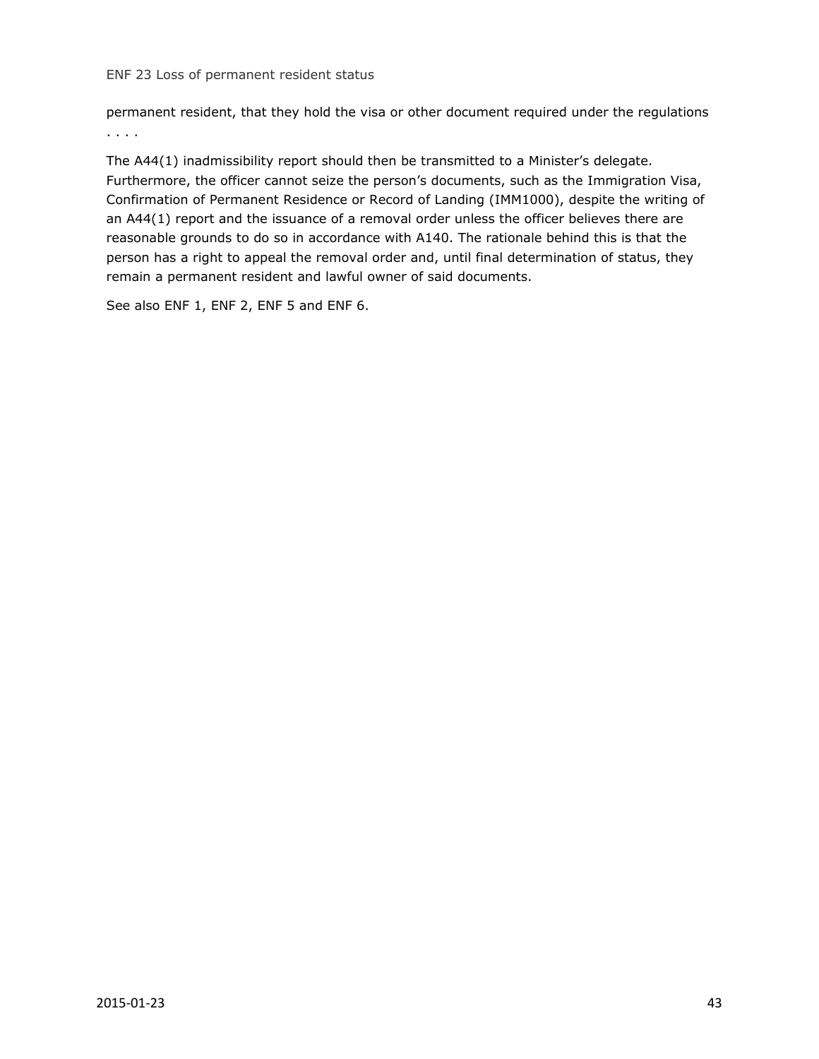permanent resident, that they hold the visa or other document required under the regulations . . . .

The A44(1) inadmissibility report should then be transmitted to a Minister's delegate. Furthermore, the officer cannot seize the person's documents, such as the Immigration Visa, Confirmation of Permanent Residence or Record of Landing (IMM1000), despite the writing of an A44(1) report and the issuance of a removal order unless the officer believes there are reasonable grounds to do so in accordance with A140. The rationale behind this is that the person has a right to appeal the removal order and, until final determination of status, they remain a permanent resident and lawful owner of said documents.

See also ENF 1, ENF 2, ENF 5 and ENF 6.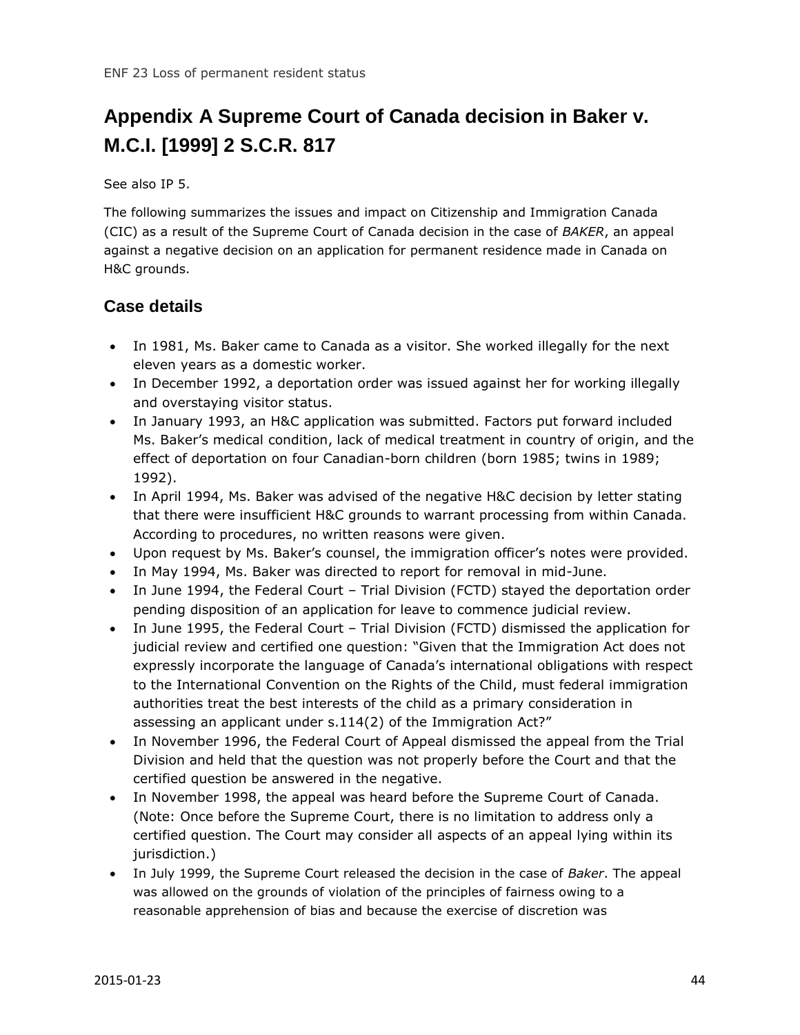# Appendix A Supreme Court of Canada decision in Baker v. M.C.I. [1999] 2 S.C.R. 817

See also IP 5.

The following summarizes the issues and impact on Citizenship and Immigration Canada (CIC) as a result of the Supreme Court of Canada decision in the case of *BAKER*, an appeal against a negative decision on an application for permanent residence made in Canada on H&C grounds.

## Case details

- In 1981, Ms. Baker came to Canada as a visitor. She worked illegally for the next eleven years as a domestic worker.
- In December 1992, a deportation order was issued against her for working illegally and overstaying visitor status.
- In January 1993, an H&C application was submitted. Factors put forward included Ms. Baker's medical condition, lack of medical treatment in country of origin, and the effect of deportation on four Canadian-born children (born 1985; twins in 1989; 1992).
- In April 1994, Ms. Baker was advised of the negative H&C decision by letter stating that there were insufficient H&C grounds to warrant processing from within Canada. According to procedures, no written reasons were given.
- Upon request by Ms. Baker's counsel, the immigration officer's notes were provided.
- In May 1994, Ms. Baker was directed to report for removal in mid-June.
- In June 1994, the Federal Court – Trial Division (FCTD) stayed the deportation order pending disposition of an application for leave to commence judicial review.
- In June 1995, the Federal Court – Trial Division (FCTD) dismissed the application for judicial review and certified one question: "Given that the Immigration Act does not expressly incorporate the language of Canada's international obligations with respect to the International Convention on the Rights of the Child, must federal immigration authorities treat the best interests of the child as a primary consideration in assessing an applicant under s.114(2) of the Immigration Act?"
- In November 1996, the Federal Court of Appeal dismissed the appeal from the Trial Division and held that the question was not properly before the Court and that the certified question be answered in the negative.
- In November 1998, the appeal was heard before the Supreme Court of Canada. (Note: Once before the Supreme Court, there is no limitation to address only a certified question. The Court may consider all aspects of an appeal lying within its jurisdiction.)
- In July 1999, the Supreme Court released the decision in the case of *Baker*. The appeal was allowed on the grounds of violation of the principles of fairness owing to a reasonable apprehension of bias and because the exercise of discretion was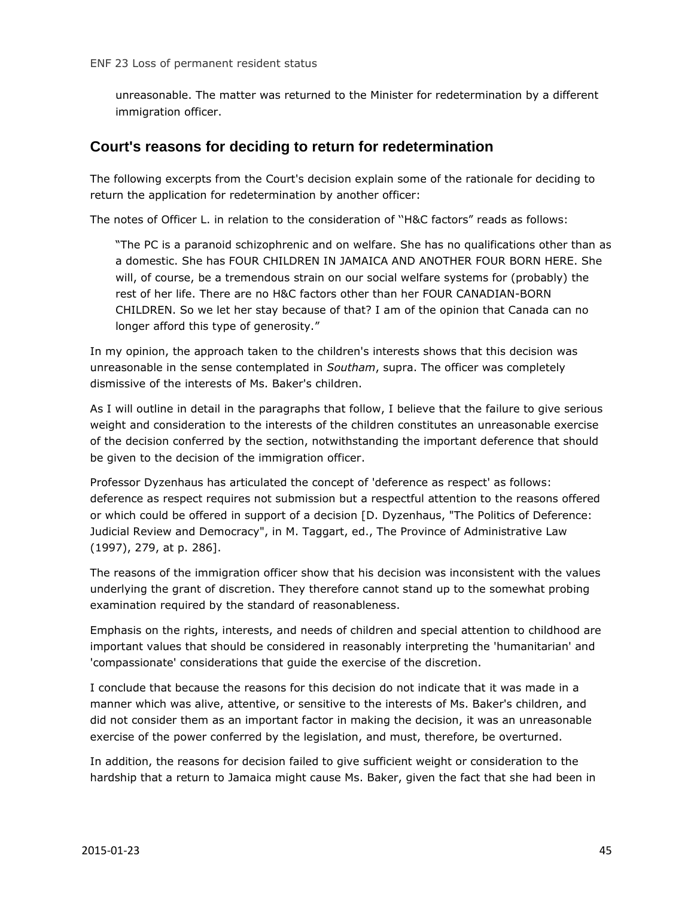unreasonable. The matter was returned to the Minister for redetermination by a different immigration officer.

## Court's reasons for deciding to return for redetermination

The following excerpts from the Court's decision explain some of the rationale for deciding to return the application for redetermination by another officer:

The notes of Officer L. in relation to the consideration of "H&C factors" reads as follows:

> "The PC is a paranoid schizophrenic and on welfare. She has no qualifications other than as a domestic. She has FOUR CHILDREN IN JAMAICA AND ANOTHER FOUR BORN HERE. She will, of course, be a tremendous strain on our social welfare systems for (probably) the rest of her life. There are no H&C factors other than her FOUR CANADIAN-BORN CHILDREN. So we let her stay because of that? I am of the opinion that Canada can no longer afford this type of generosity."

In my opinion, the approach taken to the children's interests shows that this decision was unreasonable in the sense contemplated in *Southam*, supra. The officer was completely dismissive of the interests of Ms. Baker's children.

As I will outline in detail in the paragraphs that follow, I believe that the failure to give serious weight and consideration to the interests of the children constitutes an unreasonable exercise of the decision conferred by the section, notwithstanding the important deference that should be given to the decision of the immigration officer.

Professor Dyzenhaus has articulated the concept of 'deference as respect' as follows: deference as respect requires not submission but a respectful attention to the reasons offered or which could be offered in support of a decision [D. Dyzenhaus, "The Politics of Deference: Judicial Review and Democracy", in M. Taggart, ed., The Province of Administrative Law (1997), 279, at p. 286].

The reasons of the immigration officer show that his decision was inconsistent with the values underlying the grant of discretion. They therefore cannot stand up to the somewhat probing examination required by the standard of reasonableness.

Emphasis on the rights, interests, and needs of children and special attention to childhood are important values that should be considered in reasonably interpreting the 'humanitarian' and 'compassionate' considerations that guide the exercise of the discretion.

I conclude that because the reasons for this decision do not indicate that it was made in a manner which was alive, attentive, or sensitive to the interests of Ms. Baker's children, and did not consider them as an important factor in making the decision, it was an unreasonable exercise of the power conferred by the legislation, and must, therefore, be overturned.

In addition, the reasons for decision failed to give sufficient weight or consideration to the hardship that a return to Jamaica might cause Ms. Baker, given the fact that she had been in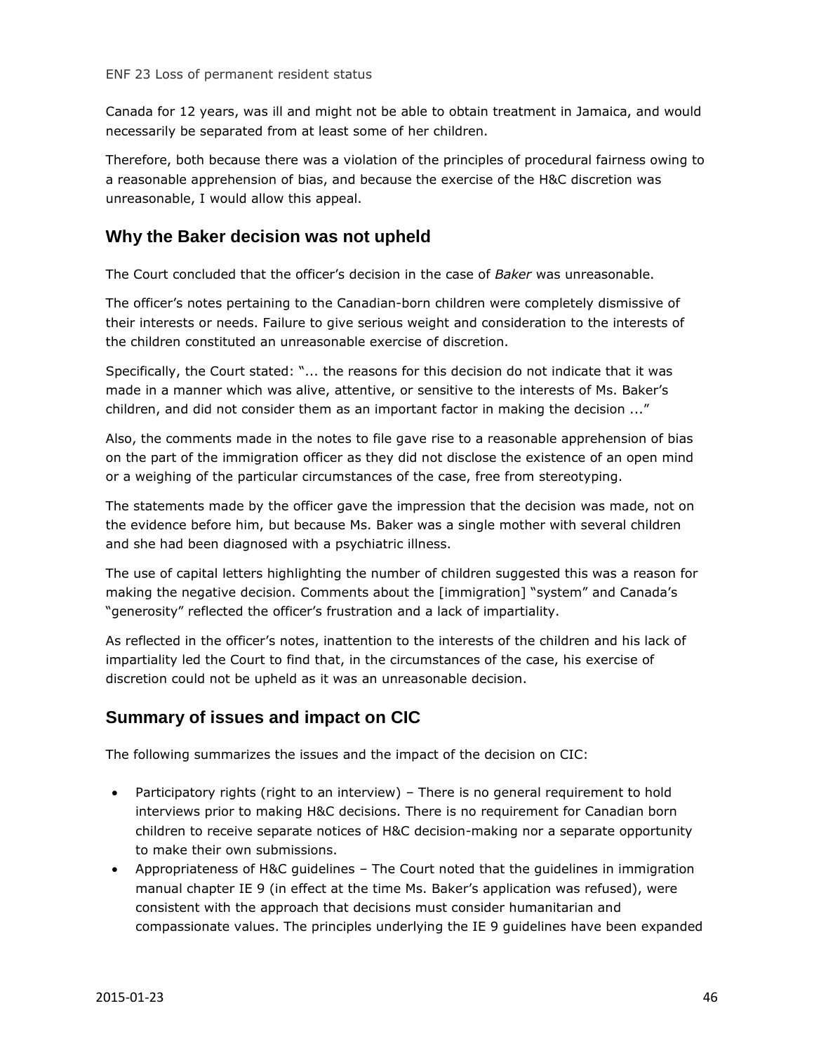Canada for 12 years, was ill and might not be able to obtain treatment in Jamaica, and would necessarily be separated from at least some of her children.

Therefore, both because there was a violation of the principles of procedural fairness owing to a reasonable apprehension of bias, and because the exercise of the H&C discretion was unreasonable, I would allow this appeal.

## Why the Baker decision was not upheld

The Court concluded that the officer's decision in the case of *Baker* was unreasonable.

The officer's notes pertaining to the Canadian-born children were completely dismissive of their interests or needs. Failure to give serious weight and consideration to the interests of the children constituted an unreasonable exercise of discretion.

Specifically, the Court stated: "... the reasons for this decision do not indicate that it was made in a manner which was alive, attentive, or sensitive to the interests of Ms. Baker's children, and did not consider them as an important factor in making the decision ..."

Also, the comments made in the notes to file gave rise to a reasonable apprehension of bias on the part of the immigration officer as they did not disclose the existence of an open mind or a weighing of the particular circumstances of the case, free from stereotyping.

The statements made by the officer gave the impression that the decision was made, not on the evidence before him, but because Ms. Baker was a single mother with several children and she had been diagnosed with a psychiatric illness.

The use of capital letters highlighting the number of children suggested this was a reason for making the negative decision. Comments about the [immigration] "system" and Canada's "generosity" reflected the officer's frustration and a lack of impartiality.

As reflected in the officer's notes, inattention to the interests of the children and his lack of impartiality led the Court to find that, in the circumstances of the case, his exercise of discretion could not be upheld as it was an unreasonable decision.

## Summary of issues and impact on CIC

The following summarizes the issues and the impact of the decision on CIC:

- Participatory rights (right to an interview) – There is no general requirement to hold interviews prior to making H&C decisions. There is no requirement for Canadian born children to receive separate notices of H&C decision-making nor a separate opportunity to make their own submissions.
- Appropriateness of H&C guidelines – The Court noted that the guidelines in immigration manual chapter IE 9 (in effect at the time Ms. Baker's application was refused), were consistent with the approach that decisions must consider humanitarian and compassionate values. The principles underlying the IE 9 guidelines have been expanded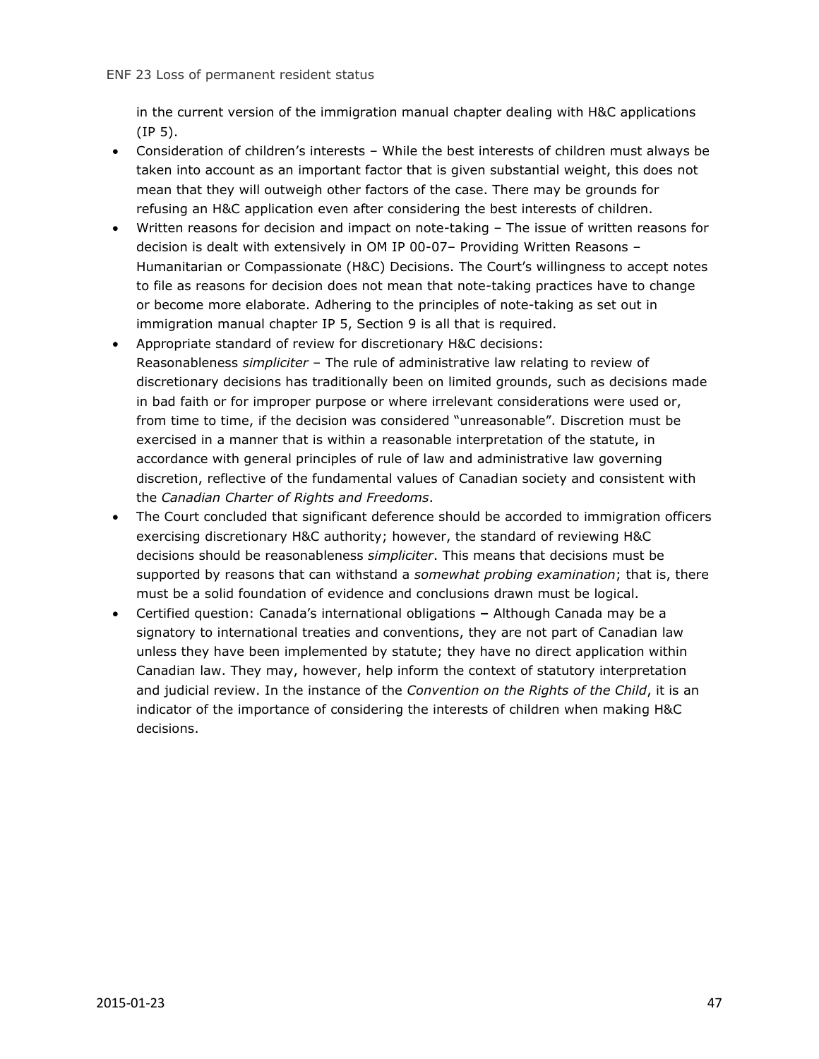in the current version of the immigration manual chapter dealing with H&C applications (IP 5).

- Consideration of children's interests – While the best interests of children must always be taken into account as an important factor that is given substantial weight, this does not mean that they will outweigh other factors of the case. There may be grounds for refusing an H&C application even after considering the best interests of children.
- Written reasons for decision and impact on note-taking – The issue of written reasons for decision is dealt with extensively in OM IP 00-07– Providing Written Reasons – Humanitarian or Compassionate (H&C) Decisions. The Court's willingness to accept notes to file as reasons for decision does not mean that note-taking practices have to change or become more elaborate. Adhering to the principles of note-taking as set out in immigration manual chapter IP 5, Section 9 is all that is required.
- Appropriate standard of review for discretionary H&C decisions: Reasonableness *simpliciter* – The rule of administrative law relating to review of discretionary decisions has traditionally been on limited grounds, such as decisions made in bad faith or for improper purpose or where irrelevant considerations were used or, from time to time, if the decision was considered "unreasonable". Discretion must be exercised in a manner that is within a reasonable interpretation of the statute, in accordance with general principles of rule of law and administrative law governing discretion, reflective of the fundamental values of Canadian society and consistent with the *Canadian Charter of Rights and Freedoms*.
- The Court concluded that significant deference should be accorded to immigration officers exercising discretionary H&C authority; however, the standard of reviewing H&C decisions should be reasonableness *simpliciter*. This means that decisions must be supported by reasons that can withstand a *somewhat probing examination*; that is, there must be a solid foundation of evidence and conclusions drawn must be logical.
- Certified question: Canada's international obligations **–** Although Canada may be a signatory to international treaties and conventions, they are not part of Canadian law unless they have been implemented by statute; they have no direct application within Canadian law. They may, however, help inform the context of statutory interpretation and judicial review. In the instance of the *Convention on the Rights of the Child*, it is an indicator of the importance of considering the interests of children when making H&C decisions.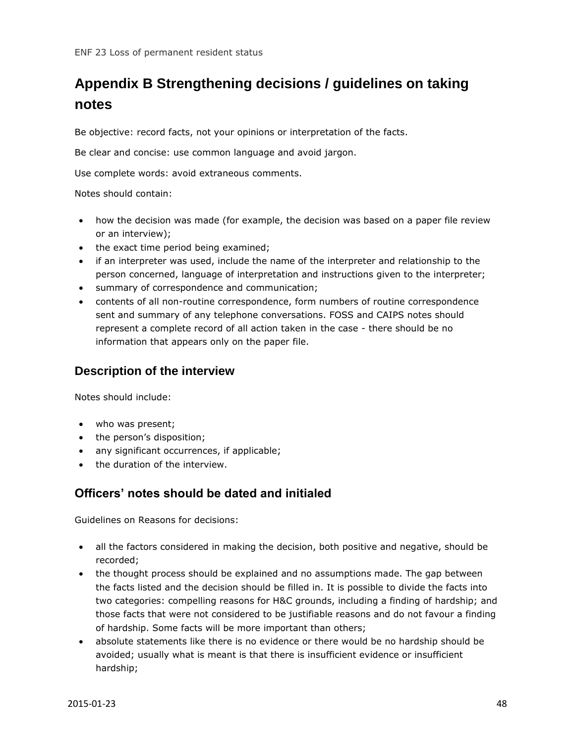# Appendix B Strengthening decisions / guidelines on taking notes

Be objective: record facts, not your opinions or interpretation of the facts.

Be clear and concise: use common language and avoid jargon.

Use complete words: avoid extraneous comments.

Notes should contain:

- how the decision was made (for example, the decision was based on a paper file review or an interview);
- the exact time period being examined;
- if an interpreter was used, include the name of the interpreter and relationship to the person concerned, language of interpretation and instructions given to the interpreter;
- summary of correspondence and communication;
- contents of all non-routine correspondence, form numbers of routine correspondence sent and summary of any telephone conversations. FOSS and CAIPS notes should represent a complete record of all action taken in the case - there should be no information that appears only on the paper file.

## Description of the interview

Notes should include:

- who was present;
- the person's disposition;
- any significant occurrences, if applicable;
- the duration of the interview.

## Officers' notes should be dated and initialed

Guidelines on Reasons for decisions:

- all the factors considered in making the decision, both positive and negative, should be recorded;
- the thought process should be explained and no assumptions made. The gap between the facts listed and the decision should be filled in. It is possible to divide the facts into two categories: compelling reasons for H&C grounds, including a finding of hardship; and those facts that were not considered to be justifiable reasons and do not favour a finding of hardship. Some facts will be more important than others;
- absolute statements like there is no evidence or there would be no hardship should be avoided; usually what is meant is that there is insufficient evidence or insufficient hardship;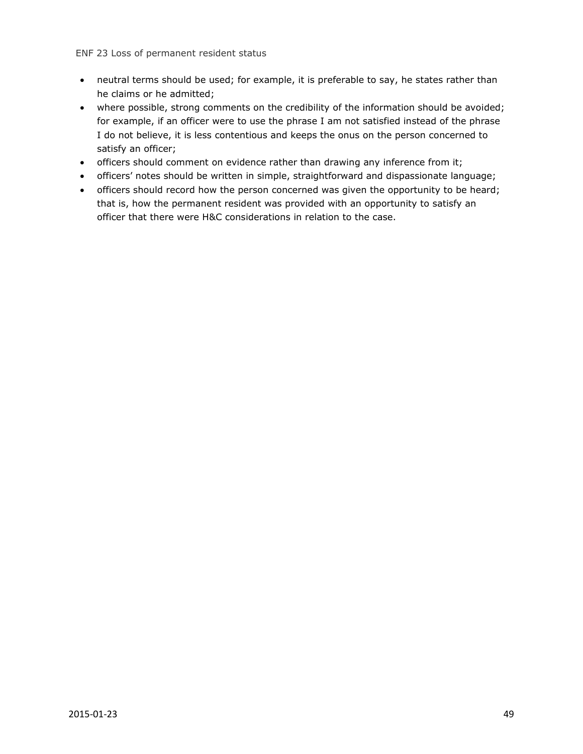- neutral terms should be used; for example, it is preferable to say, he states rather than he claims or he admitted;
- where possible, strong comments on the credibility of the information should be avoided; for example, if an officer were to use the phrase I am not satisfied instead of the phrase I do not believe, it is less contentious and keeps the onus on the person concerned to satisfy an officer;
- officers should comment on evidence rather than drawing any inference from it;
- officers' notes should be written in simple, straightforward and dispassionate language;
- officers should record how the person concerned was given the opportunity to be heard; that is, how the permanent resident was provided with an opportunity to satisfy an officer that there were H&C considerations in relation to the case.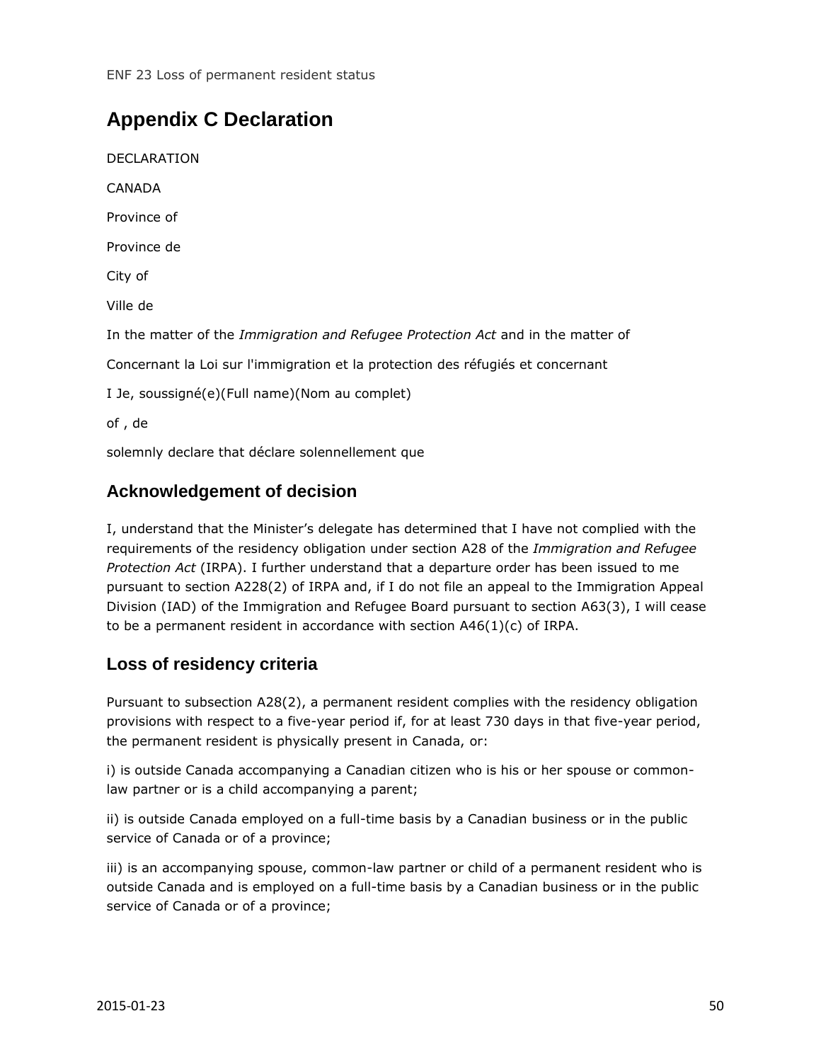# Appendix C Declaration

DECLARATION

CANADA

Province of

Province de

City of

Ville de

In the matter of the *Immigration and Refugee Protection Act* and in the matter of

Concernant la Loi sur l'immigration et la protection des réfugiés et concernant

I Je, soussigné(e)(Full name)(Nom au complet)

of , de

solemnly declare that déclare solennellement que

## Acknowledgement of decision

I, understand that the Minister's delegate has determined that I have not complied with the requirements of the residency obligation under section A28 of the *Immigration and Refugee Protection Act* (IRPA). I further understand that a departure order has been issued to me pursuant to section A228(2) of IRPA and, if I do not file an appeal to the Immigration Appeal Division (IAD) of the Immigration and Refugee Board pursuant to section A63(3), I will cease to be a permanent resident in accordance with section A46(1)(c) of IRPA.

## Loss of residency criteria

Pursuant to subsection A28(2), a permanent resident complies with the residency obligation provisions with respect to a five-year period if, for at least 730 days in that five-year period, the permanent resident is physically present in Canada, or:

i) is outside Canada accompanying a Canadian citizen who is his or her spouse or common-law partner or is a child accompanying a parent;

ii) is outside Canada employed on a full-time basis by a Canadian business or in the public service of Canada or of a province;

iii) is an accompanying spouse, common-law partner or child of a permanent resident who is outside Canada and is employed on a full-time basis by a Canadian business or in the public service of Canada or of a province;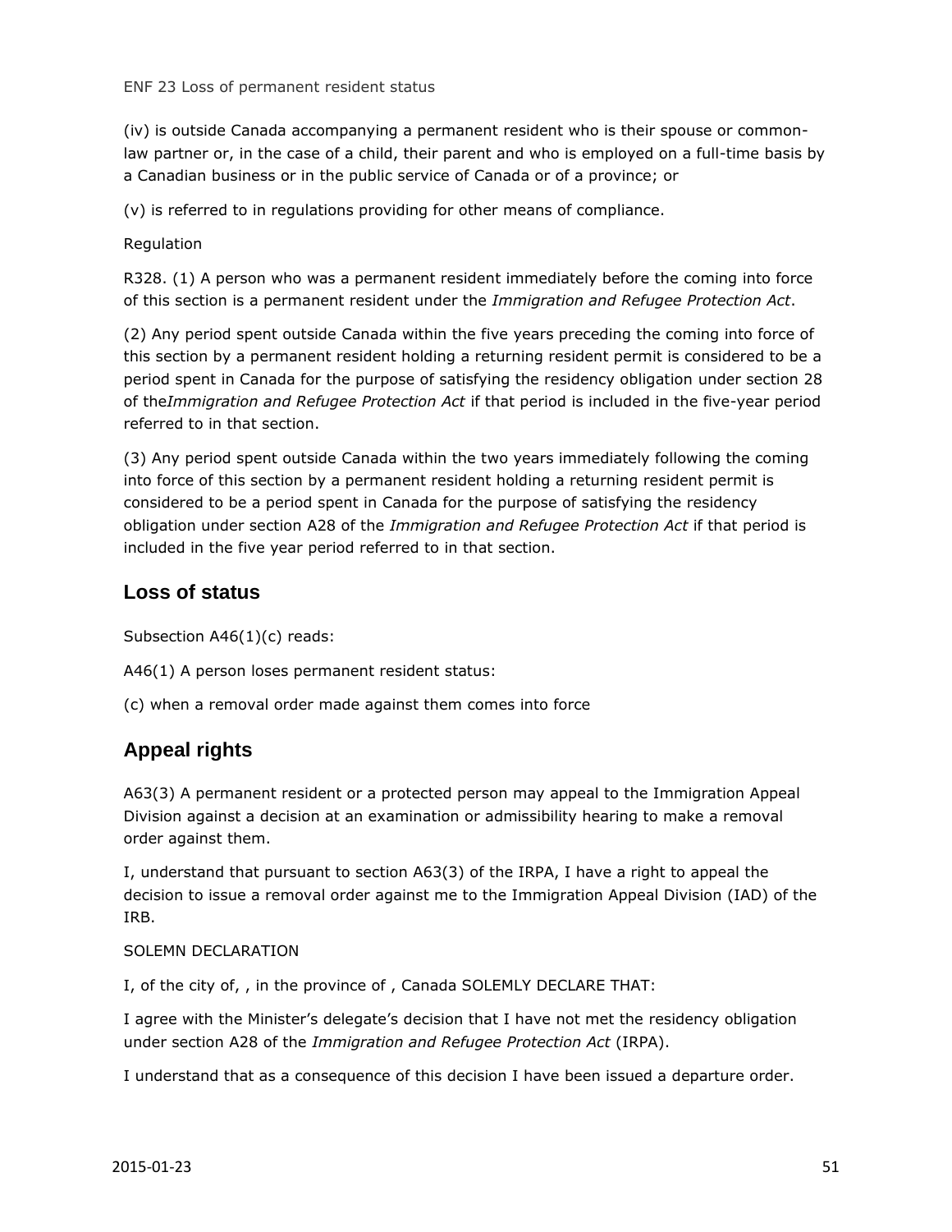(iv) is outside Canada accompanying a permanent resident who is their spouse or common-law partner or, in the case of a child, their parent and who is employed on a full-time basis by a Canadian business or in the public service of Canada or of a province; or

(v) is referred to in regulations providing for other means of compliance.

Regulation

R328. (1) A person who was a permanent resident immediately before the coming into force of this section is a permanent resident under the *Immigration and Refugee Protection Act*.

(2) Any period spent outside Canada within the five years preceding the coming into force of this section by a permanent resident holding a returning resident permit is considered to be a period spent in Canada for the purpose of satisfying the residency obligation under section 28 of the*Immigration and Refugee Protection Act* if that period is included in the five-year period referred to in that section.

(3) Any period spent outside Canada within the two years immediately following the coming into force of this section by a permanent resident holding a returning resident permit is considered to be a period spent in Canada for the purpose of satisfying the residency obligation under section A28 of the *Immigration and Refugee Protection Act* if that period is included in the five year period referred to in that section.

## Loss of status

Subsection A46(1)(c) reads:

A46(1) A person loses permanent resident status:

(c) when a removal order made against them comes into force

## Appeal rights

A63(3) A permanent resident or a protected person may appeal to the Immigration Appeal Division against a decision at an examination or admissibility hearing to make a removal order against them.

I, understand that pursuant to section A63(3) of the IRPA, I have a right to appeal the decision to issue a removal order against me to the Immigration Appeal Division (IAD) of the IRB.

SOLEMN DECLARATION

I, of the city of, , in the province of , Canada SOLEMLY DECLARE THAT:

I agree with the Minister's delegate's decision that I have not met the residency obligation under section A28 of the *Immigration and Refugee Protection Act* (IRPA).

I understand that as a consequence of this decision I have been issued a departure order.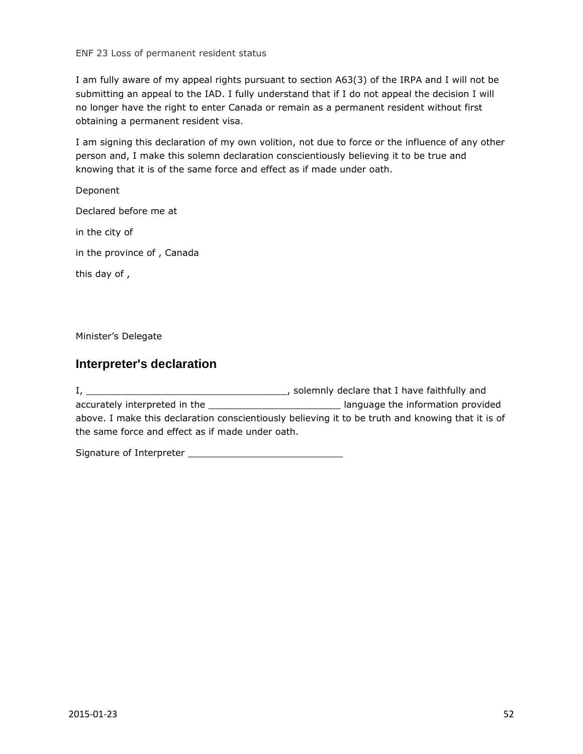I am fully aware of my appeal rights pursuant to section A63(3) of the IRPA and I will not be submitting an appeal to the IAD. I fully understand that if I do not appeal the decision I will no longer have the right to enter Canada or remain as a permanent resident without first obtaining a permanent resident visa.

I am signing this declaration of my own volition, not due to force or the influence of any other person and, I make this solemn declaration conscientiously believing it to be true and knowing that it is of the same force and effect as if made under oath.

Deponent

Declared before me at

in the city of

in the province of , Canada

this day of ,

Minister's Delegate

## Interpreter's declaration

I, ___________________________________, solemnly declare that I have faithfully and accurately interpreted in the ________________________ language the information provided above. I make this declaration conscientiously believing it to be truth and knowing that it is of the same force and effect as if made under oath.

Signature of Interpreter ____________________________